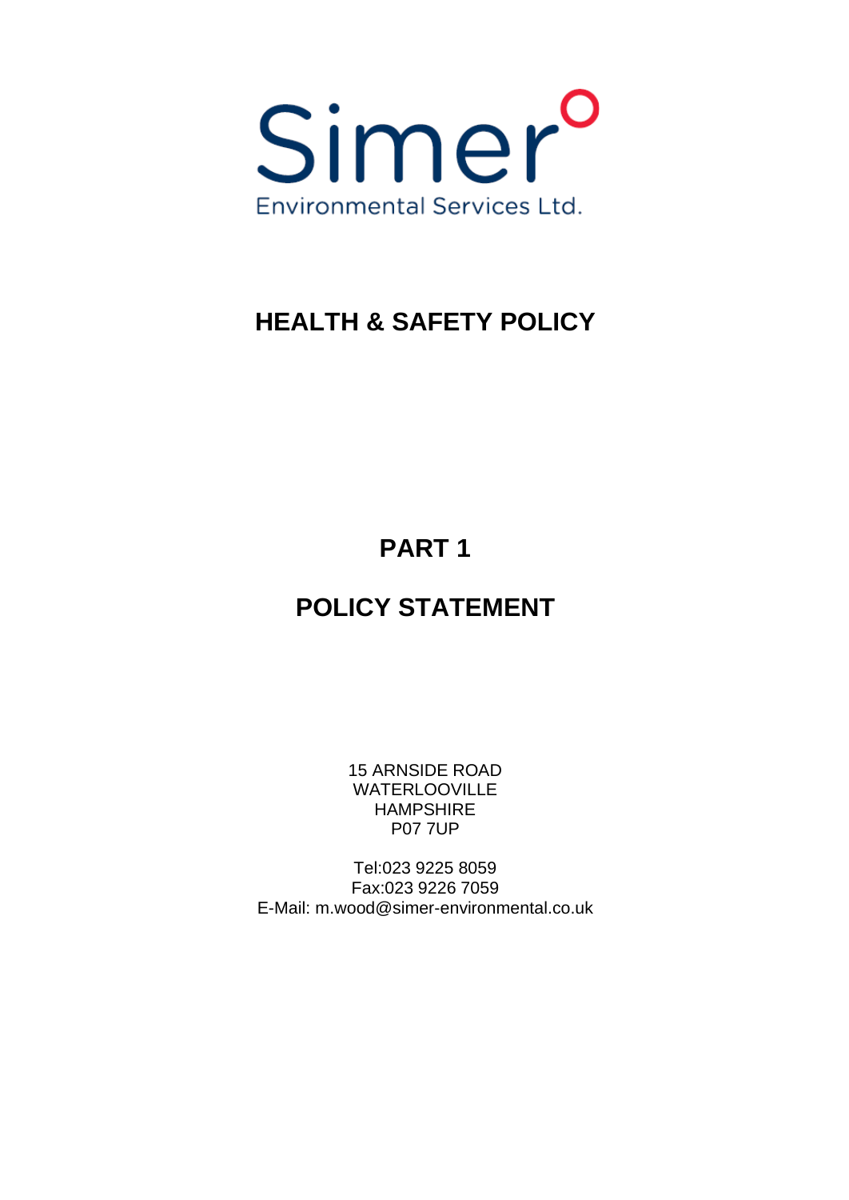Simer
Environmental Services Ltd.

# HEALTH & SAFETY POLICY

# PART 1

# POLICY STATEMENT

15 ARNSIDE ROAD
WATERLOOVILLE
HAMPSHIRE
P07 7UP

Tel:023 9225 8059
Fax:023 9226 7059
E-Mail: m.wood@simer-environmental.co.uk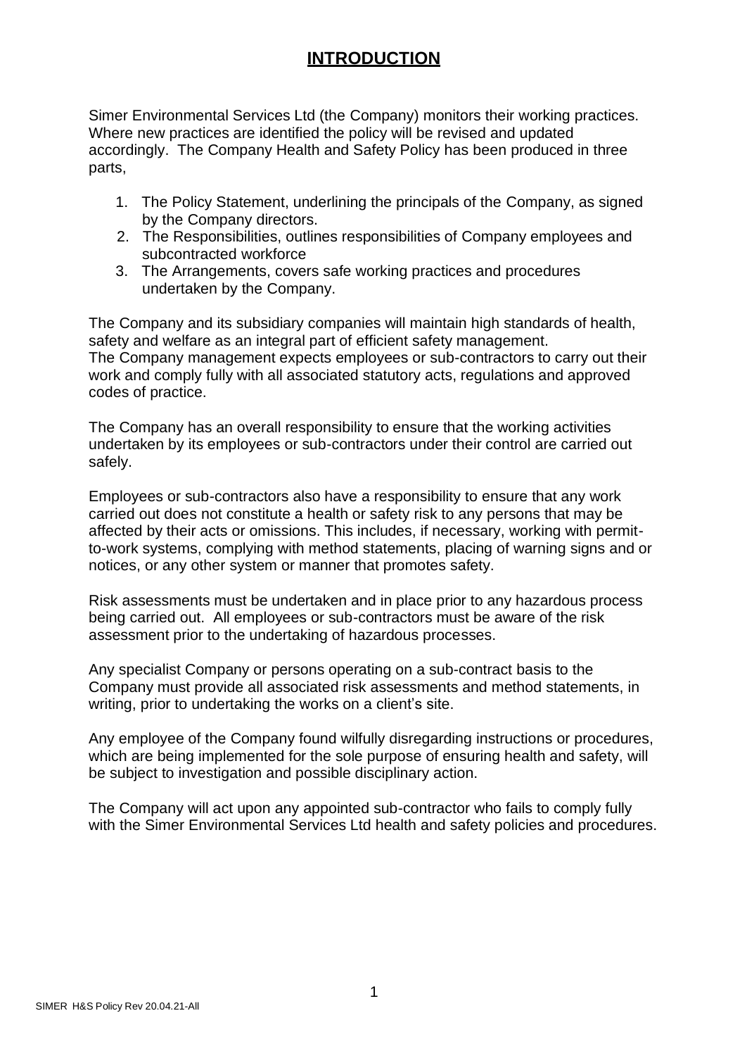# INTRODUCTION

Simer Environmental Services Ltd (the Company) monitors their working practices. Where new practices are identified the policy will be revised and updated accordingly. The Company Health and Safety Policy has been produced in three parts,

1. The Policy Statement, underlining the principals of the Company, as signed by the Company directors.
2. The Responsibilities, outlines responsibilities of Company employees and subcontracted workforce
3. The Arrangements, covers safe working practices and procedures undertaken by the Company.

The Company and its subsidiary companies will maintain high standards of health, safety and welfare as an integral part of efficient safety management.
The Company management expects employees or sub-contractors to carry out their work and comply fully with all associated statutory acts, regulations and approved codes of practice.

The Company has an overall responsibility to ensure that the working activities undertaken by its employees or sub-contractors under their control are carried out safely.

Employees or sub-contractors also have a responsibility to ensure that any work carried out does not constitute a health or safety risk to any persons that may be affected by their acts or omissions. This includes, if necessary, working with permit-to-work systems, complying with method statements, placing of warning signs and or notices, or any other system or manner that promotes safety.

Risk assessments must be undertaken and in place prior to any hazardous process being carried out. All employees or sub-contractors must be aware of the risk assessment prior to the undertaking of hazardous processes.

Any specialist Company or persons operating on a sub-contract basis to the Company must provide all associated risk assessments and method statements, in writing, prior to undertaking the works on a client's site.

Any employee of the Company found wilfully disregarding instructions or procedures, which are being implemented for the sole purpose of ensuring health and safety, will be subject to investigation and possible disciplinary action.

The Company will act upon any appointed sub-contractor who fails to comply fully with the Simer Environmental Services Ltd health and safety policies and procedures.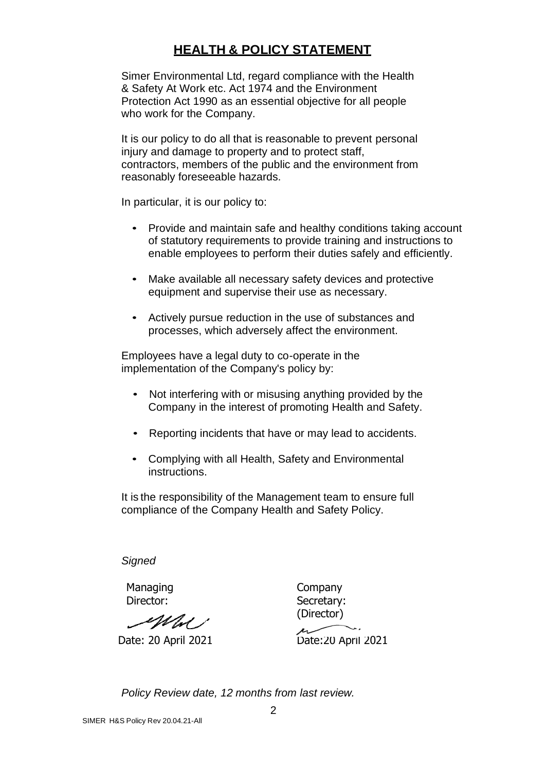## HEALTH & POLICY STATEMENT

Simer Environmental Ltd, regard compliance with the Health & Safety At Work etc. Act 1974 and the Environment Protection Act 1990 as an essential objective for all people who work for the Company.

It is our policy to do all that is reasonable to prevent personal injury and damage to property and to protect staff, contractors, members of the public and the environment from reasonably foreseeable hazards.

In particular, it is our policy to:

- Provide and maintain safe and healthy conditions taking account of statutory requirements to provide training and instructions to enable employees to perform their duties safely and efficiently.
- Make available all necessary safety devices and protective equipment and supervise their use as necessary.
- Actively pursue reduction in the use of substances and processes, which adversely affect the environment.

Employees have a legal duty to co-operate in the implementation of the Company's policy by:

- Not interfering with or misusing anything provided by the Company in the interest of promoting Health and Safety.
- Reporting incidents that have or may lead to accidents.
- Complying with all Health, Safety and Environmental instructions.

It is the responsibility of the Management team to ensure full compliance of the Company Health and Safety Policy.

*Signed*

| Managing Director: | Company Secretary: (Director) |
|---|---|
| Date: 20 April 2021 | Date:20 April 2021 |

*Policy Review date, 12 months from last review.*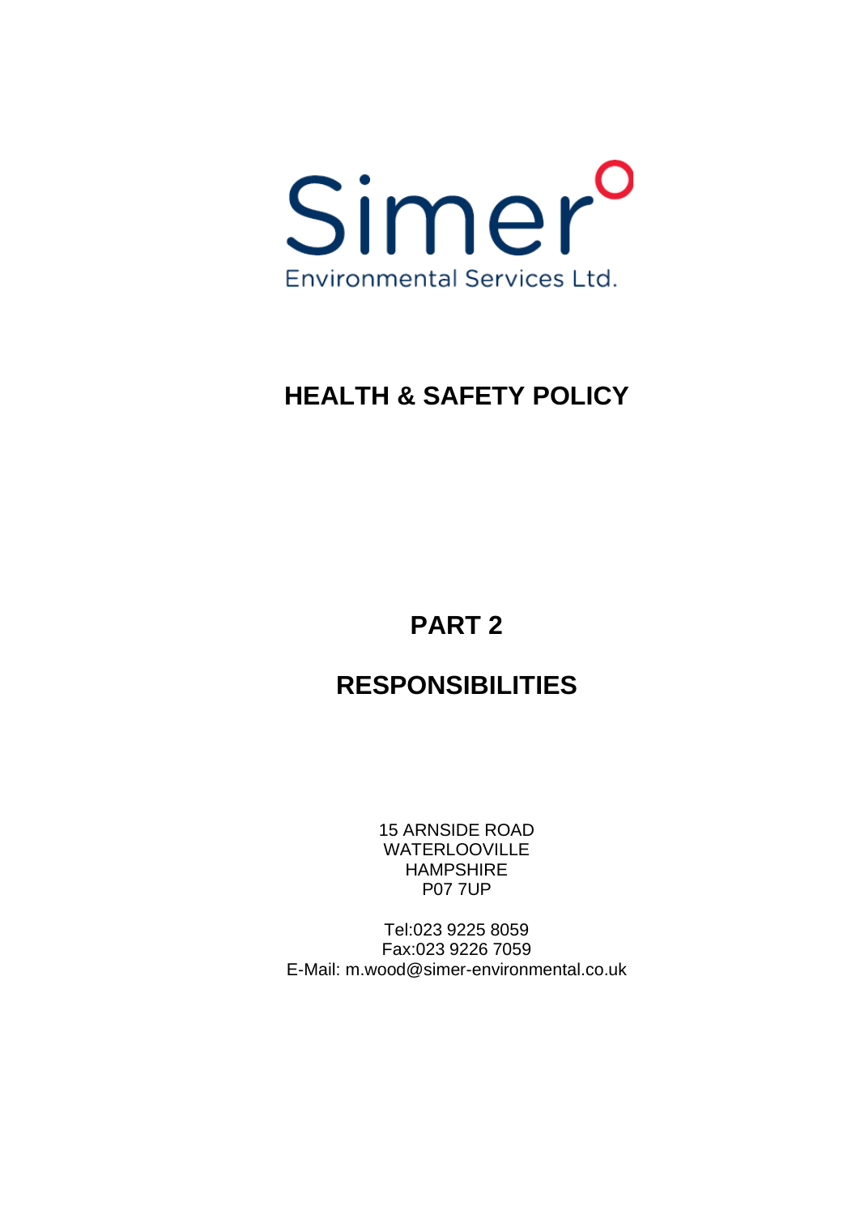Simer

Environmental Services Ltd.

# HEALTH & SAFETY POLICY

# PART 2

# RESPONSIBILITIES

15 ARNSIDE ROAD
WATERLOOVILLE
HAMPSHIRE
P07 7UP

Tel:023 9225 8059
Fax:023 9226 7059
E-Mail: m.wood@simer-environmental.co.uk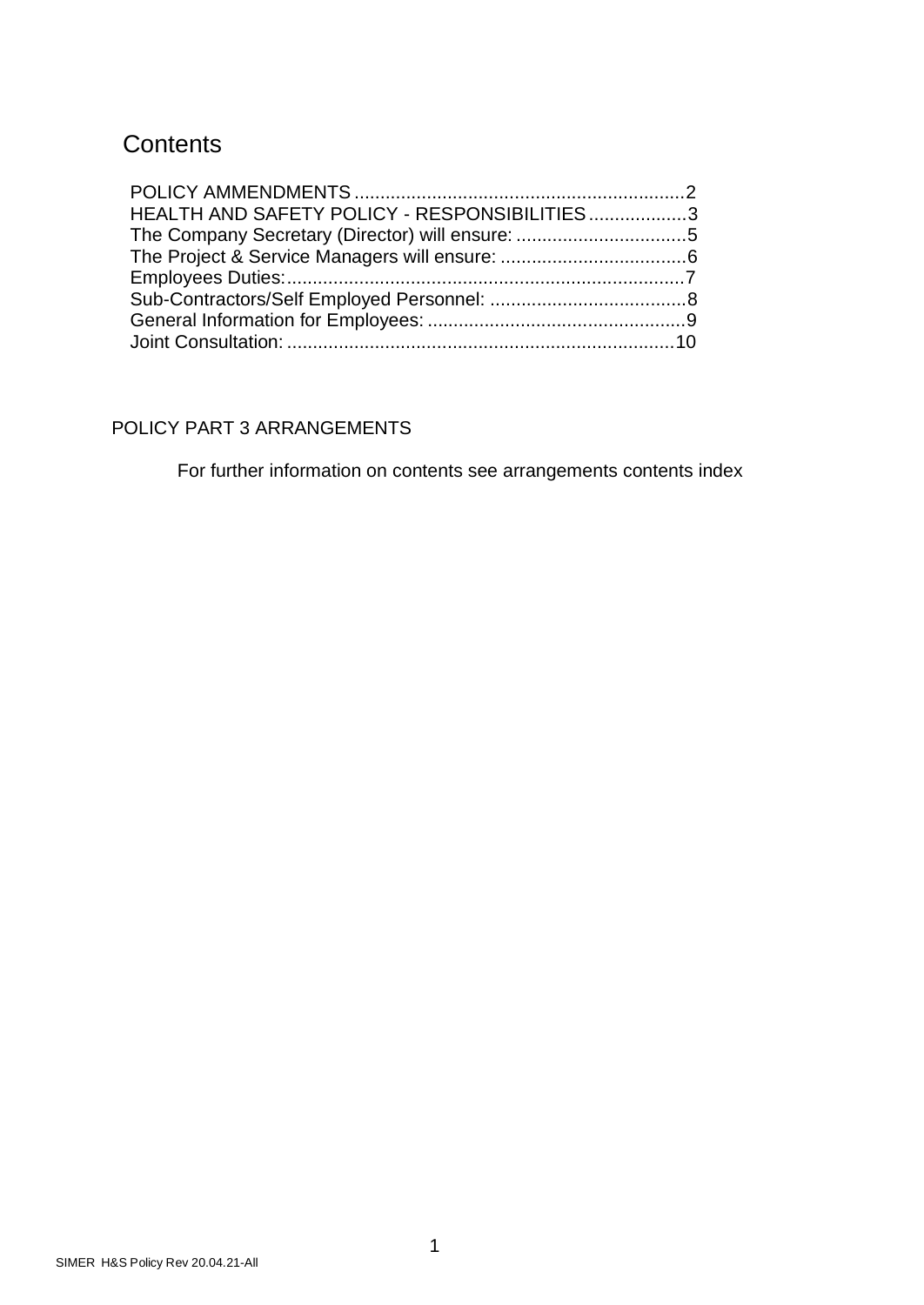# Contents

POLICY AMMENDMENTS ............................................................2
HEALTH AND SAFETY POLICY - RESPONSIBILITIES ...................3
The Company Secretary (Director) will ensure: .................................5
The Project & Service Managers will ensure: ....................................6
Employees Duties: ...........................................................................7
Sub-Contractors/Self Employed Personnel: ......................................8
General Information for Employees: ..................................................9
Joint Consultation: ..........................................................................10

POLICY PART 3 ARRANGEMENTS

For further information on contents see arrangements contents index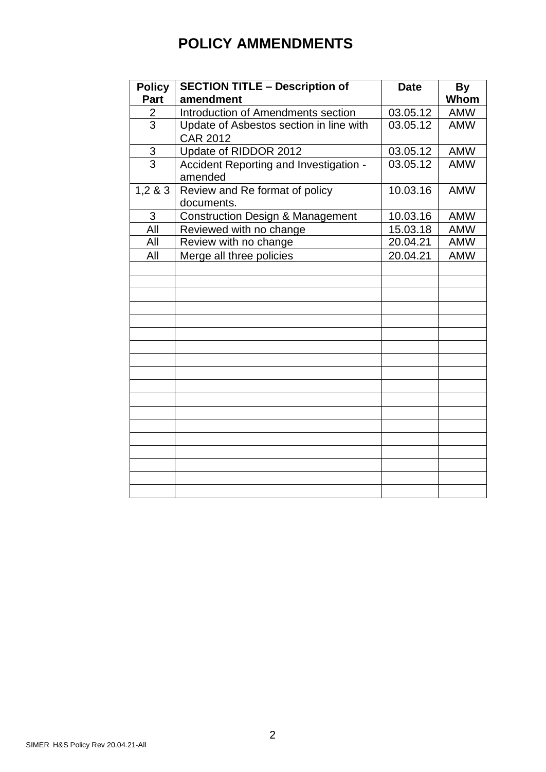# POLICY AMMENDMENTS

| Policy Part | SECTION TITLE – Description of amendment | Date | By Whom |
|---|---|---|---|
| 2 | Introduction of Amendments section | 03.05.12 | AMW |
| 3 | Update of Asbestos section in line with CAR 2012 | 03.05.12 | AMW |
| 3 | Update of RIDDOR 2012 | 03.05.12 | AMW |
| 3 | Accident Reporting and Investigation - amended | 03.05.12 | AMW |
| 1,2 & 3 | Review and Re format of policy documents. | 10.03.16 | AMW |
| 3 | Construction Design & Management | 10.03.16 | AMW |
| All | Reviewed with no change | 15.03.18 | AMW |
| All | Review with no change | 20.04.21 | AMW |
| All | Merge all three policies | 20.04.21 | AMW |
| | | | |
| | | | |
| | | | |
| | | | |
| | | | |
| | | | |
| | | | |
| | | | |
| | | | |
| | | | |
| | | | |
| | | | |
| | | | |
| | | | |
| | | | |
| | | | |
| | | | |
| | | | |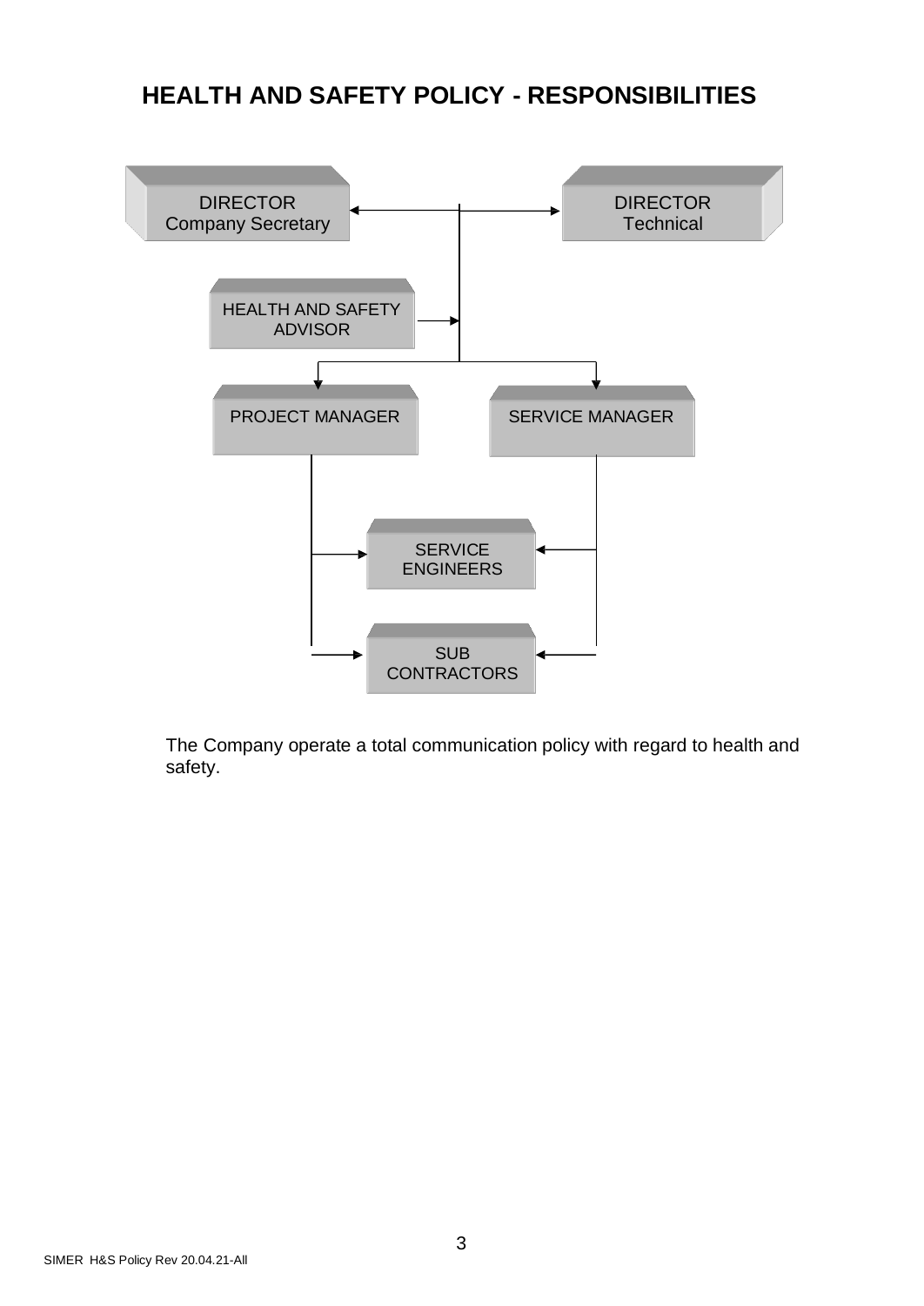# HEALTH AND SAFETY POLICY - RESPONSIBILITIES

DIRECTOR
Company Secretary

DIRECTOR
Technical

HEALTH AND SAFETY
ADVISOR

PROJECT MANAGER

SERVICE MANAGER

SERVICE
ENGINEERS

SUB
CONTRACTORS

The Company operate a total communication policy with regard to health and safety.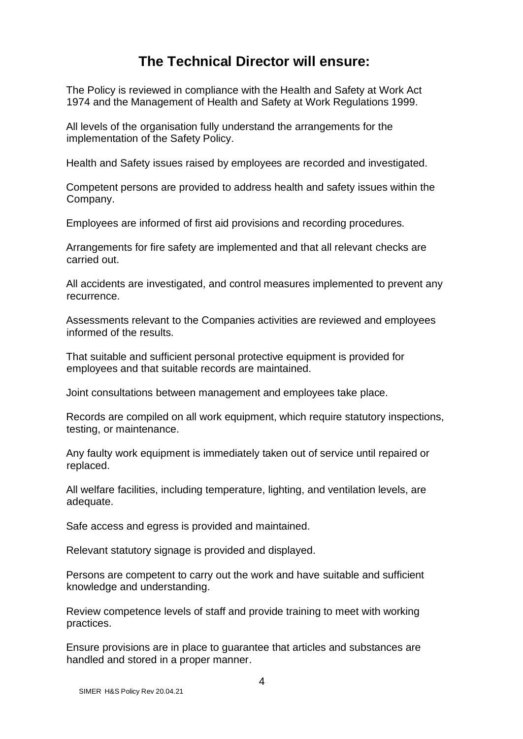## The Technical Director will ensure:

The Policy is reviewed in compliance with the Health and Safety at Work Act 1974 and the Management of Health and Safety at Work Regulations 1999.

All levels of the organisation fully understand the arrangements for the implementation of the Safety Policy.

Health and Safety issues raised by employees are recorded and investigated.

Competent persons are provided to address health and safety issues within the Company.

Employees are informed of first aid provisions and recording procedures.

Arrangements for fire safety are implemented and that all relevant checks are carried out.

All accidents are investigated, and control measures implemented to prevent any recurrence.

Assessments relevant to the Companies activities are reviewed and employees informed of the results.

That suitable and sufficient personal protective equipment is provided for employees and that suitable records are maintained.

Joint consultations between management and employees take place.

Records are compiled on all work equipment, which require statutory inspections, testing, or maintenance.

Any faulty work equipment is immediately taken out of service until repaired or replaced.

All welfare facilities, including temperature, lighting, and ventilation levels, are adequate.

Safe access and egress is provided and maintained.

Relevant statutory signage is provided and displayed.

Persons are competent to carry out the work and have suitable and sufficient knowledge and understanding.

Review competence levels of staff and provide training to meet with working practices.

Ensure provisions are in place to guarantee that articles and substances are handled and stored in a proper manner.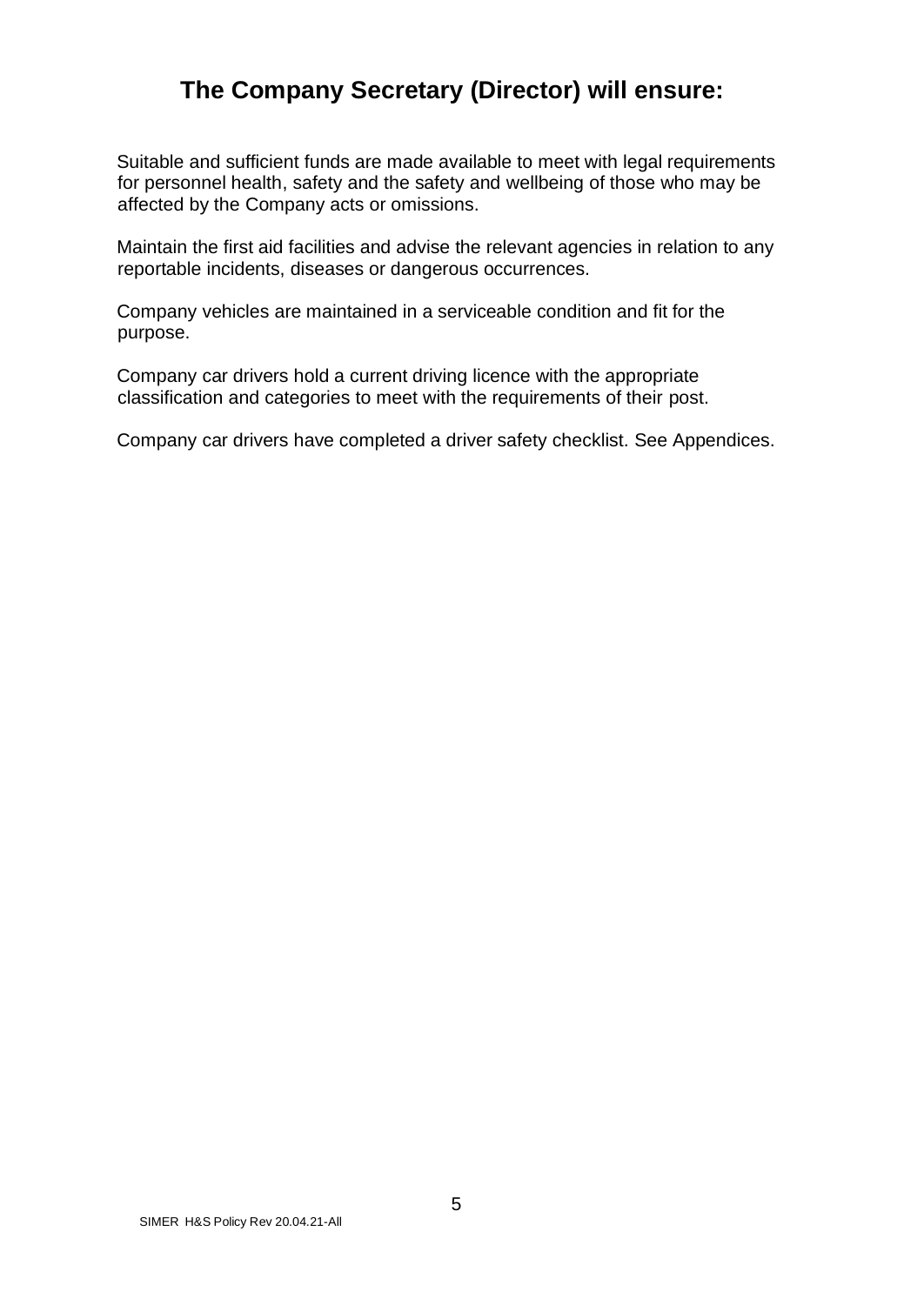# The Company Secretary (Director) will ensure:

Suitable and sufficient funds are made available to meet with legal requirements for personnel health, safety and the safety and wellbeing of those who may be affected by the Company acts or omissions.

Maintain the first aid facilities and advise the relevant agencies in relation to any reportable incidents, diseases or dangerous occurrences.

Company vehicles are maintained in a serviceable condition and fit for the purpose.

Company car drivers hold a current driving licence with the appropriate classification and categories to meet with the requirements of their post.

Company car drivers have completed a driver safety checklist. See Appendices.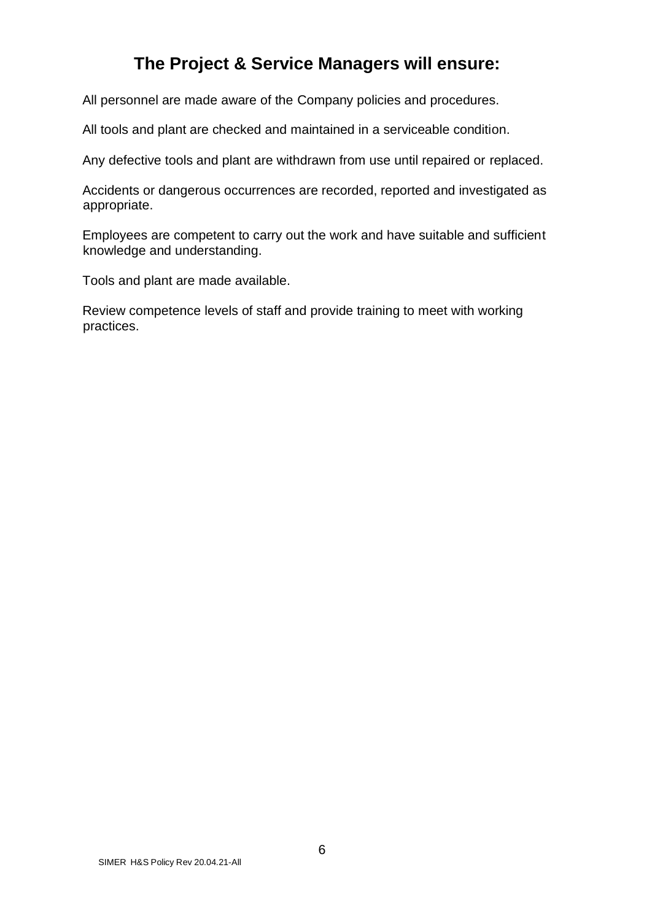## The Project & Service Managers will ensure:

All personnel are made aware of the Company policies and procedures.

All tools and plant are checked and maintained in a serviceable condition.

Any defective tools and plant are withdrawn from use until repaired or replaced.

Accidents or dangerous occurrences are recorded, reported and investigated as appropriate.

Employees are competent to carry out the work and have suitable and sufficient knowledge and understanding.

Tools and plant are made available.

Review competence levels of staff and provide training to meet with working practices.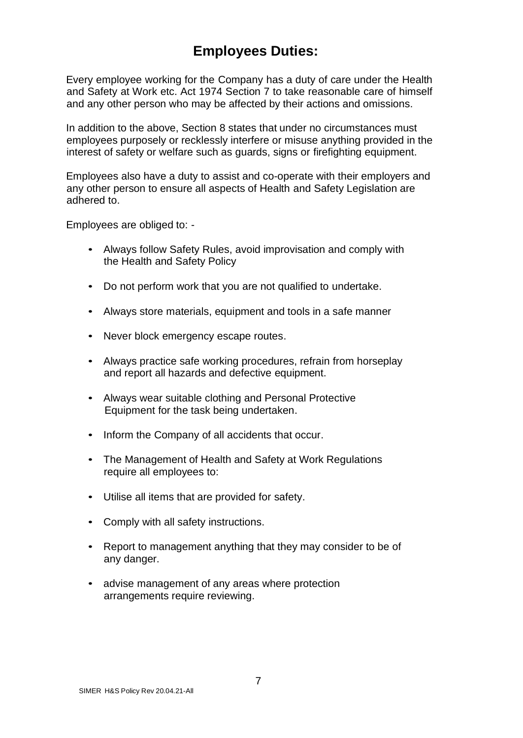# Employees Duties:

Every employee working for the Company has a duty of care under the Health and Safety at Work etc. Act 1974 Section 7 to take reasonable care of himself and any other person who may be affected by their actions and omissions.

In addition to the above, Section 8 states that under no circumstances must employees purposely or recklessly interfere or misuse anything provided in the interest of safety or welfare such as guards, signs or firefighting equipment.

Employees also have a duty to assist and co-operate with their employers and any other person to ensure all aspects of Health and Safety Legislation are adhered to.

Employees are obliged to: -

- Always follow Safety Rules, avoid improvisation and comply with the Health and Safety Policy
- Do not perform work that you are not qualified to undertake.
- Always store materials, equipment and tools in a safe manner
- Never block emergency escape routes.
- Always practice safe working procedures, refrain from horseplay and report all hazards and defective equipment.
- Always wear suitable clothing and Personal Protective Equipment for the task being undertaken.
- Inform the Company of all accidents that occur.
- The Management of Health and Safety at Work Regulations require all employees to:
- Utilise all items that are provided for safety.
- Comply with all safety instructions.
- Report to management anything that they may consider to be of any danger.
- advise management of any areas where protection arrangements require reviewing.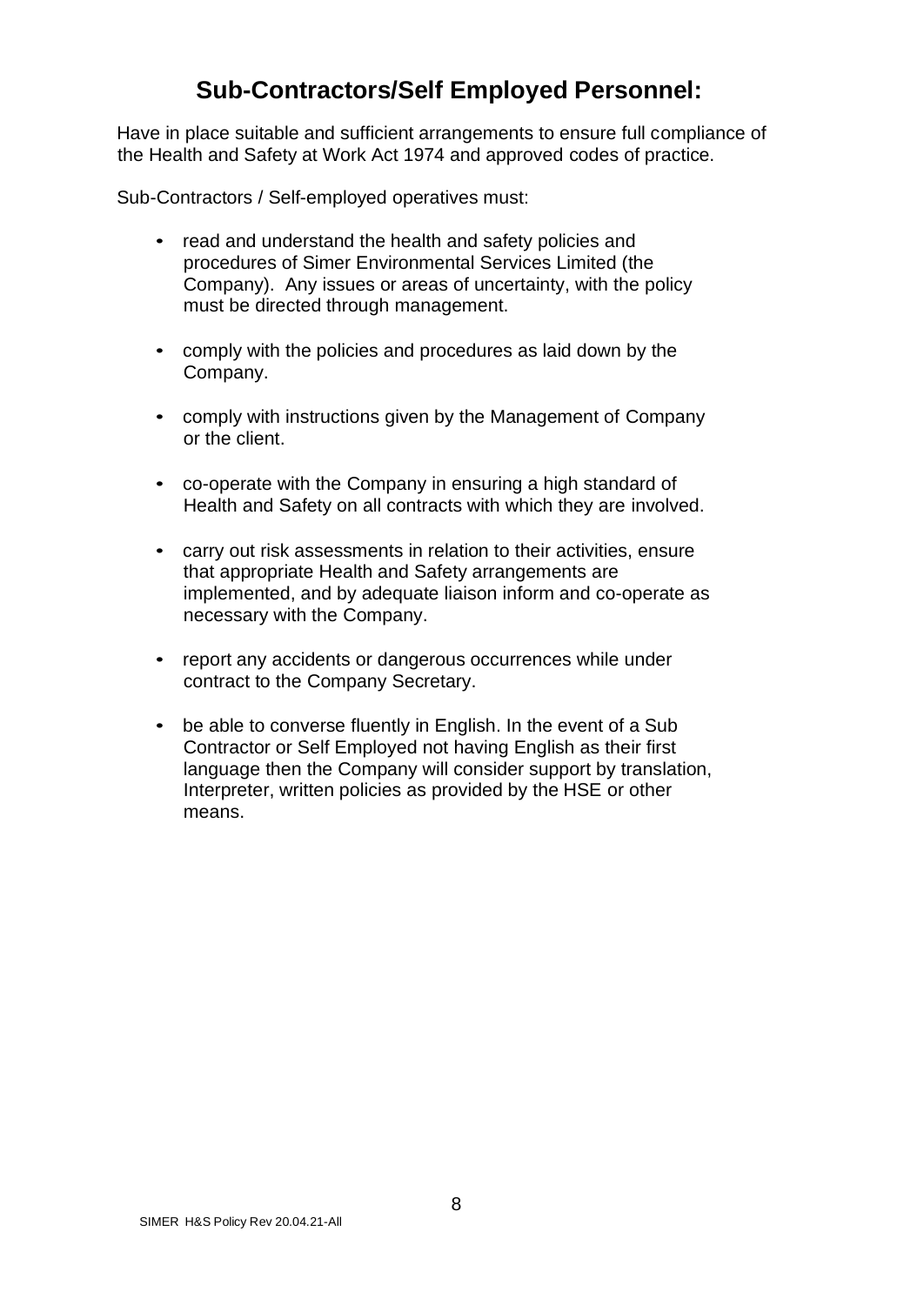# Sub-Contractors/Self Employed Personnel:

Have in place suitable and sufficient arrangements to ensure full compliance of the Health and Safety at Work Act 1974 and approved codes of practice.

Sub-Contractors / Self-employed operatives must:

- read and understand the health and safety policies and procedures of Simer Environmental Services Limited (the Company). Any issues or areas of uncertainty, with the policy must be directed through management.
- comply with the policies and procedures as laid down by the Company.
- comply with instructions given by the Management of Company or the client.
- co-operate with the Company in ensuring a high standard of Health and Safety on all contracts with which they are involved.
- carry out risk assessments in relation to their activities, ensure that appropriate Health and Safety arrangements are implemented, and by adequate liaison inform and co-operate as necessary with the Company.
- report any accidents or dangerous occurrences while under contract to the Company Secretary.
- be able to converse fluently in English. In the event of a Sub Contractor or Self Employed not having English as their first language then the Company will consider support by translation, Interpreter, written policies as provided by the HSE or other means.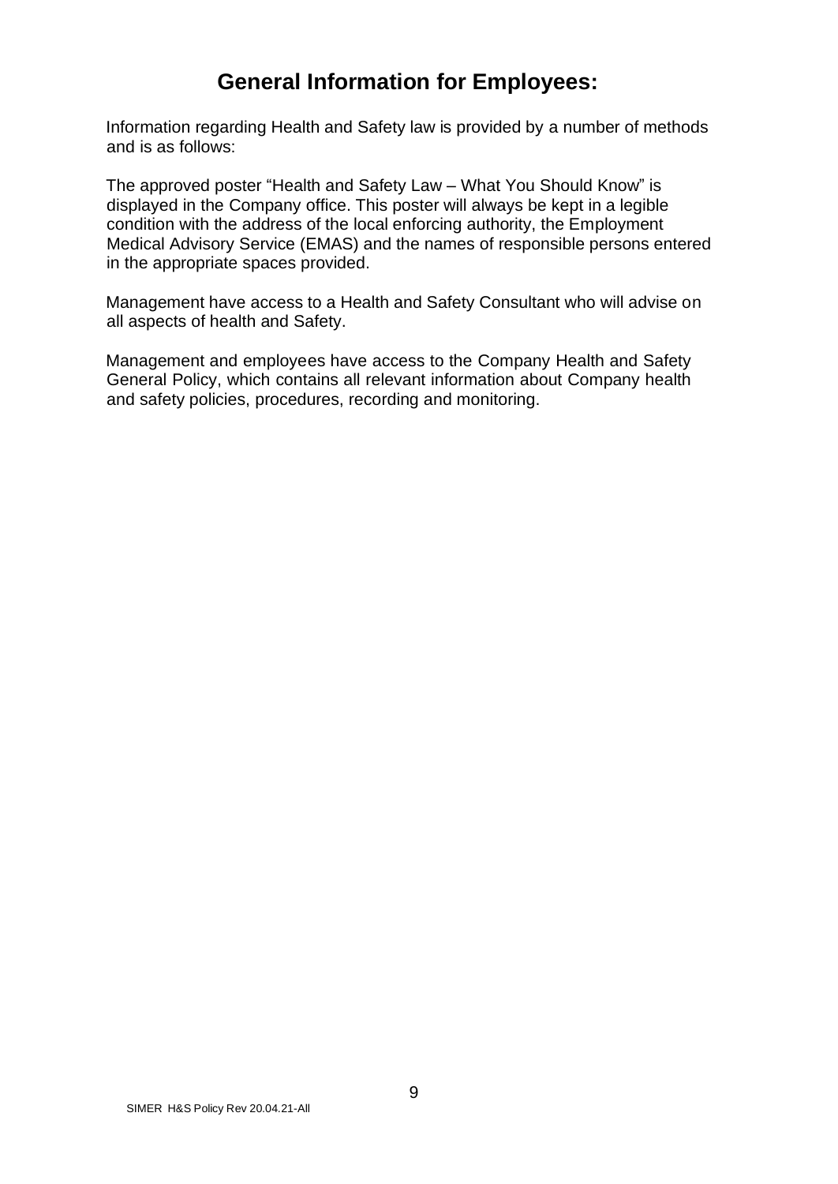# General Information for Employees:

Information regarding Health and Safety law is provided by a number of methods and is as follows:

The approved poster "Health and Safety Law – What You Should Know" is displayed in the Company office. This poster will always be kept in a legible condition with the address of the local enforcing authority, the Employment Medical Advisory Service (EMAS) and the names of responsible persons entered in the appropriate spaces provided.

Management have access to a Health and Safety Consultant who will advise on all aspects of health and Safety.

Management and employees have access to the Company Health and Safety General Policy, which contains all relevant information about Company health and safety policies, procedures, recording and monitoring.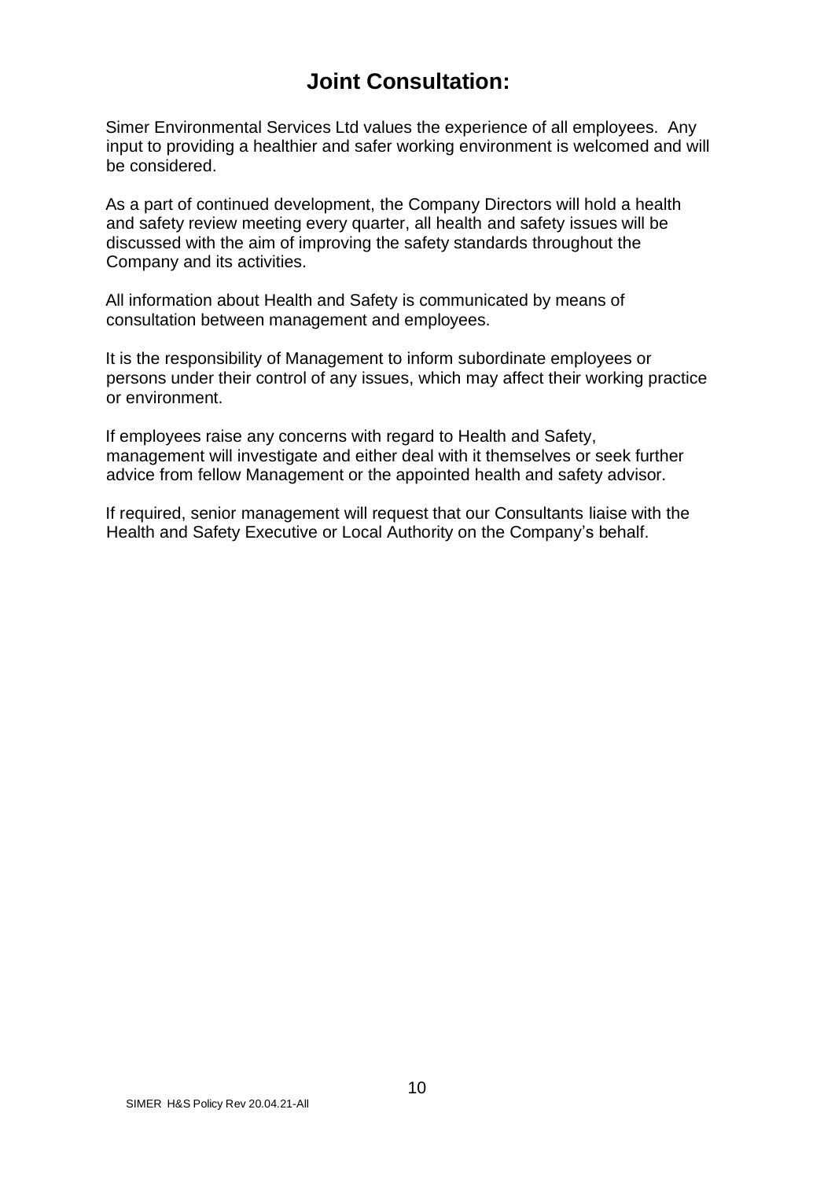# Joint Consultation:

Simer Environmental Services Ltd values the experience of all employees. Any input to providing a healthier and safer working environment is welcomed and will be considered.

As a part of continued development, the Company Directors will hold a health and safety review meeting every quarter, all health and safety issues will be discussed with the aim of improving the safety standards throughout the Company and its activities.

All information about Health and Safety is communicated by means of consultation between management and employees.

It is the responsibility of Management to inform subordinate employees or persons under their control of any issues, which may affect their working practice or environment.

If employees raise any concerns with regard to Health and Safety, management will investigate and either deal with it themselves or seek further advice from fellow Management or the appointed health and safety advisor.

If required, senior management will request that our Consultants liaise with the Health and Safety Executive or Local Authority on the Company's behalf.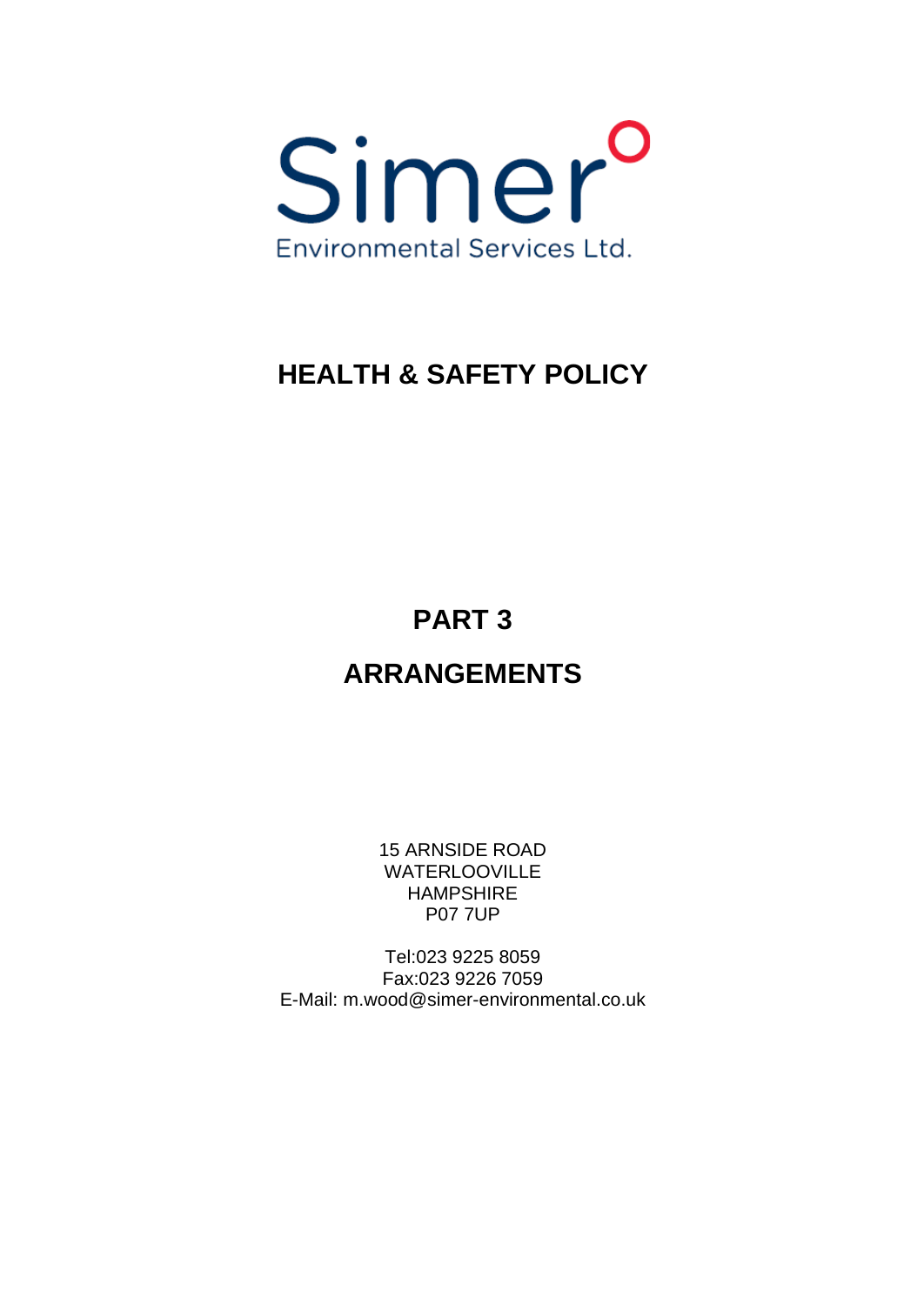Simer

Environmental Services Ltd.

# HEALTH & SAFETY POLICY

# PART 3

# ARRANGEMENTS

15 ARNSIDE ROAD
WATERLOOVILLE
HAMPSHIRE
P07 7UP

Tel:023 9225 8059
Fax:023 9226 7059
E-Mail: m.wood@simer-environmental.co.uk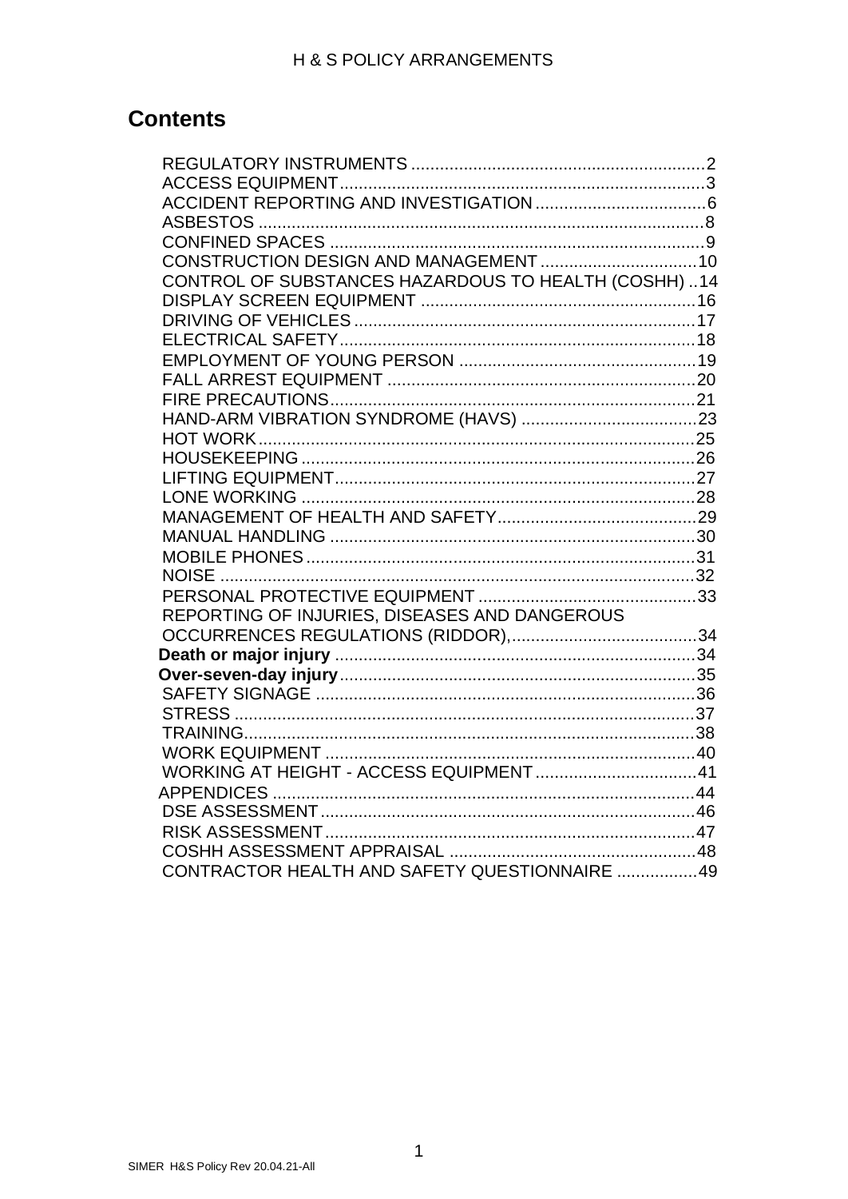# Contents

- REGULATORY INSTRUMENTS .......... 2
- ACCESS EQUIPMENT .......... 3
- ACCIDENT REPORTING AND INVESTIGATION .......... 6
- ASBESTOS .......... 8
- CONFINED SPACES .......... 9
- CONSTRUCTION DESIGN AND MANAGEMENT .......... 10
- CONTROL OF SUBSTANCES HAZARDOUS TO HEALTH (COSHH) .......... 14
- DISPLAY SCREEN EQUIPMENT .......... 16
- DRIVING OF VEHICLES .......... 17
- ELECTRICAL SAFETY .......... 18
- EMPLOYMENT OF YOUNG PERSON .......... 19
- FALL ARREST EQUIPMENT .......... 20
- FIRE PRECAUTIONS .......... 21
- HAND-ARM VIBRATION SYNDROME (HAVS) .......... 23
- HOT WORK .......... 25
- HOUSEKEEPING .......... 26
- LIFTING EQUIPMENT .......... 27
- LONE WORKING .......... 28
- MANAGEMENT OF HEALTH AND SAFETY .......... 29
- MANUAL HANDLING .......... 30
- MOBILE PHONES .......... 31
- NOISE .......... 32
- PERSONAL PROTECTIVE EQUIPMENT .......... 33
- REPORTING OF INJURIES, DISEASES AND DANGEROUS OCCURRENCES REGULATIONS (RIDDOR), .......... 34
- **Death or major injury** .......... 34
- **Over-seven-day injury** .......... 35
- SAFETY SIGNAGE .......... 36
- STRESS .......... 37
- TRAINING .......... 38
- WORK EQUIPMENT .......... 40
- WORKING AT HEIGHT - ACCESS EQUIPMENT .......... 41
- APPENDICES .......... 44
- DSE ASSESSMENT .......... 46
- RISK ASSESSMENT .......... 47
- COSHH ASSESSMENT APPRAISAL .......... 48
- CONTRACTOR HEALTH AND SAFETY QUESTIONNAIRE .......... 49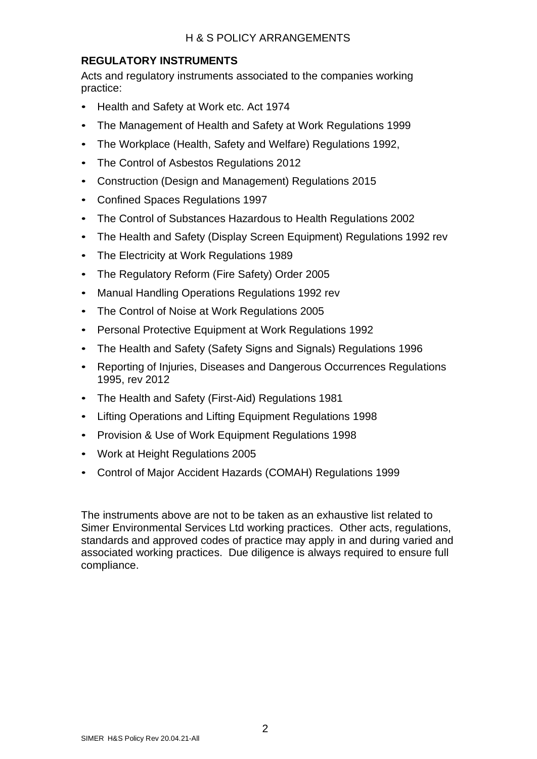## REGULATORY INSTRUMENTS

Acts and regulatory instruments associated to the companies working practice:

- Health and Safety at Work etc. Act 1974
- The Management of Health and Safety at Work Regulations 1999
- The Workplace (Health, Safety and Welfare) Regulations 1992,
- The Control of Asbestos Regulations 2012
- Construction (Design and Management) Regulations 2015
- Confined Spaces Regulations 1997
- The Control of Substances Hazardous to Health Regulations 2002
- The Health and Safety (Display Screen Equipment) Regulations 1992 rev
- The Electricity at Work Regulations 1989
- The Regulatory Reform (Fire Safety) Order 2005
- Manual Handling Operations Regulations 1992 rev
- The Control of Noise at Work Regulations 2005
- Personal Protective Equipment at Work Regulations 1992
- The Health and Safety (Safety Signs and Signals) Regulations 1996
- Reporting of Injuries, Diseases and Dangerous Occurrences Regulations 1995, rev 2012
- The Health and Safety (First-Aid) Regulations 1981
- Lifting Operations and Lifting Equipment Regulations 1998
- Provision & Use of Work Equipment Regulations 1998
- Work at Height Regulations 2005
- Control of Major Accident Hazards (COMAH) Regulations 1999

The instruments above are not to be taken as an exhaustive list related to Simer Environmental Services Ltd working practices. Other acts, regulations, standards and approved codes of practice may apply in and during varied and associated working practices. Due diligence is always required to ensure full compliance.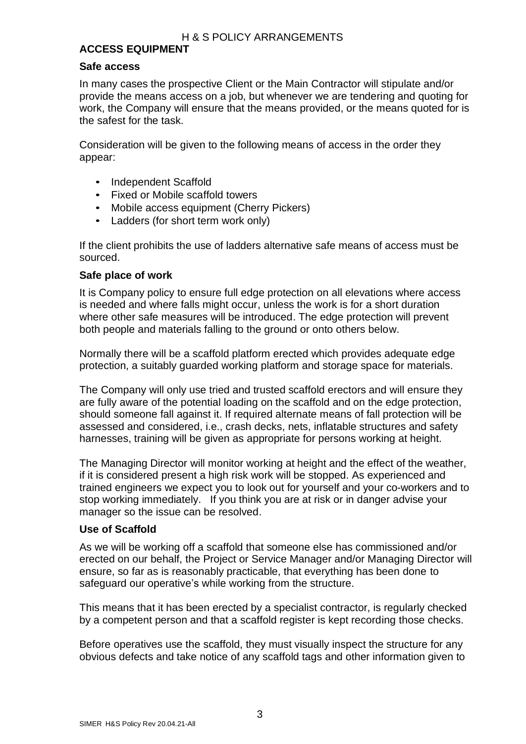## ACCESS EQUIPMENT

### Safe access

In many cases the prospective Client or the Main Contractor will stipulate and/or provide the means access on a job, but whenever we are tendering and quoting for work, the Company will ensure that the means provided, or the means quoted for is the safest for the task.

Consideration will be given to the following means of access in the order they appear:

- Independent Scaffold
- Fixed or Mobile scaffold towers
- Mobile access equipment (Cherry Pickers)
- Ladders (for short term work only)

If the client prohibits the use of ladders alternative safe means of access must be sourced.

### Safe place of work

It is Company policy to ensure full edge protection on all elevations where access is needed and where falls might occur, unless the work is for a short duration where other safe measures will be introduced. The edge protection will prevent both people and materials falling to the ground or onto others below.

Normally there will be a scaffold platform erected which provides adequate edge protection, a suitably guarded working platform and storage space for materials.

The Company will only use tried and trusted scaffold erectors and will ensure they are fully aware of the potential loading on the scaffold and on the edge protection, should someone fall against it. If required alternate means of fall protection will be assessed and considered, i.e., crash decks, nets, inflatable structures and safety harnesses, training will be given as appropriate for persons working at height.

The Managing Director will monitor working at height and the effect of the weather, if it is considered present a high risk work will be stopped. As experienced and trained engineers we expect you to look out for yourself and your co-workers and to stop working immediately. If you think you are at risk or in danger advise your manager so the issue can be resolved.

### Use of Scaffold

As we will be working off a scaffold that someone else has commissioned and/or erected on our behalf, the Project or Service Manager and/or Managing Director will ensure, so far as is reasonably practicable, that everything has been done to safeguard our operative's while working from the structure.

This means that it has been erected by a specialist contractor, is regularly checked by a competent person and that a scaffold register is kept recording those checks.

Before operatives use the scaffold, they must visually inspect the structure for any obvious defects and take notice of any scaffold tags and other information given to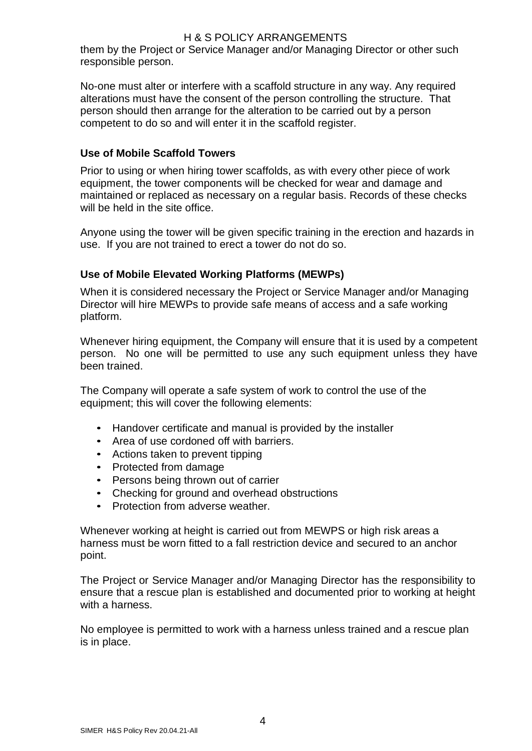them by the Project or Service Manager and/or Managing Director or other such responsible person.

No-one must alter or interfere with a scaffold structure in any way. Any required alterations must have the consent of the person controlling the structure. That person should then arrange for the alteration to be carried out by a person competent to do so and will enter it in the scaffold register.

### Use of Mobile Scaffold Towers

Prior to using or when hiring tower scaffolds, as with every other piece of work equipment, the tower components will be checked for wear and damage and maintained or replaced as necessary on a regular basis. Records of these checks will be held in the site office.

Anyone using the tower will be given specific training in the erection and hazards in use. If you are not trained to erect a tower do not do so.

### Use of Mobile Elevated Working Platforms (MEWPs)

When it is considered necessary the Project or Service Manager and/or Managing Director will hire MEWPs to provide safe means of access and a safe working platform.

Whenever hiring equipment, the Company will ensure that it is used by a competent person. No one will be permitted to use any such equipment unless they have been trained.

The Company will operate a safe system of work to control the use of the equipment; this will cover the following elements:

- Handover certificate and manual is provided by the installer
- Area of use cordoned off with barriers.
- Actions taken to prevent tipping
- Protected from damage
- Persons being thrown out of carrier
- Checking for ground and overhead obstructions
- Protection from adverse weather.

Whenever working at height is carried out from MEWPS or high risk areas a harness must be worn fitted to a fall restriction device and secured to an anchor point.

The Project or Service Manager and/or Managing Director has the responsibility to ensure that a rescue plan is established and documented prior to working at height with a harness.

No employee is permitted to work with a harness unless trained and a rescue plan is in place.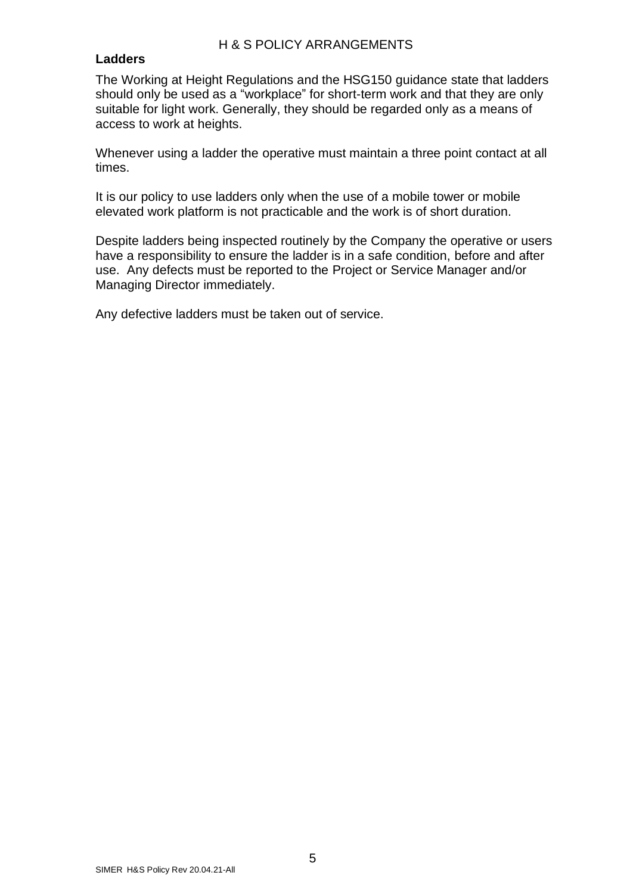## Ladders

The Working at Height Regulations and the HSG150 guidance state that ladders should only be used as a "workplace" for short-term work and that they are only suitable for light work. Generally, they should be regarded only as a means of access to work at heights.

Whenever using a ladder the operative must maintain a three point contact at all times.

It is our policy to use ladders only when the use of a mobile tower or mobile elevated work platform is not practicable and the work is of short duration.

Despite ladders being inspected routinely by the Company the operative or users have a responsibility to ensure the ladder is in a safe condition, before and after use. Any defects must be reported to the Project or Service Manager and/or Managing Director immediately.

Any defective ladders must be taken out of service.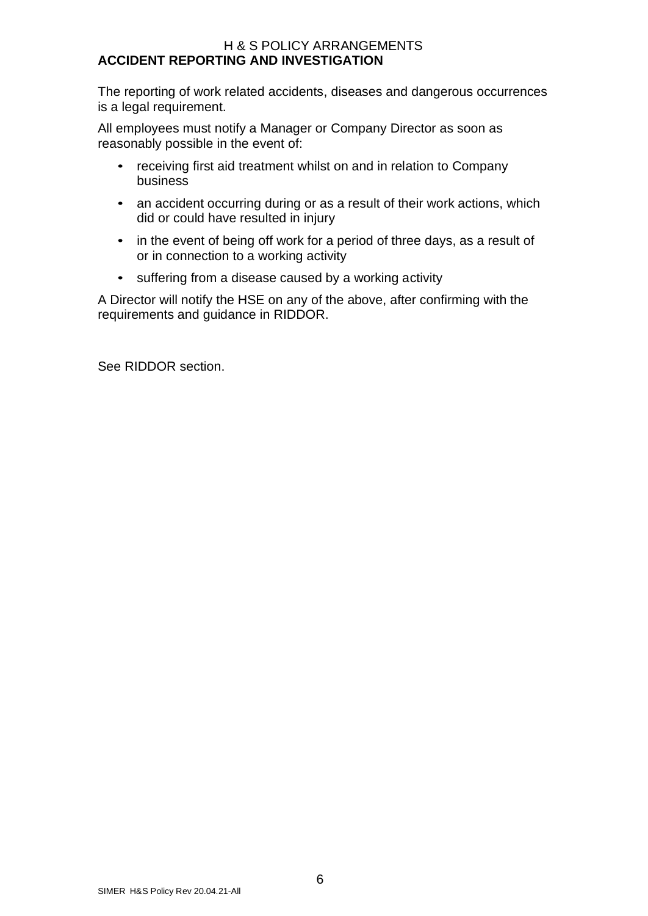H & S POLICY ARRANGEMENTS

## ACCIDENT REPORTING AND INVESTIGATION

The reporting of work related accidents, diseases and dangerous occurrences is a legal requirement.

All employees must notify a Manager or Company Director as soon as reasonably possible in the event of:

- receiving first aid treatment whilst on and in relation to Company business
- an accident occurring during or as a result of their work actions, which did or could have resulted in injury
- in the event of being off work for a period of three days, as a result of or in connection to a working activity
- suffering from a disease caused by a working activity

A Director will notify the HSE on any of the above, after confirming with the requirements and guidance in RIDDOR.

See RIDDOR section.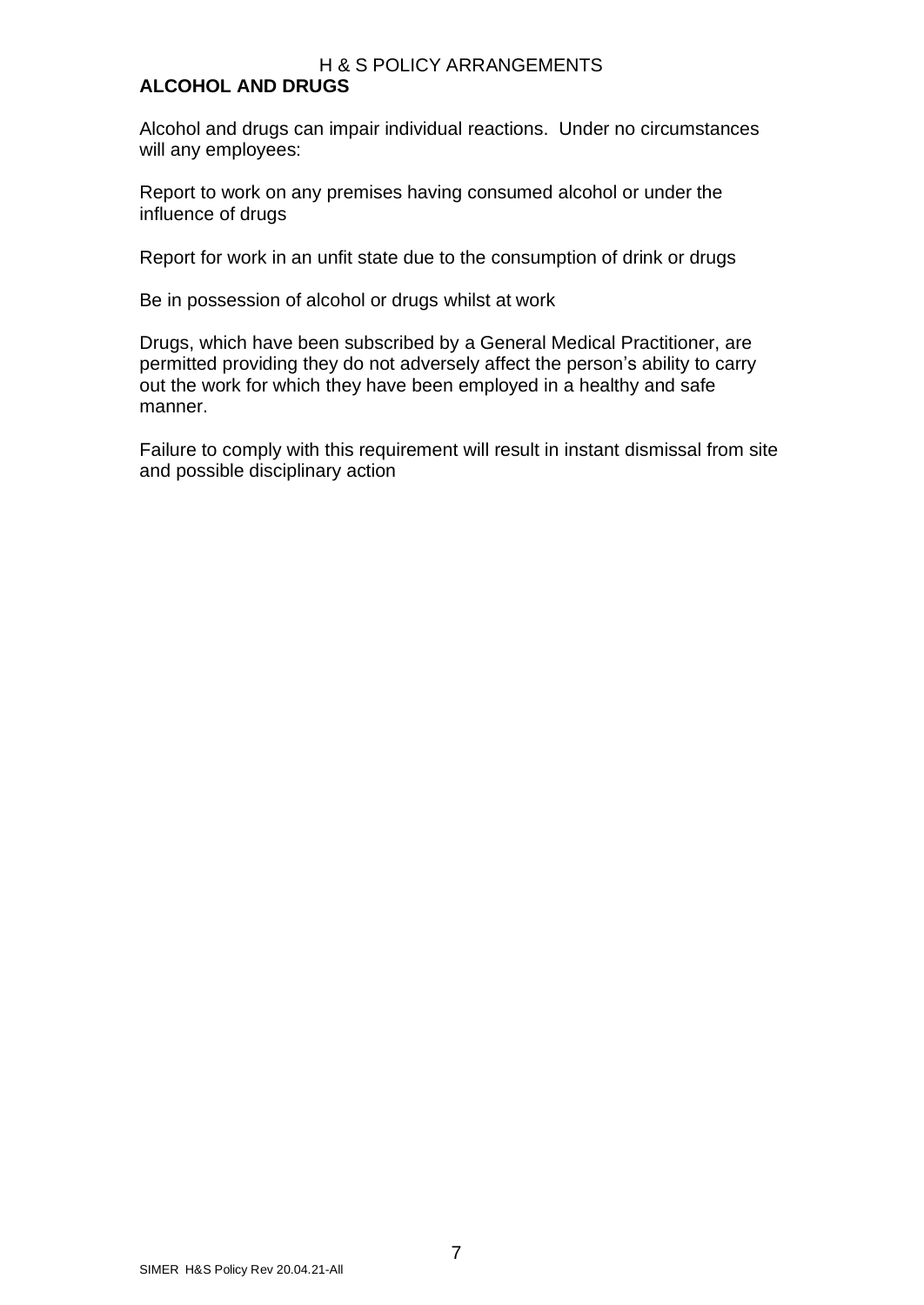## ALCOHOL AND DRUGS

Alcohol and drugs can impair individual reactions. Under no circumstances will any employees:

Report to work on any premises having consumed alcohol or under the influence of drugs

Report for work in an unfit state due to the consumption of drink or drugs

Be in possession of alcohol or drugs whilst at work

Drugs, which have been subscribed by a General Medical Practitioner, are permitted providing they do not adversely affect the person's ability to carry out the work for which they have been employed in a healthy and safe manner.

Failure to comply with this requirement will result in instant dismissal from site and possible disciplinary action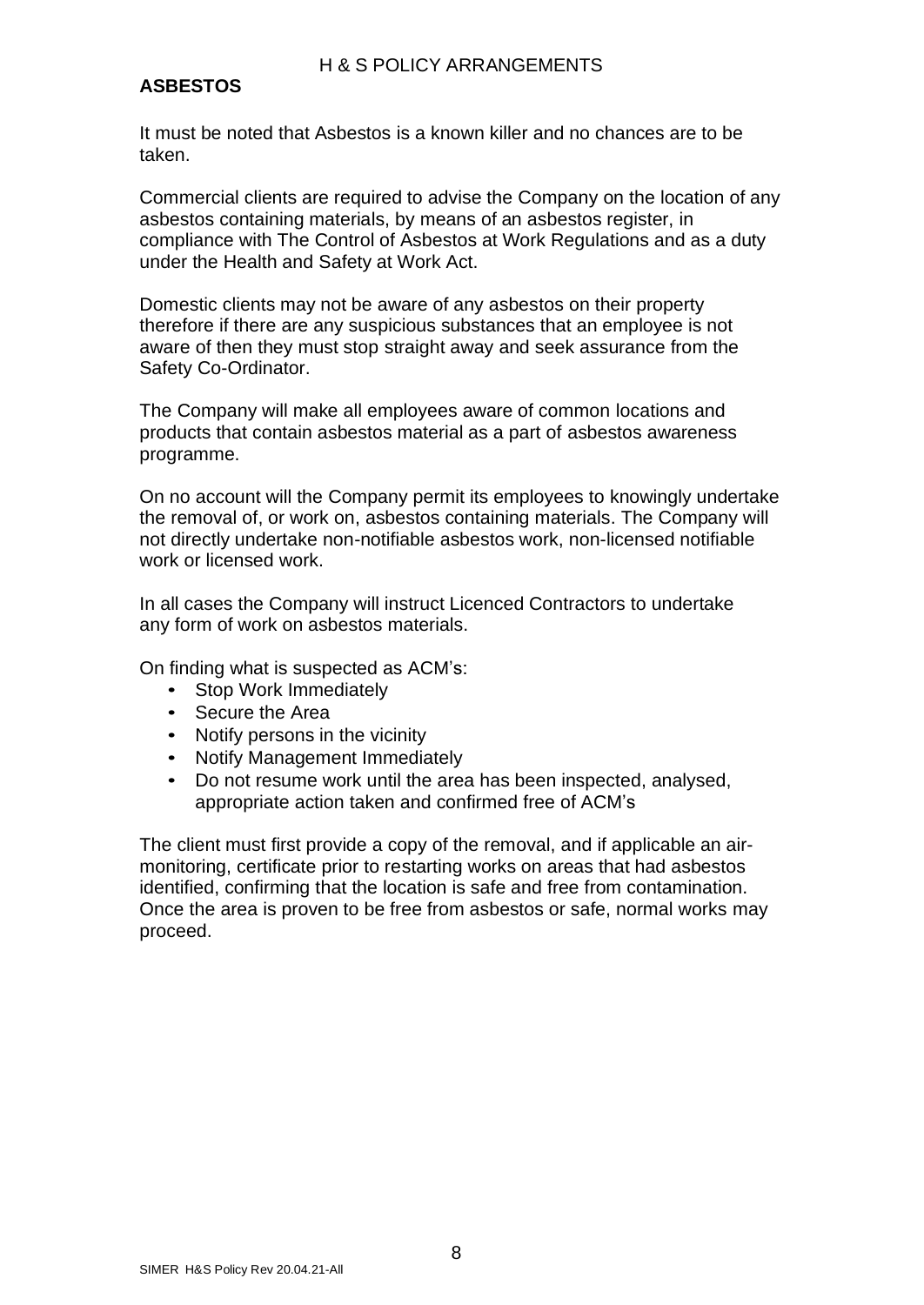## ASBESTOS

It must be noted that Asbestos is a known killer and no chances are to be taken.

Commercial clients are required to advise the Company on the location of any asbestos containing materials, by means of an asbestos register, in compliance with The Control of Asbestos at Work Regulations and as a duty under the Health and Safety at Work Act.

Domestic clients may not be aware of any asbestos on their property therefore if there are any suspicious substances that an employee is not aware of then they must stop straight away and seek assurance from the Safety Co-Ordinator.

The Company will make all employees aware of common locations and products that contain asbestos material as a part of asbestos awareness programme.

On no account will the Company permit its employees to knowingly undertake the removal of, or work on, asbestos containing materials. The Company will not directly undertake non-notifiable asbestos work, non-licensed notifiable work or licensed work.

In all cases the Company will instruct Licenced Contractors to undertake any form of work on asbestos materials.

On finding what is suspected as ACM's:

- Stop Work Immediately
- Secure the Area
- Notify persons in the vicinity
- Notify Management Immediately
- Do not resume work until the area has been inspected, analysed, appropriate action taken and confirmed free of ACM's

The client must first provide a copy of the removal, and if applicable an air-monitoring, certificate prior to restarting works on areas that had asbestos identified, confirming that the location is safe and free from contamination. Once the area is proven to be free from asbestos or safe, normal works may proceed.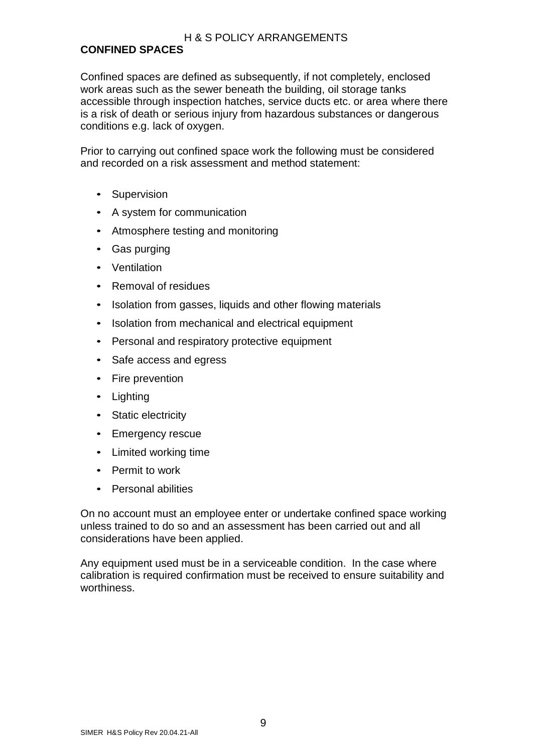## CONFINED SPACES

Confined spaces are defined as subsequently, if not completely, enclosed work areas such as the sewer beneath the building, oil storage tanks accessible through inspection hatches, service ducts etc. or area where there is a risk of death or serious injury from hazardous substances or dangerous conditions e.g. lack of oxygen.

Prior to carrying out confined space work the following must be considered and recorded on a risk assessment and method statement:

- Supervision
- A system for communication
- Atmosphere testing and monitoring
- Gas purging
- Ventilation
- Removal of residues
- Isolation from gasses, liquids and other flowing materials
- Isolation from mechanical and electrical equipment
- Personal and respiratory protective equipment
- Safe access and egress
- Fire prevention
- Lighting
- Static electricity
- Emergency rescue
- Limited working time
- Permit to work
- Personal abilities

On no account must an employee enter or undertake confined space working unless trained to do so and an assessment has been carried out and all considerations have been applied.

Any equipment used must be in a serviceable condition. In the case where calibration is required confirmation must be received to ensure suitability and worthiness.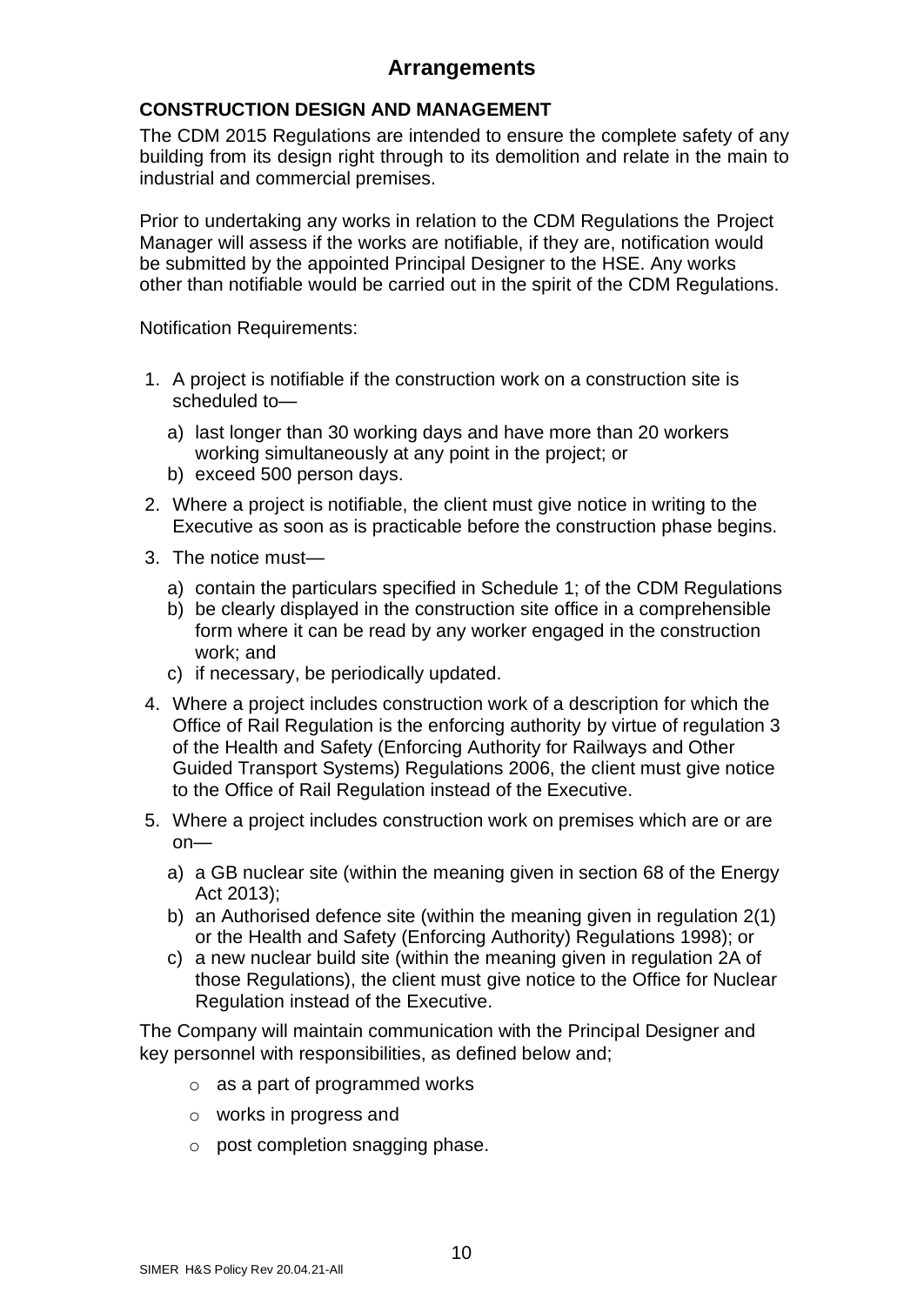## Arrangements

### CONSTRUCTION DESIGN AND MANAGEMENT

The CDM 2015 Regulations are intended to ensure the complete safety of any building from its design right through to its demolition and relate in the main to industrial and commercial premises.

Prior to undertaking any works in relation to the CDM Regulations the Project Manager will assess if the works are notifiable, if they are, notification would be submitted by the appointed Principal Designer to the HSE. Any works other than notifiable would be carried out in the spirit of the CDM Regulations.

Notification Requirements:

1. A project is notifiable if the construction work on a construction site is scheduled to—
   a) last longer than 30 working days and have more than 20 workers working simultaneously at any point in the project; or
   b) exceed 500 person days.
2. Where a project is notifiable, the client must give notice in writing to the Executive as soon as is practicable before the construction phase begins.
3. The notice must—
   a) contain the particulars specified in Schedule 1; of the CDM Regulations
   b) be clearly displayed in the construction site office in a comprehensible form where it can be read by any worker engaged in the construction work; and
   c) if necessary, be periodically updated.
4. Where a project includes construction work of a description for which the Office of Rail Regulation is the enforcing authority by virtue of regulation 3 of the Health and Safety (Enforcing Authority for Railways and Other Guided Transport Systems) Regulations 2006, the client must give notice to the Office of Rail Regulation instead of the Executive.
5. Where a project includes construction work on premises which are or are on—
   a) a GB nuclear site (within the meaning given in section 68 of the Energy Act 2013);
   b) an Authorised defence site (within the meaning given in regulation 2(1) or the Health and Safety (Enforcing Authority) Regulations 1998); or
   c) a new nuclear build site (within the meaning given in regulation 2A of those Regulations), the client must give notice to the Office for Nuclear Regulation instead of the Executive.

The Company will maintain communication with the Principal Designer and key personnel with responsibilities, as defined below and;

- as a part of programmed works
- works in progress and
- post completion snagging phase.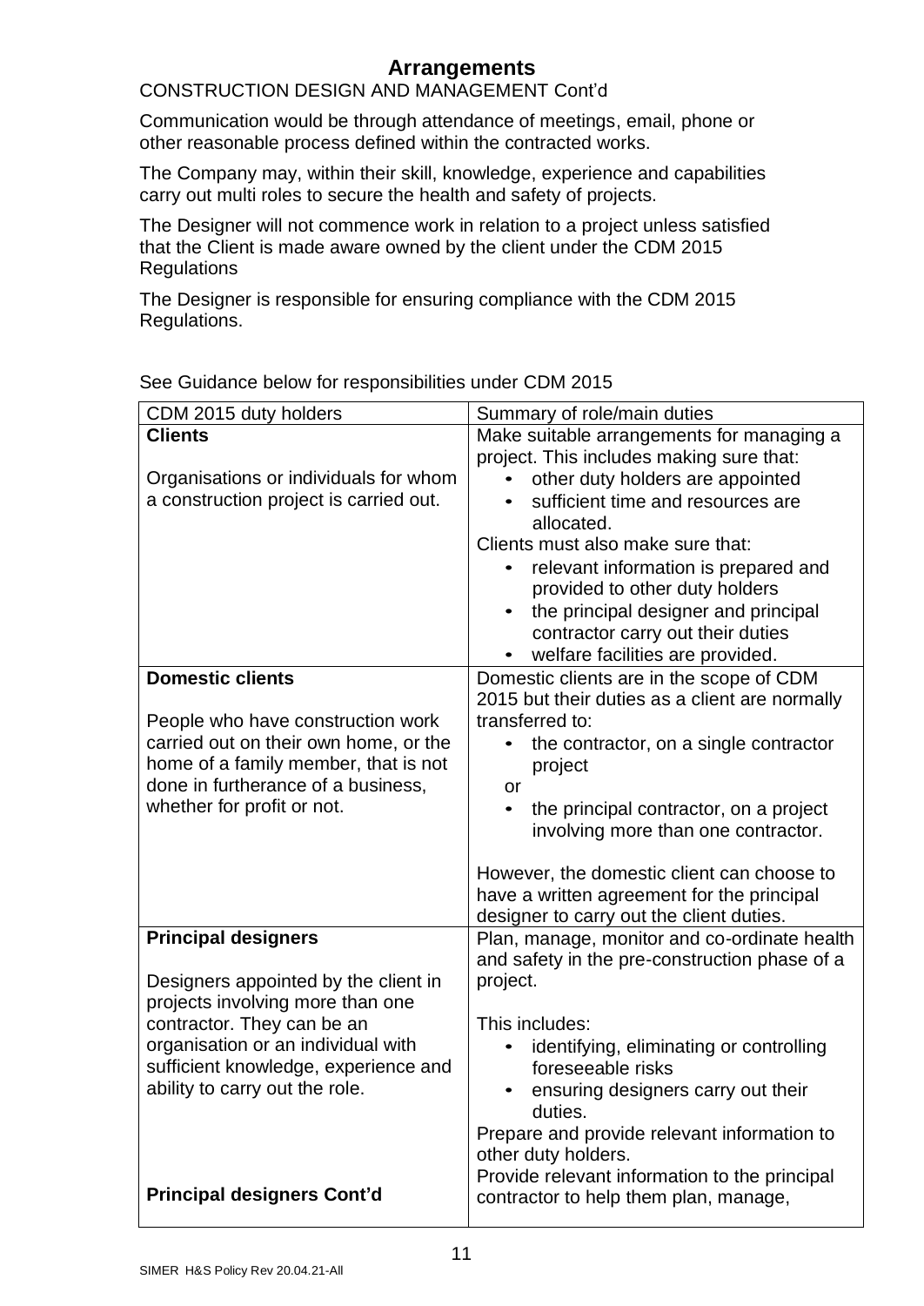# Arrangements

CONSTRUCTION DESIGN AND MANAGEMENT Cont'd

Communication would be through attendance of meetings, email, phone or other reasonable process defined within the contracted works.

The Company may, within their skill, knowledge, experience and capabilities carry out multi roles to secure the health and safety of projects.

The Designer will not commence work in relation to a project unless satisfied that the Client is made aware owned by the client under the CDM 2015 Regulations

The Designer is responsible for ensuring compliance with the CDM 2015 Regulations.

See Guidance below for responsibilities under CDM 2015

| CDM 2015 duty holders | Summary of role/main duties |
|---|---|
| **Clients**<br><br>Organisations or individuals for whom a construction project is carried out. | Make suitable arrangements for managing a project. This includes making sure that:<br>• other duty holders are appointed<br>• sufficient time and resources are allocated.<br>Clients must also make sure that:<br>• relevant information is prepared and provided to other duty holders<br>• the principal designer and principal contractor carry out their duties<br>• welfare facilities are provided. |
| **Domestic clients**<br><br>People who have construction work carried out on their own home, or the home of a family member, that is not done in furtherance of a business, whether for profit or not. | Domestic clients are in the scope of CDM 2015 but their duties as a client are normally transferred to:<br>• the contractor, on a single contractor project<br>or<br>• the principal contractor, on a project involving more than one contractor.<br><br>However, the domestic client can choose to have a written agreement for the principal designer to carry out the client duties. |
| **Principal designers**<br><br>Designers appointed by the client in projects involving more than one contractor. They can be an organisation or an individual with sufficient knowledge, experience and ability to carry out the role.<br><br>**Principal designers Cont'd** | Plan, manage, monitor and co-ordinate health and safety in the pre-construction phase of a project.<br><br>This includes:<br>• identifying, eliminating or controlling foreseeable risks<br>• ensuring designers carry out their duties.<br>Prepare and provide relevant information to other duty holders.<br>Provide relevant information to the principal contractor to help them plan, manage, |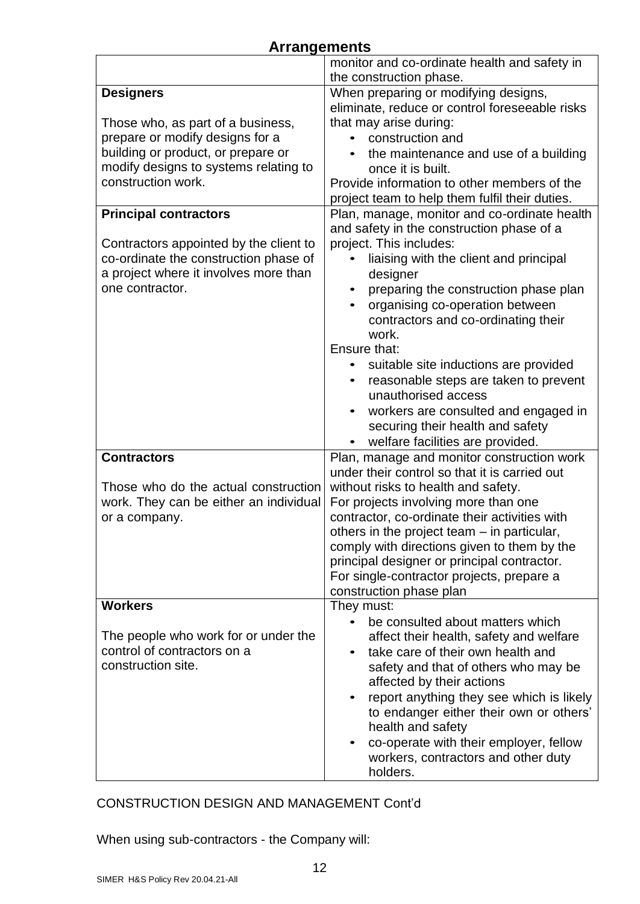## Arrangements

| | |
|---|---|
| | monitor and co-ordinate health and safety in the construction phase. |
| **Designers**<br><br>Those who, as part of a business, prepare or modify designs for a building or product, or prepare or modify designs to systems relating to construction work. | When preparing or modifying designs, eliminate, reduce or control foreseeable risks that may arise during:<br>• construction and<br>• the maintenance and use of a building once it is built.<br>Provide information to other members of the project team to help them fulfil their duties. |
| **Principal contractors**<br><br>Contractors appointed by the client to co-ordinate the construction phase of a project where it involves more than one contractor. | Plan, manage, monitor and co-ordinate health and safety in the construction phase of a project. This includes:<br>• liaising with the client and principal designer<br>• preparing the construction phase plan<br>• organising co-operation between contractors and co-ordinating their work.<br>Ensure that:<br>• suitable site inductions are provided<br>• reasonable steps are taken to prevent unauthorised access<br>• workers are consulted and engaged in securing their health and safety<br>• welfare facilities are provided. |
| **Contractors**<br><br>Those who do the actual construction work. They can be either an individual or a company. | Plan, manage and monitor construction work under their control so that it is carried out without risks to health and safety.<br>For projects involving more than one contractor, co-ordinate their activities with others in the project team – in particular, comply with directions given to them by the principal designer or principal contractor.<br>For single-contractor projects, prepare a construction phase plan |
| **Workers**<br><br>The people who work for or under the control of contractors on a construction site. | They must:<br>• be consulted about matters which affect their health, safety and welfare<br>• take care of their own health and safety and that of others who may be affected by their actions<br>• report anything they see which is likely to endanger either their own or others' health and safety<br>• co-operate with their employer, fellow workers, contractors and other duty holders. |

CONSTRUCTION DESIGN AND MANAGEMENT Cont'd

When using sub-contractors - the Company will: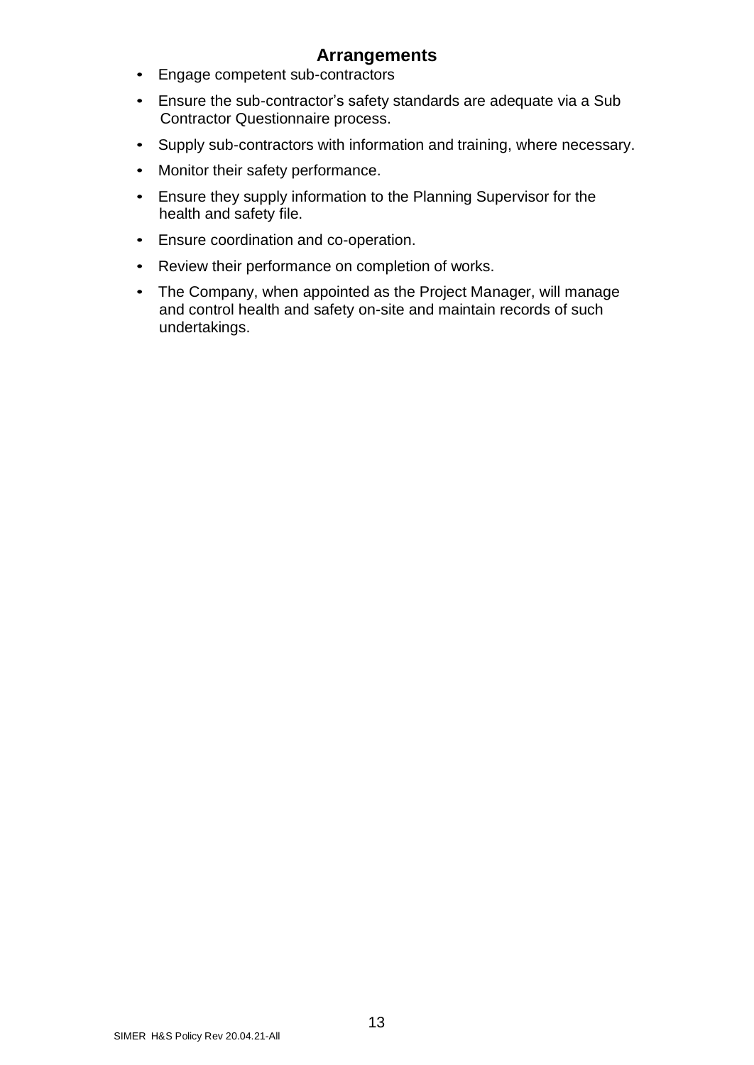## Arrangements

- Engage competent sub-contractors
- Ensure the sub-contractor's safety standards are adequate via a Sub Contractor Questionnaire process.
- Supply sub-contractors with information and training, where necessary.
- Monitor their safety performance.
- Ensure they supply information to the Planning Supervisor for the health and safety file.
- Ensure coordination and co-operation.
- Review their performance on completion of works.
- The Company, when appointed as the Project Manager, will manage and control health and safety on-site and maintain records of such undertakings.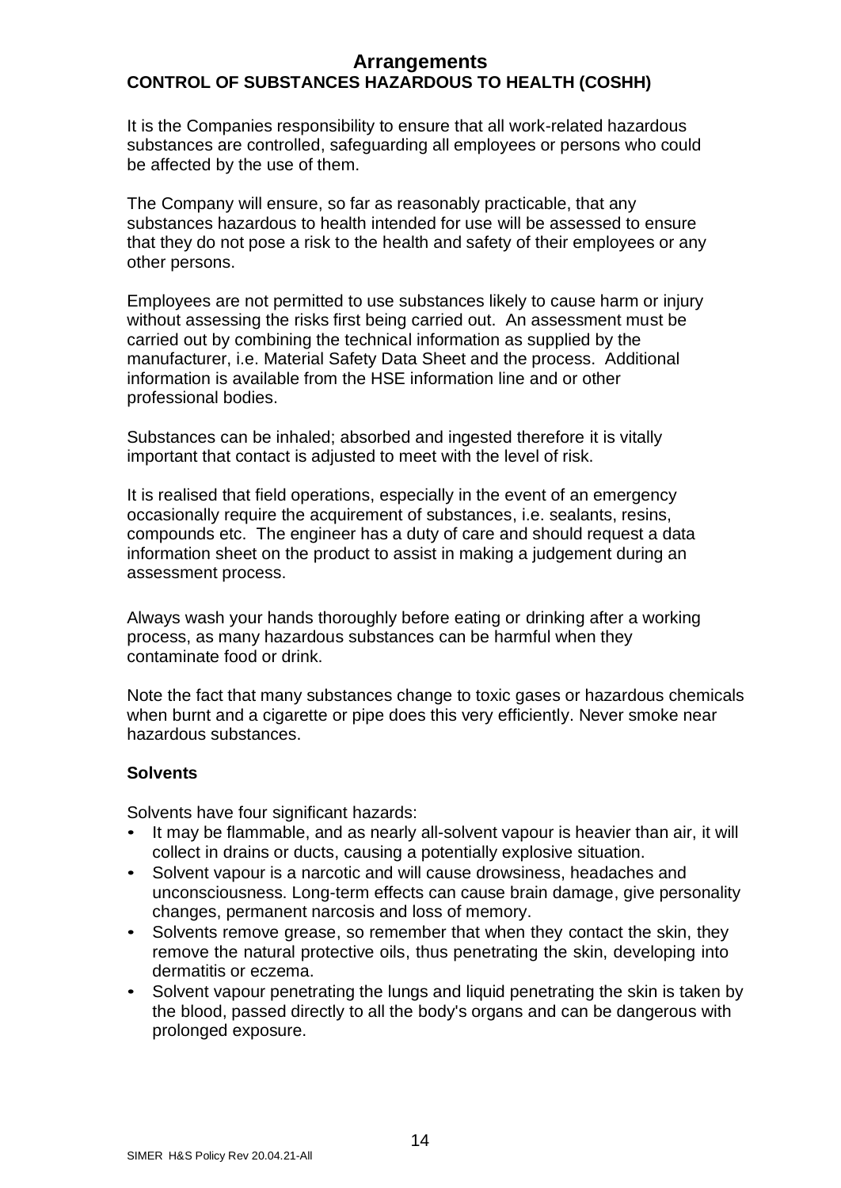## Arrangements

### CONTROL OF SUBSTANCES HAZARDOUS TO HEALTH (COSHH)

It is the Companies responsibility to ensure that all work-related hazardous substances are controlled, safeguarding all employees or persons who could be affected by the use of them.

The Company will ensure, so far as reasonably practicable, that any substances hazardous to health intended for use will be assessed to ensure that they do not pose a risk to the health and safety of their employees or any other persons.

Employees are not permitted to use substances likely to cause harm or injury without assessing the risks first being carried out. An assessment must be carried out by combining the technical information as supplied by the manufacturer, i.e. Material Safety Data Sheet and the process. Additional information is available from the HSE information line and or other professional bodies.

Substances can be inhaled; absorbed and ingested therefore it is vitally important that contact is adjusted to meet with the level of risk.

It is realised that field operations, especially in the event of an emergency occasionally require the acquirement of substances, i.e. sealants, resins, compounds etc. The engineer has a duty of care and should request a data information sheet on the product to assist in making a judgement during an assessment process.

Always wash your hands thoroughly before eating or drinking after a working process, as many hazardous substances can be harmful when they contaminate food or drink.

Note the fact that many substances change to toxic gases or hazardous chemicals when burnt and a cigarette or pipe does this very efficiently. Never smoke near hazardous substances.

#### Solvents

Solvents have four significant hazards:

- It may be flammable, and as nearly all-solvent vapour is heavier than air, it will collect in drains or ducts, causing a potentially explosive situation.
- Solvent vapour is a narcotic and will cause drowsiness, headaches and unconsciousness. Long-term effects can cause brain damage, give personality changes, permanent narcosis and loss of memory.
- Solvents remove grease, so remember that when they contact the skin, they remove the natural protective oils, thus penetrating the skin, developing into dermatitis or eczema.
- Solvent vapour penetrating the lungs and liquid penetrating the skin is taken by the blood, passed directly to all the body's organs and can be dangerous with prolonged exposure.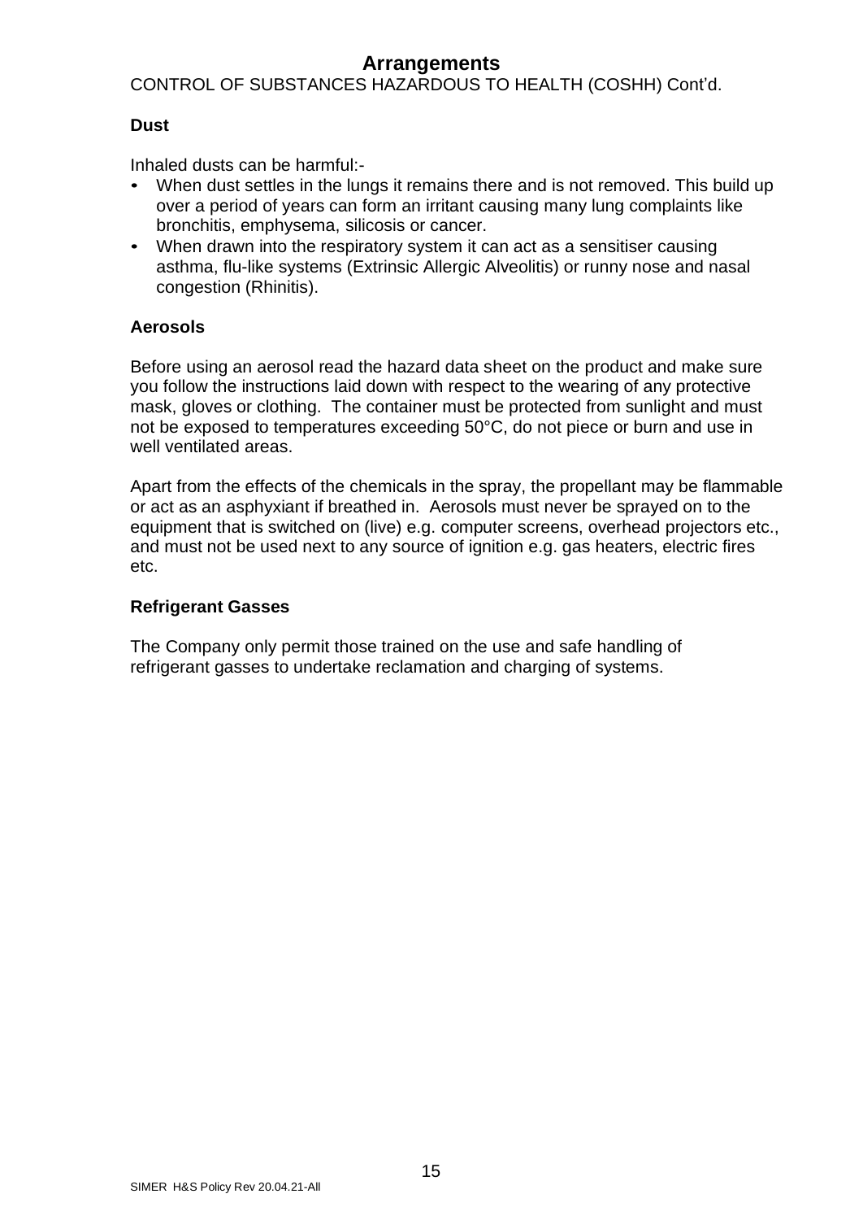# Arrangements

CONTROL OF SUBSTANCES HAZARDOUS TO HEALTH (COSHH) Cont'd.

### Dust

Inhaled dusts can be harmful:-

- When dust settles in the lungs it remains there and is not removed. This build up over a period of years can form an irritant causing many lung complaints like bronchitis, emphysema, silicosis or cancer.
- When drawn into the respiratory system it can act as a sensitiser causing asthma, flu-like systems (Extrinsic Allergic Alveolitis) or runny nose and nasal congestion (Rhinitis).

### Aerosols

Before using an aerosol read the hazard data sheet on the product and make sure you follow the instructions laid down with respect to the wearing of any protective mask, gloves or clothing. The container must be protected from sunlight and must not be exposed to temperatures exceeding 50°C, do not piece or burn and use in well ventilated areas.

Apart from the effects of the chemicals in the spray, the propellant may be flammable or act as an asphyxiant if breathed in. Aerosols must never be sprayed on to the equipment that is switched on (live) e.g. computer screens, overhead projectors etc., and must not be used next to any source of ignition e.g. gas heaters, electric fires etc.

### Refrigerant Gasses

The Company only permit those trained on the use and safe handling of refrigerant gasses to undertake reclamation and charging of systems.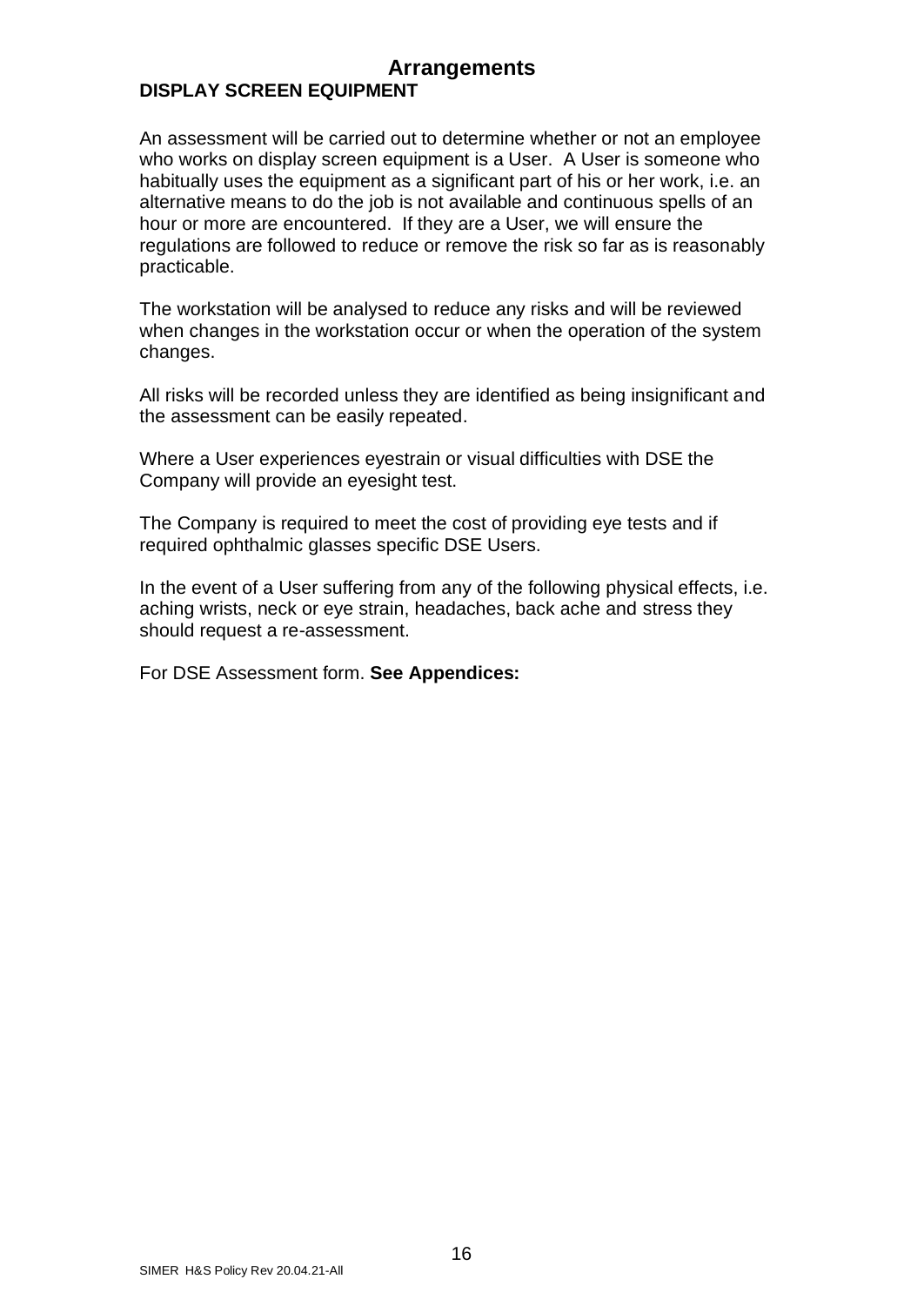# Arrangements

## DISPLAY SCREEN EQUIPMENT

An assessment will be carried out to determine whether or not an employee who works on display screen equipment is a User. A User is someone who habitually uses the equipment as a significant part of his or her work, i.e. an alternative means to do the job is not available and continuous spells of an hour or more are encountered. If they are a User, we will ensure the regulations are followed to reduce or remove the risk so far as is reasonably practicable.

The workstation will be analysed to reduce any risks and will be reviewed when changes in the workstation occur or when the operation of the system changes.

All risks will be recorded unless they are identified as being insignificant and the assessment can be easily repeated.

Where a User experiences eyestrain or visual difficulties with DSE the Company will provide an eyesight test.

The Company is required to meet the cost of providing eye tests and if required ophthalmic glasses specific DSE Users.

In the event of a User suffering from any of the following physical effects, i.e. aching wrists, neck or eye strain, headaches, back ache and stress they should request a re-assessment.

For DSE Assessment form. **See Appendices:**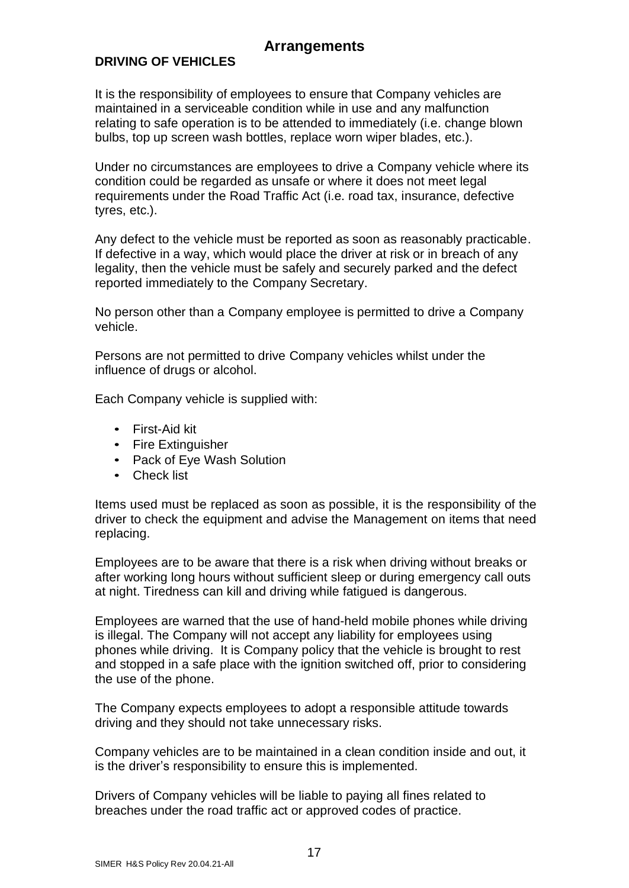# Arrangements

## DRIVING OF VEHICLES

It is the responsibility of employees to ensure that Company vehicles are maintained in a serviceable condition while in use and any malfunction relating to safe operation is to be attended to immediately (i.e. change blown bulbs, top up screen wash bottles, replace worn wiper blades, etc.).

Under no circumstances are employees to drive a Company vehicle where its condition could be regarded as unsafe or where it does not meet legal requirements under the Road Traffic Act (i.e. road tax, insurance, defective tyres, etc.).

Any defect to the vehicle must be reported as soon as reasonably practicable. If defective in a way, which would place the driver at risk or in breach of any legality, then the vehicle must be safely and securely parked and the defect reported immediately to the Company Secretary.

No person other than a Company employee is permitted to drive a Company vehicle.

Persons are not permitted to drive Company vehicles whilst under the influence of drugs or alcohol.

Each Company vehicle is supplied with:

- First-Aid kit
- Fire Extinguisher
- Pack of Eye Wash Solution
- Check list

Items used must be replaced as soon as possible, it is the responsibility of the driver to check the equipment and advise the Management on items that need replacing.

Employees are to be aware that there is a risk when driving without breaks or after working long hours without sufficient sleep or during emergency call outs at night. Tiredness can kill and driving while fatigued is dangerous.

Employees are warned that the use of hand-held mobile phones while driving is illegal. The Company will not accept any liability for employees using phones while driving. It is Company policy that the vehicle is brought to rest and stopped in a safe place with the ignition switched off, prior to considering the use of the phone.

The Company expects employees to adopt a responsible attitude towards driving and they should not take unnecessary risks.

Company vehicles are to be maintained in a clean condition inside and out, it is the driver's responsibility to ensure this is implemented.

Drivers of Company vehicles will be liable to paying all fines related to breaches under the road traffic act or approved codes of practice.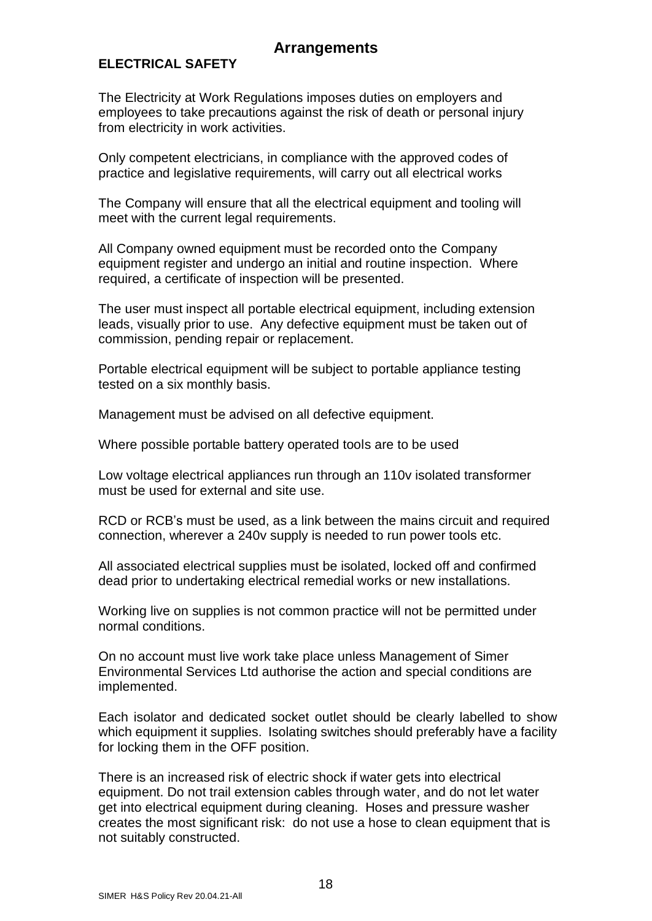# Arrangements

## ELECTRICAL SAFETY

The Electricity at Work Regulations imposes duties on employers and employees to take precautions against the risk of death or personal injury from electricity in work activities.

Only competent electricians, in compliance with the approved codes of practice and legislative requirements, will carry out all electrical works

The Company will ensure that all the electrical equipment and tooling will meet with the current legal requirements.

All Company owned equipment must be recorded onto the Company equipment register and undergo an initial and routine inspection. Where required, a certificate of inspection will be presented.

The user must inspect all portable electrical equipment, including extension leads, visually prior to use. Any defective equipment must be taken out of commission, pending repair or replacement.

Portable electrical equipment will be subject to portable appliance testing tested on a six monthly basis.

Management must be advised on all defective equipment.

Where possible portable battery operated tools are to be used

Low voltage electrical appliances run through an 110v isolated transformer must be used for external and site use.

RCD or RCB's must be used, as a link between the mains circuit and required connection, wherever a 240v supply is needed to run power tools etc.

All associated electrical supplies must be isolated, locked off and confirmed dead prior to undertaking electrical remedial works or new installations.

Working live on supplies is not common practice will not be permitted under normal conditions.

On no account must live work take place unless Management of Simer Environmental Services Ltd authorise the action and special conditions are implemented.

Each isolator and dedicated socket outlet should be clearly labelled to show which equipment it supplies. Isolating switches should preferably have a facility for locking them in the OFF position.

There is an increased risk of electric shock if water gets into electrical equipment. Do not trail extension cables through water, and do not let water get into electrical equipment during cleaning. Hoses and pressure washer creates the most significant risk: do not use a hose to clean equipment that is not suitably constructed.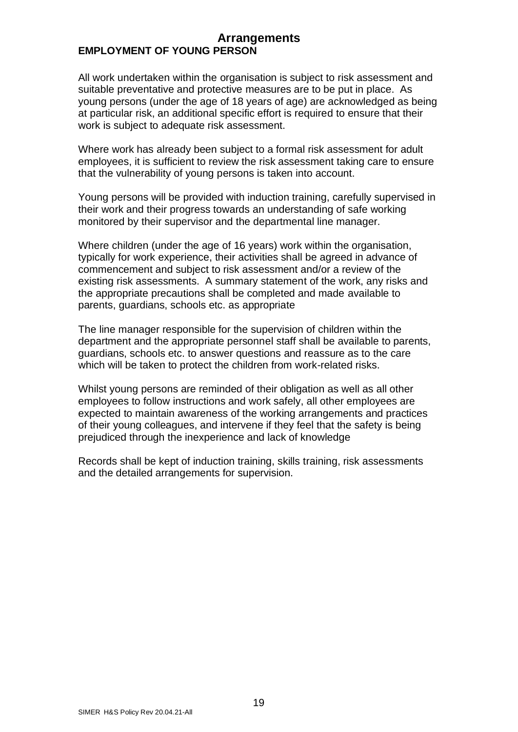# Arrangements

## EMPLOYMENT OF YOUNG PERSON

All work undertaken within the organisation is subject to risk assessment and suitable preventative and protective measures are to be put in place. As young persons (under the age of 18 years of age) are acknowledged as being at particular risk, an additional specific effort is required to ensure that their work is subject to adequate risk assessment.

Where work has already been subject to a formal risk assessment for adult employees, it is sufficient to review the risk assessment taking care to ensure that the vulnerability of young persons is taken into account.

Young persons will be provided with induction training, carefully supervised in their work and their progress towards an understanding of safe working monitored by their supervisor and the departmental line manager.

Where children (under the age of 16 years) work within the organisation, typically for work experience, their activities shall be agreed in advance of commencement and subject to risk assessment and/or a review of the existing risk assessments. A summary statement of the work, any risks and the appropriate precautions shall be completed and made available to parents, guardians, schools etc. as appropriate

The line manager responsible for the supervision of children within the department and the appropriate personnel staff shall be available to parents, guardians, schools etc. to answer questions and reassure as to the care which will be taken to protect the children from work-related risks.

Whilst young persons are reminded of their obligation as well as all other employees to follow instructions and work safely, all other employees are expected to maintain awareness of the working arrangements and practices of their young colleagues, and intervene if they feel that the safety is being prejudiced through the inexperience and lack of knowledge

Records shall be kept of induction training, skills training, risk assessments and the detailed arrangements for supervision.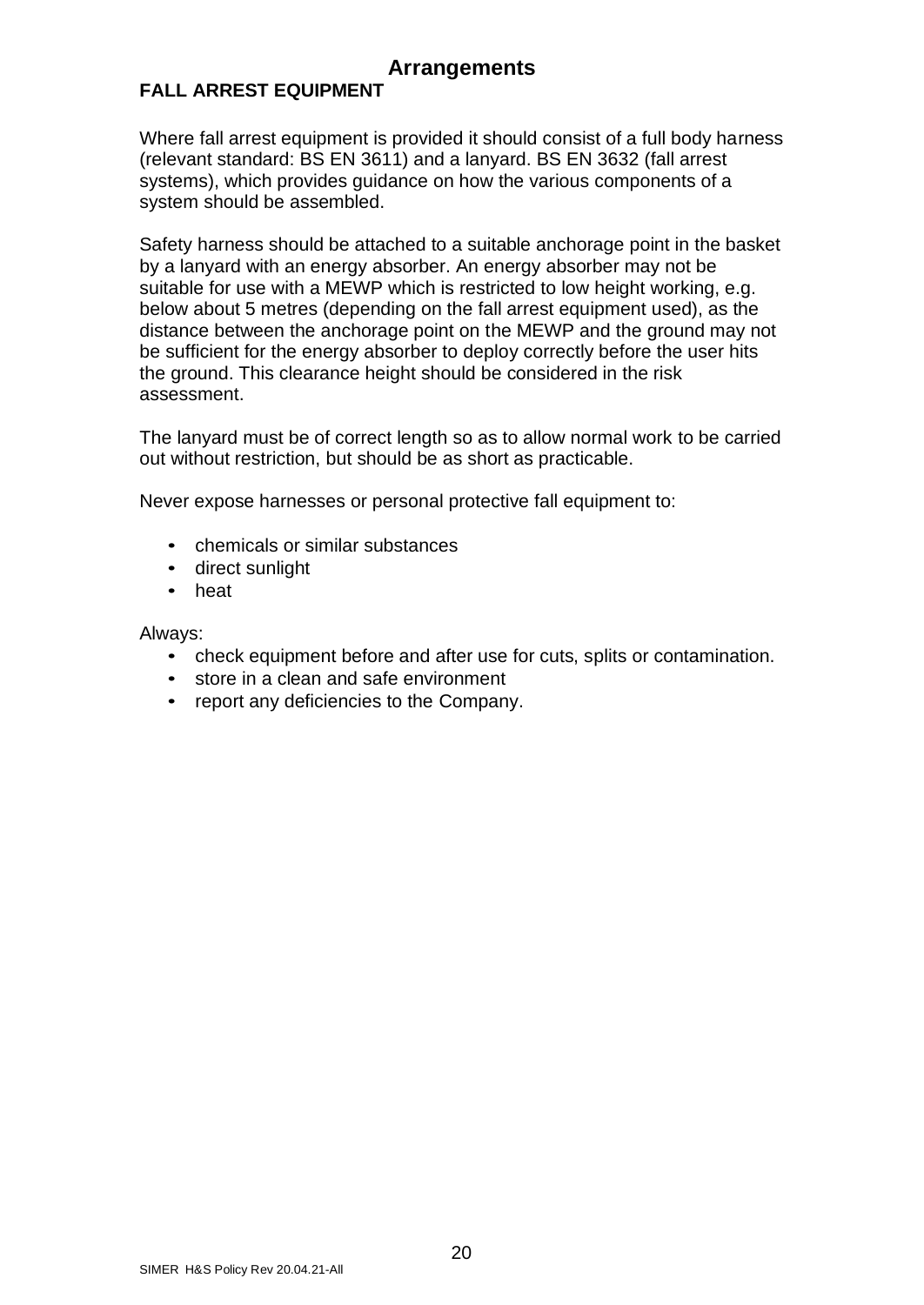# Arrangements

## FALL ARREST EQUIPMENT

Where fall arrest equipment is provided it should consist of a full body harness (relevant standard: BS EN 3611) and a lanyard. BS EN 3632 (fall arrest systems), which provides guidance on how the various components of a system should be assembled.

Safety harness should be attached to a suitable anchorage point in the basket by a lanyard with an energy absorber. An energy absorber may not be suitable for use with a MEWP which is restricted to low height working, e.g. below about 5 metres (depending on the fall arrest equipment used), as the distance between the anchorage point on the MEWP and the ground may not be sufficient for the energy absorber to deploy correctly before the user hits the ground. This clearance height should be considered in the risk assessment.

The lanyard must be of correct length so as to allow normal work to be carried out without restriction, but should be as short as practicable.

Never expose harnesses or personal protective fall equipment to:

- chemicals or similar substances
- direct sunlight
- heat

Always:

- check equipment before and after use for cuts, splits or contamination.
- store in a clean and safe environment
- report any deficiencies to the Company.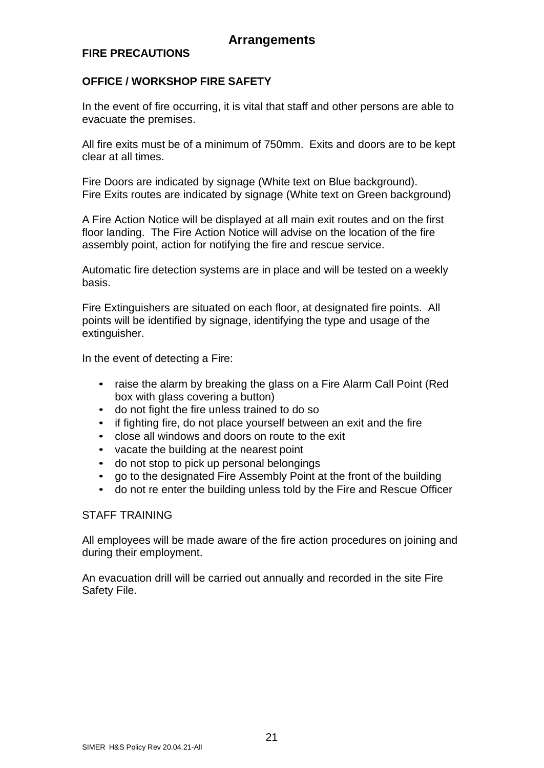## Arrangements

### FIRE PRECAUTIONS

### OFFICE / WORKSHOP FIRE SAFETY

In the event of fire occurring, it is vital that staff and other persons are able to evacuate the premises.

All fire exits must be of a minimum of 750mm. Exits and doors are to be kept clear at all times.

Fire Doors are indicated by signage (White text on Blue background).
Fire Exits routes are indicated by signage (White text on Green background)

A Fire Action Notice will be displayed at all main exit routes and on the first floor landing. The Fire Action Notice will advise on the location of the fire assembly point, action for notifying the fire and rescue service.

Automatic fire detection systems are in place and will be tested on a weekly basis.

Fire Extinguishers are situated on each floor, at designated fire points. All points will be identified by signage, identifying the type and usage of the extinguisher.

In the event of detecting a Fire:

- raise the alarm by breaking the glass on a Fire Alarm Call Point (Red box with glass covering a button)
- do not fight the fire unless trained to do so
- if fighting fire, do not place yourself between an exit and the fire
- close all windows and doors on route to the exit
- vacate the building at the nearest point
- do not stop to pick up personal belongings
- go to the designated Fire Assembly Point at the front of the building
- do not re enter the building unless told by the Fire and Rescue Officer

STAFF TRAINING

All employees will be made aware of the fire action procedures on joining and during their employment.

An evacuation drill will be carried out annually and recorded in the site Fire Safety File.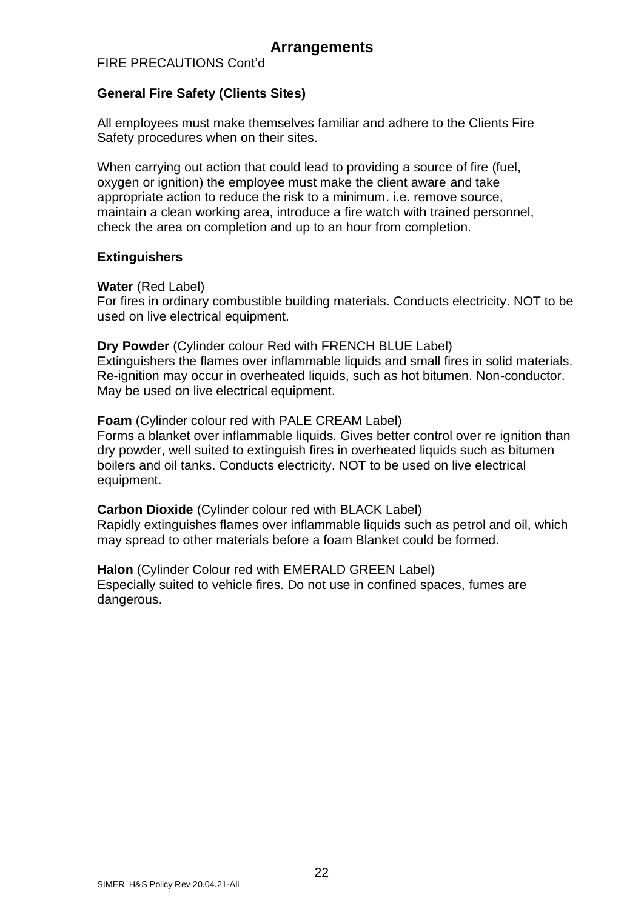# Arrangements

FIRE PRECAUTIONS Cont'd

**General Fire Safety (Clients Sites)**

All employees must make themselves familiar and adhere to the Clients Fire Safety procedures when on their sites.

When carrying out action that could lead to providing a source of fire (fuel, oxygen or ignition) the employee must make the client aware and take appropriate action to reduce the risk to a minimum. i.e. remove source, maintain a clean working area, introduce a fire watch with trained personnel, check the area on completion and up to an hour from completion.

**Extinguishers**

**Water** (Red Label)
For fires in ordinary combustible building materials. Conducts electricity. NOT to be used on live electrical equipment.

**Dry Powder** (Cylinder colour Red with FRENCH BLUE Label)
Extinguishers the flames over inflammable liquids and small fires in solid materials. Re-ignition may occur in overheated liquids, such as hot bitumen. Non-conductor. May be used on live electrical equipment.

**Foam** (Cylinder colour red with PALE CREAM Label)
Forms a blanket over inflammable liquids. Gives better control over re ignition than dry powder, well suited to extinguish fires in overheated liquids such as bitumen boilers and oil tanks. Conducts electricity. NOT to be used on live electrical equipment.

**Carbon Dioxide** (Cylinder colour red with BLACK Label)
Rapidly extinguishes flames over inflammable liquids such as petrol and oil, which may spread to other materials before a foam Blanket could be formed.

**Halon** (Cylinder Colour red with EMERALD GREEN Label)
Especially suited to vehicle fires. Do not use in confined spaces, fumes are dangerous.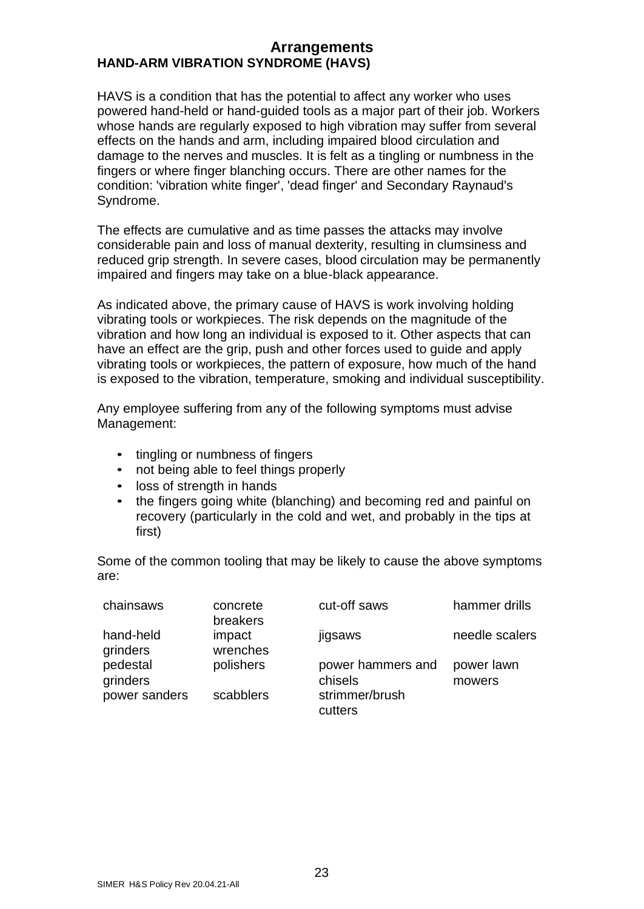# Arrangements

## HAND-ARM VIBRATION SYNDROME (HAVS)

HAVS is a condition that has the potential to affect any worker who uses powered hand-held or hand-guided tools as a major part of their job. Workers whose hands are regularly exposed to high vibration may suffer from several effects on the hands and arm, including impaired blood circulation and damage to the nerves and muscles. It is felt as a tingling or numbness in the fingers or where finger blanching occurs. There are other names for the condition: 'vibration white finger', 'dead finger' and Secondary Raynaud's Syndrome.

The effects are cumulative and as time passes the attacks may involve considerable pain and loss of manual dexterity, resulting in clumsiness and reduced grip strength. In severe cases, blood circulation may be permanently impaired and fingers may take on a blue-black appearance.

As indicated above, the primary cause of HAVS is work involving holding vibrating tools or workpieces. The risk depends on the magnitude of the vibration and how long an individual is exposed to it. Other aspects that can have an effect are the grip, push and other forces used to guide and apply vibrating tools or workpieces, the pattern of exposure, how much of the hand is exposed to the vibration, temperature, smoking and individual susceptibility.

Any employee suffering from any of the following symptoms must advise Management:

- tingling or numbness of fingers
- not being able to feel things properly
- loss of strength in hands
- the fingers going white (blanching) and becoming red and painful on recovery (particularly in the cold and wet, and probably in the tips at first)

Some of the common tooling that may be likely to cause the above symptoms are:

| | | | |
|---|---|---|---|
| chainsaws | concrete breakers | cut-off saws | hammer drills |
| hand-held grinders | impact wrenches | jigsaws | needle scalers |
| pedestal grinders | polishers | power hammers and chisels | power lawn mowers |
| power sanders | scabblers | strimmer/brush cutters | |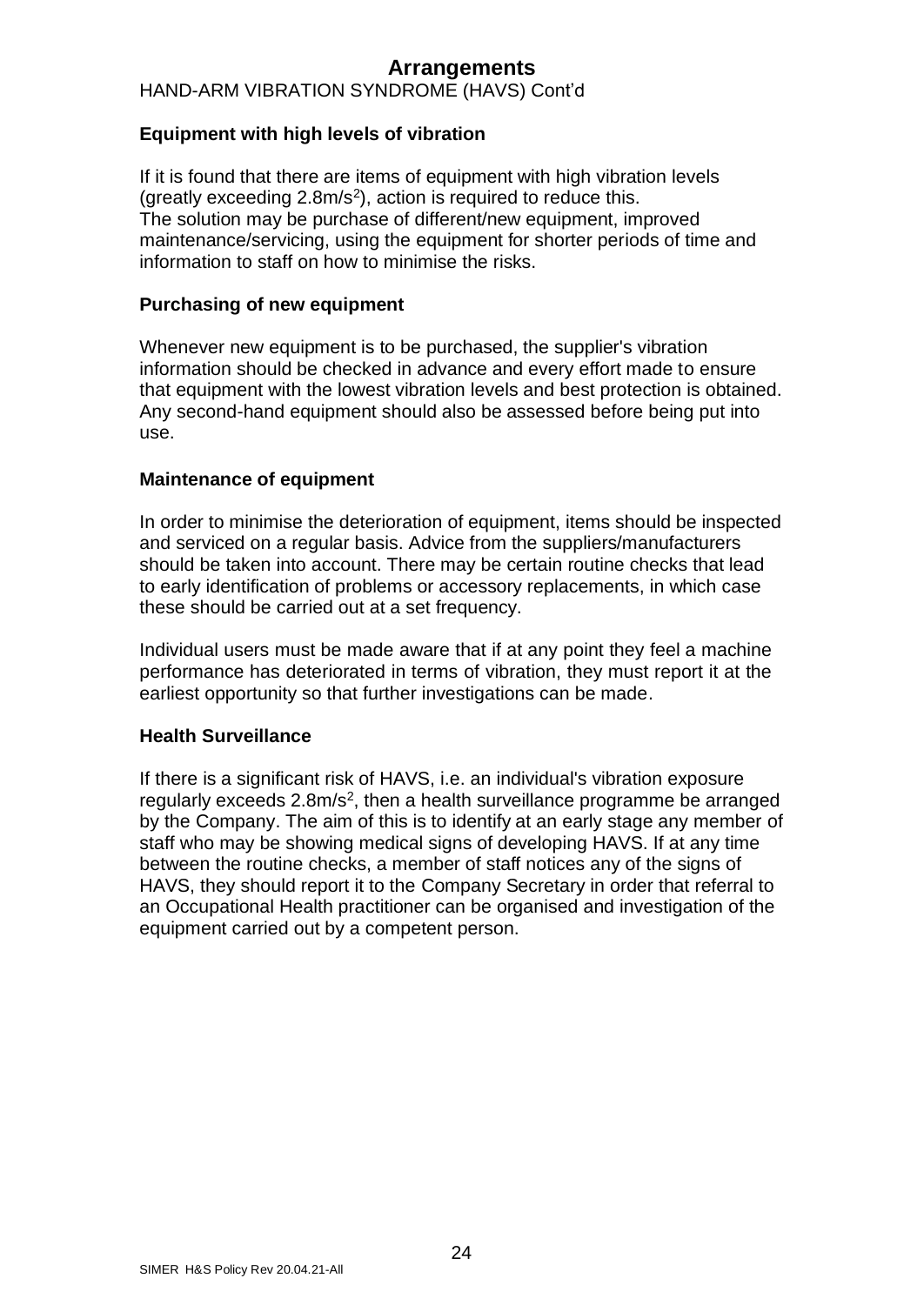# Arrangements

HAND-ARM VIBRATION SYNDROME (HAVS) Cont'd

**Equipment with high levels of vibration**

If it is found that there are items of equipment with high vibration levels (greatly exceeding $2.8m/s^2$), action is required to reduce this.
The solution may be purchase of different/new equipment, improved maintenance/servicing, using the equipment for shorter periods of time and information to staff on how to minimise the risks.

**Purchasing of new equipment**

Whenever new equipment is to be purchased, the supplier's vibration information should be checked in advance and every effort made to ensure that equipment with the lowest vibration levels and best protection is obtained. Any second-hand equipment should also be assessed before being put into use.

**Maintenance of equipment**

In order to minimise the deterioration of equipment, items should be inspected and serviced on a regular basis. Advice from the suppliers/manufacturers should be taken into account. There may be certain routine checks that lead to early identification of problems or accessory replacements, in which case these should be carried out at a set frequency.

Individual users must be made aware that if at any point they feel a machine performance has deteriorated in terms of vibration, they must report it at the earliest opportunity so that further investigations can be made.

**Health Surveillance**

If there is a significant risk of HAVS, i.e. an individual's vibration exposure regularly exceeds $2.8m/s^2$, then a health surveillance programme be arranged by the Company. The aim of this is to identify at an early stage any member of staff who may be showing medical signs of developing HAVS. If at any time between the routine checks, a member of staff notices any of the signs of HAVS, they should report it to the Company Secretary in order that referral to an Occupational Health practitioner can be organised and investigation of the equipment carried out by a competent person.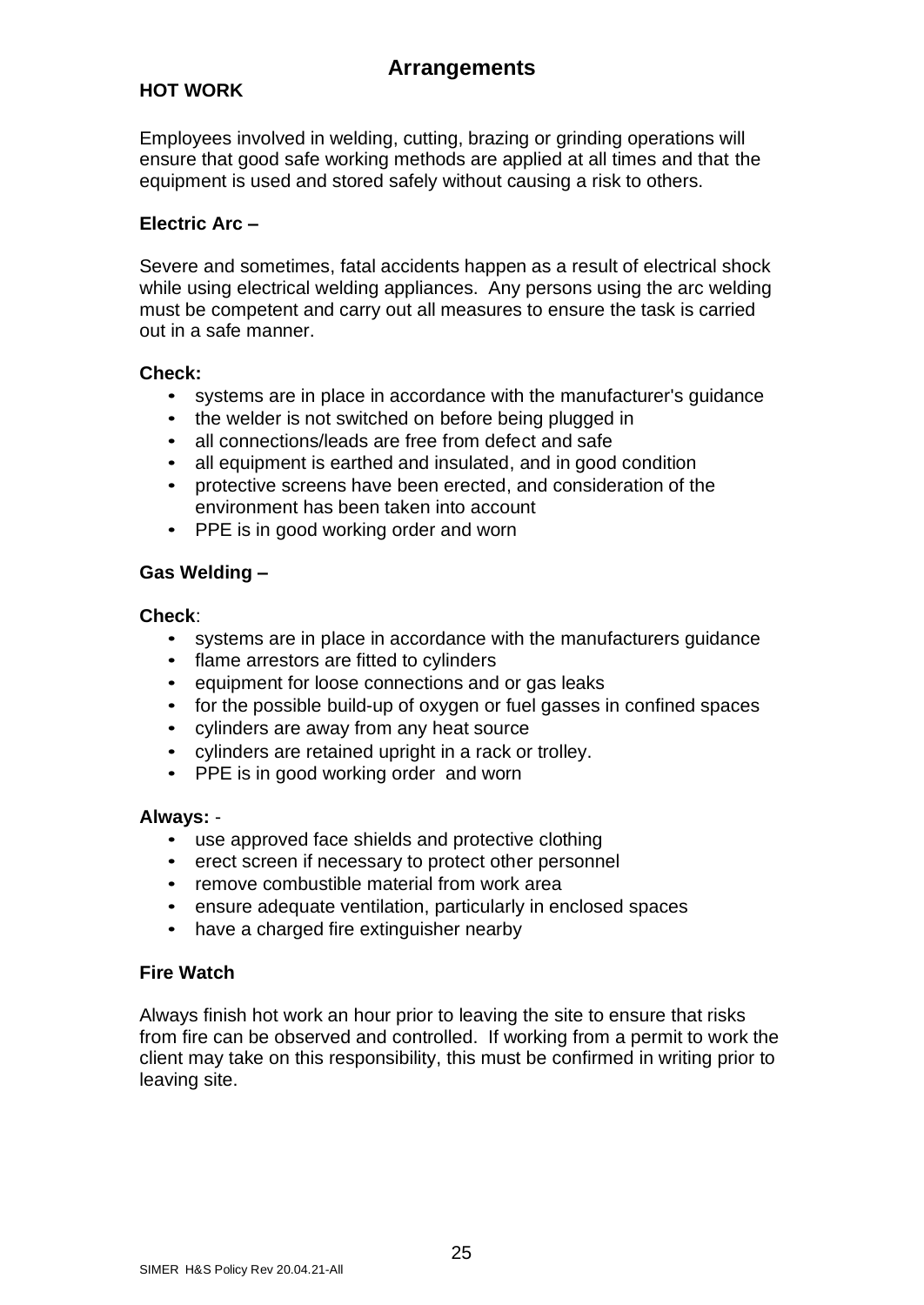# Arrangements

## HOT WORK

Employees involved in welding, cutting, brazing or grinding operations will ensure that good safe working methods are applied at all times and that the equipment is used and stored safely without causing a risk to others.

### Electric Arc –

Severe and sometimes, fatal accidents happen as a result of electrical shock while using electrical welding appliances. Any persons using the arc welding must be competent and carry out all measures to ensure the task is carried out in a safe manner.

**Check:**

- systems are in place in accordance with the manufacturer's guidance
- the welder is not switched on before being plugged in
- all connections/leads are free from defect and safe
- all equipment is earthed and insulated, and in good condition
- protective screens have been erected, and consideration of the environment has been taken into account
- PPE is in good working order and worn

### Gas Welding –

**Check**:

- systems are in place in accordance with the manufacturers guidance
- flame arrestors are fitted to cylinders
- equipment for loose connections and or gas leaks
- for the possible build-up of oxygen or fuel gasses in confined spaces
- cylinders are away from any heat source
- cylinders are retained upright in a rack or trolley.
- PPE is in good working order and worn

**Always:** -

- use approved face shields and protective clothing
- erect screen if necessary to protect other personnel
- remove combustible material from work area
- ensure adequate ventilation, particularly in enclosed spaces
- have a charged fire extinguisher nearby

### Fire Watch

Always finish hot work an hour prior to leaving the site to ensure that risks from fire can be observed and controlled. If working from a permit to work the client may take on this responsibility, this must be confirmed in writing prior to leaving site.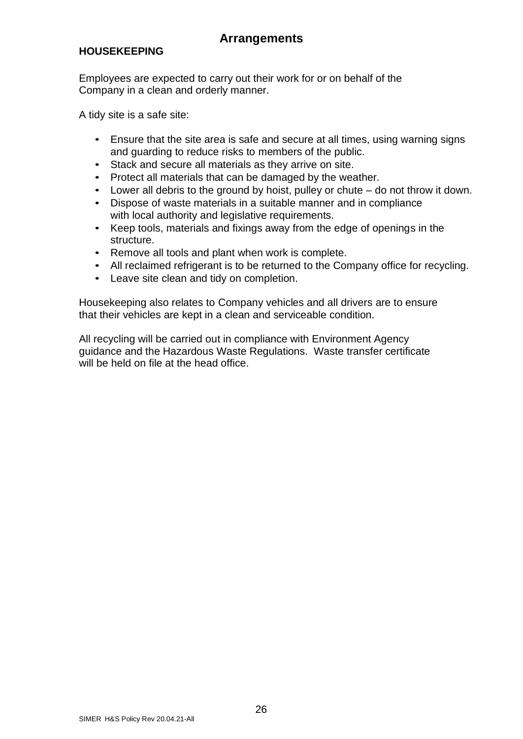# Arrangements

## HOUSEKEEPING

Employees are expected to carry out their work for or on behalf of the Company in a clean and orderly manner.

A tidy site is a safe site:

- Ensure that the site area is safe and secure at all times, using warning signs and guarding to reduce risks to members of the public.
- Stack and secure all materials as they arrive on site.
- Protect all materials that can be damaged by the weather.
- Lower all debris to the ground by hoist, pulley or chute – do not throw it down.
- Dispose of waste materials in a suitable manner and in compliance with local authority and legislative requirements.
- Keep tools, materials and fixings away from the edge of openings in the structure.
- Remove all tools and plant when work is complete.
- All reclaimed refrigerant is to be returned to the Company office for recycling.
- Leave site clean and tidy on completion.

Housekeeping also relates to Company vehicles and all drivers are to ensure that their vehicles are kept in a clean and serviceable condition.

All recycling will be carried out in compliance with Environment Agency guidance and the Hazardous Waste Regulations. Waste transfer certificate will be held on file at the head office.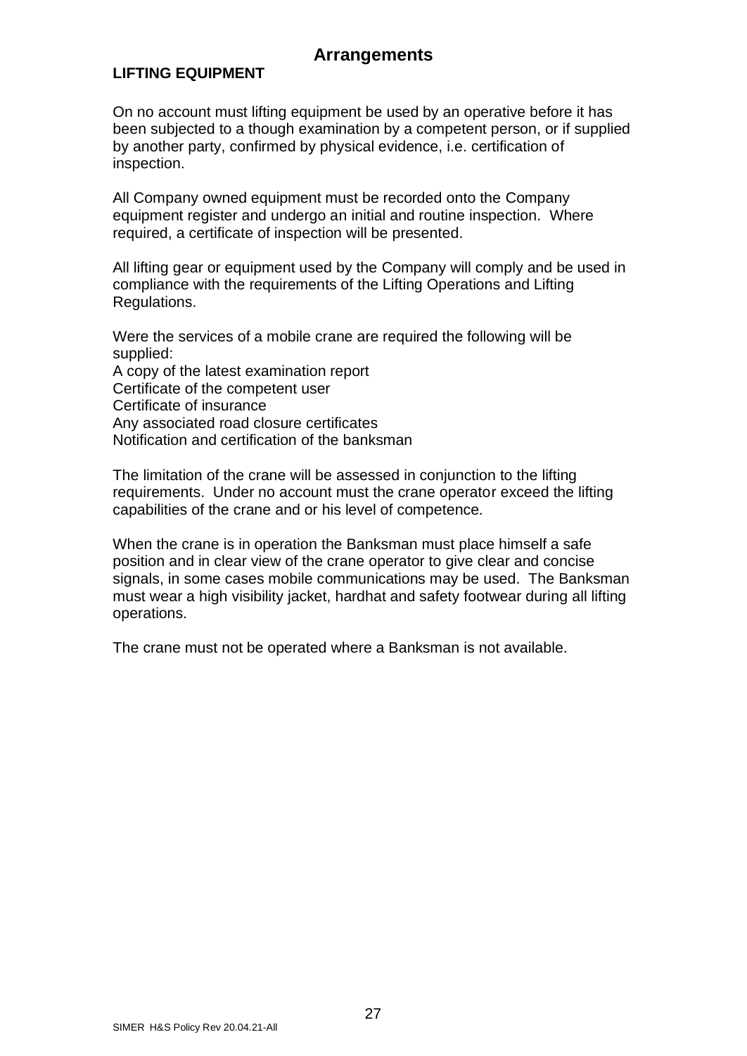# Arrangements

## LIFTING EQUIPMENT

On no account must lifting equipment be used by an operative before it has been subjected to a though examination by a competent person, or if supplied by another party, confirmed by physical evidence, i.e. certification of inspection.

All Company owned equipment must be recorded onto the Company equipment register and undergo an initial and routine inspection. Where required, a certificate of inspection will be presented.

All lifting gear or equipment used by the Company will comply and be used in compliance with the requirements of the Lifting Operations and Lifting Regulations.

Were the services of a mobile crane are required the following will be supplied:
A copy of the latest examination report
Certificate of the competent user
Certificate of insurance
Any associated road closure certificates
Notification and certification of the banksman

The limitation of the crane will be assessed in conjunction to the lifting requirements. Under no account must the crane operator exceed the lifting capabilities of the crane and or his level of competence.

When the crane is in operation the Banksman must place himself a safe position and in clear view of the crane operator to give clear and concise signals, in some cases mobile communications may be used. The Banksman must wear a high visibility jacket, hardhat and safety footwear during all lifting operations.

The crane must not be operated where a Banksman is not available.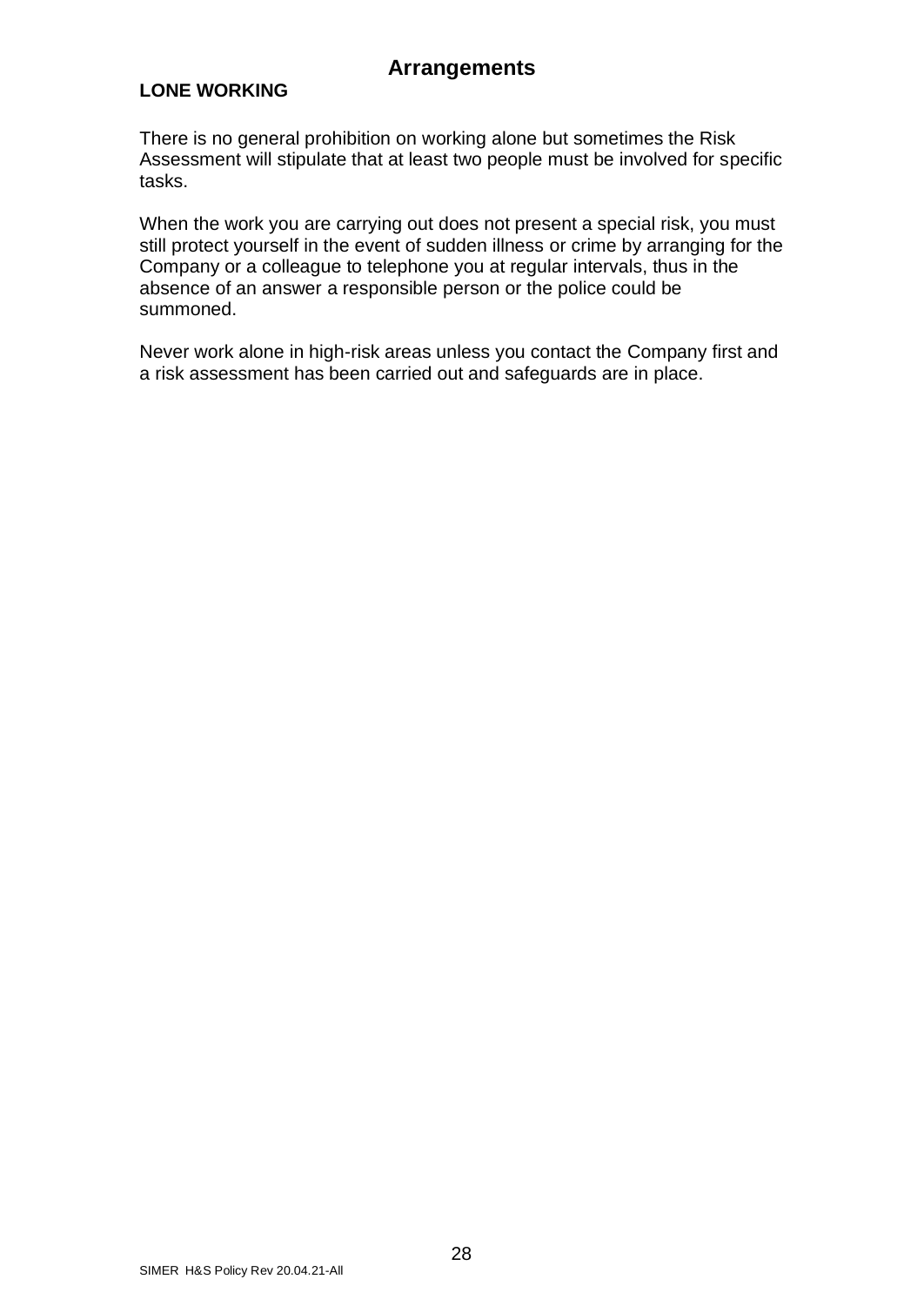## Arrangements

### LONE WORKING

There is no general prohibition on working alone but sometimes the Risk Assessment will stipulate that at least two people must be involved for specific tasks.

When the work you are carrying out does not present a special risk, you must still protect yourself in the event of sudden illness or crime by arranging for the Company or a colleague to telephone you at regular intervals, thus in the absence of an answer a responsible person or the police could be summoned.

Never work alone in high-risk areas unless you contact the Company first and a risk assessment has been carried out and safeguards are in place.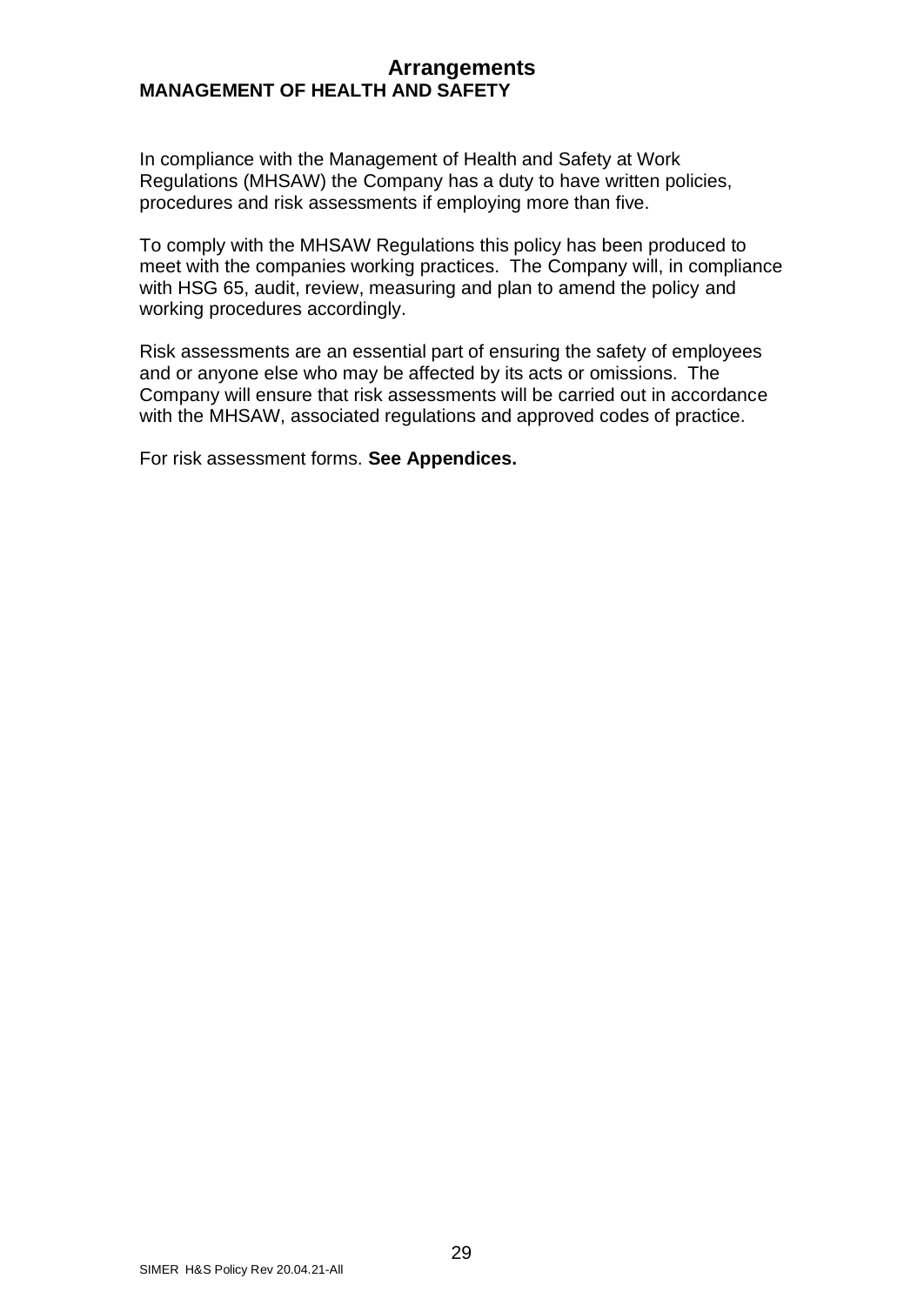# Arrangements

## MANAGEMENT OF HEALTH AND SAFETY

In compliance with the Management of Health and Safety at Work Regulations (MHSAW) the Company has a duty to have written policies, procedures and risk assessments if employing more than five.

To comply with the MHSAW Regulations this policy has been produced to meet with the companies working practices. The Company will, in compliance with HSG 65, audit, review, measuring and plan to amend the policy and working procedures accordingly.

Risk assessments are an essential part of ensuring the safety of employees and or anyone else who may be affected by its acts or omissions. The Company will ensure that risk assessments will be carried out in accordance with the MHSAW, associated regulations and approved codes of practice.

For risk assessment forms. **See Appendices.**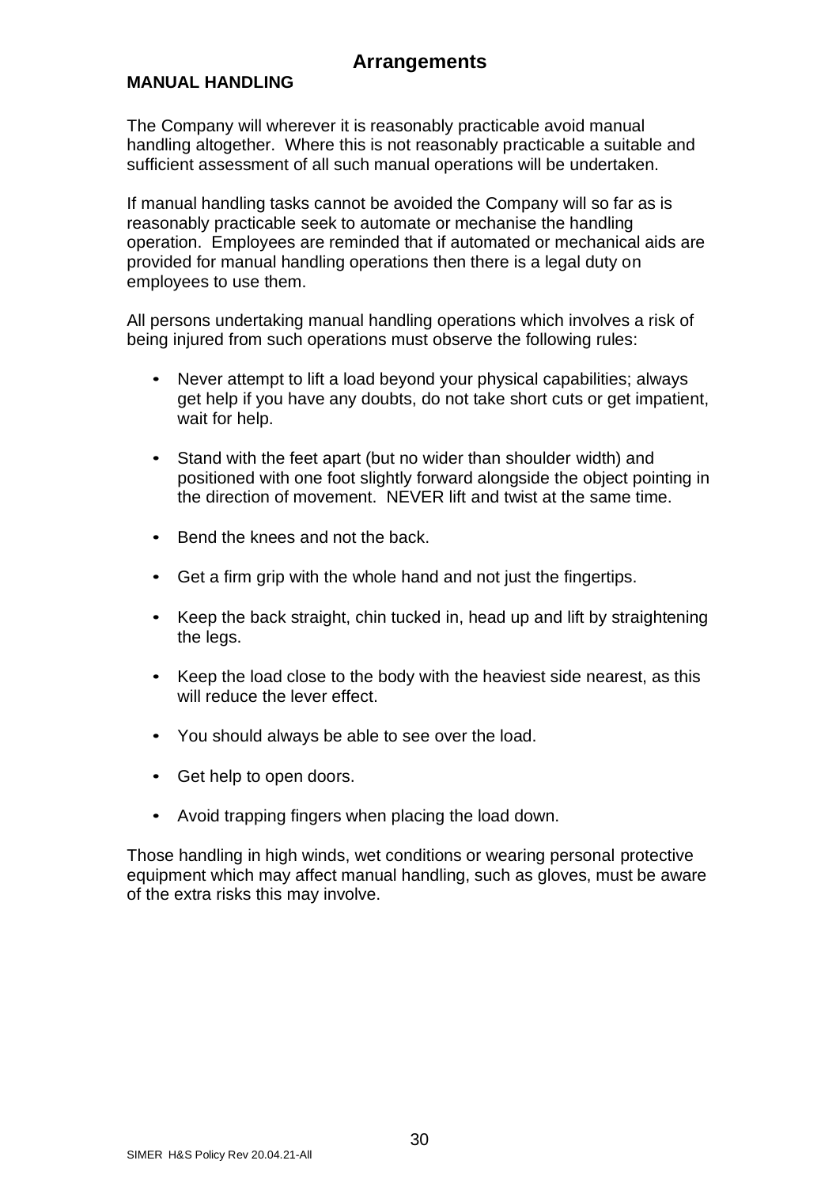# Arrangements

## MANUAL HANDLING

The Company will wherever it is reasonably practicable avoid manual handling altogether. Where this is not reasonably practicable a suitable and sufficient assessment of all such manual operations will be undertaken.

If manual handling tasks cannot be avoided the Company will so far as is reasonably practicable seek to automate or mechanise the handling operation. Employees are reminded that if automated or mechanical aids are provided for manual handling operations then there is a legal duty on employees to use them.

All persons undertaking manual handling operations which involves a risk of being injured from such operations must observe the following rules:

- Never attempt to lift a load beyond your physical capabilities; always get help if you have any doubts, do not take short cuts or get impatient, wait for help.
- Stand with the feet apart (but no wider than shoulder width) and positioned with one foot slightly forward alongside the object pointing in the direction of movement. NEVER lift and twist at the same time.
- Bend the knees and not the back.
- Get a firm grip with the whole hand and not just the fingertips.
- Keep the back straight, chin tucked in, head up and lift by straightening the legs.
- Keep the load close to the body with the heaviest side nearest, as this will reduce the lever effect.
- You should always be able to see over the load.
- Get help to open doors.
- Avoid trapping fingers when placing the load down.

Those handling in high winds, wet conditions or wearing personal protective equipment which may affect manual handling, such as gloves, must be aware of the extra risks this may involve.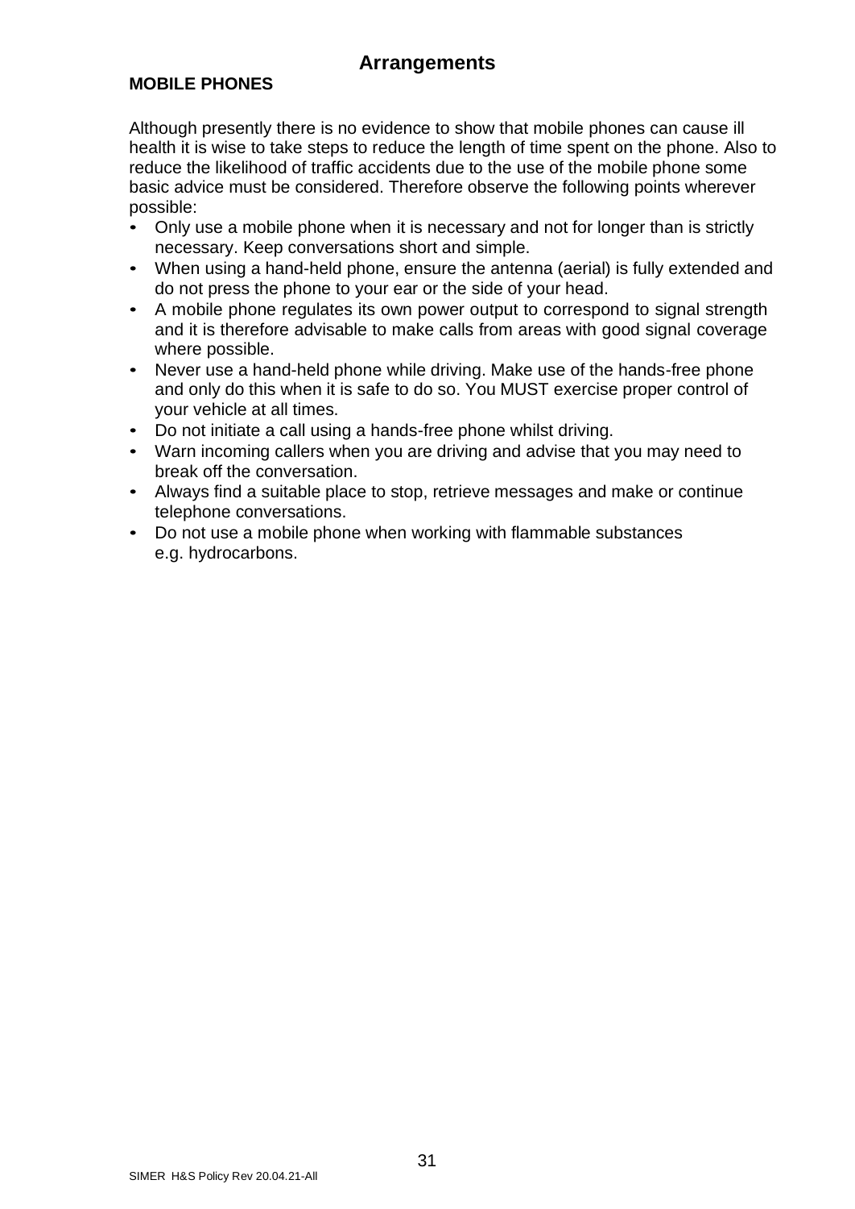# Arrangements

**MOBILE PHONES**

Although presently there is no evidence to show that mobile phones can cause ill health it is wise to take steps to reduce the length of time spent on the phone. Also to reduce the likelihood of traffic accidents due to the use of the mobile phone some basic advice must be considered. Therefore observe the following points wherever possible:

- Only use a mobile phone when it is necessary and not for longer than is strictly necessary. Keep conversations short and simple.
- When using a hand-held phone, ensure the antenna (aerial) is fully extended and do not press the phone to your ear or the side of your head.
- A mobile phone regulates its own power output to correspond to signal strength and it is therefore advisable to make calls from areas with good signal coverage where possible.
- Never use a hand-held phone while driving. Make use of the hands-free phone and only do this when it is safe to do so. You MUST exercise proper control of your vehicle at all times.
- Do not initiate a call using a hands-free phone whilst driving.
- Warn incoming callers when you are driving and advise that you may need to break off the conversation.
- Always find a suitable place to stop, retrieve messages and make or continue telephone conversations.
- Do not use a mobile phone when working with flammable substances e.g. hydrocarbons.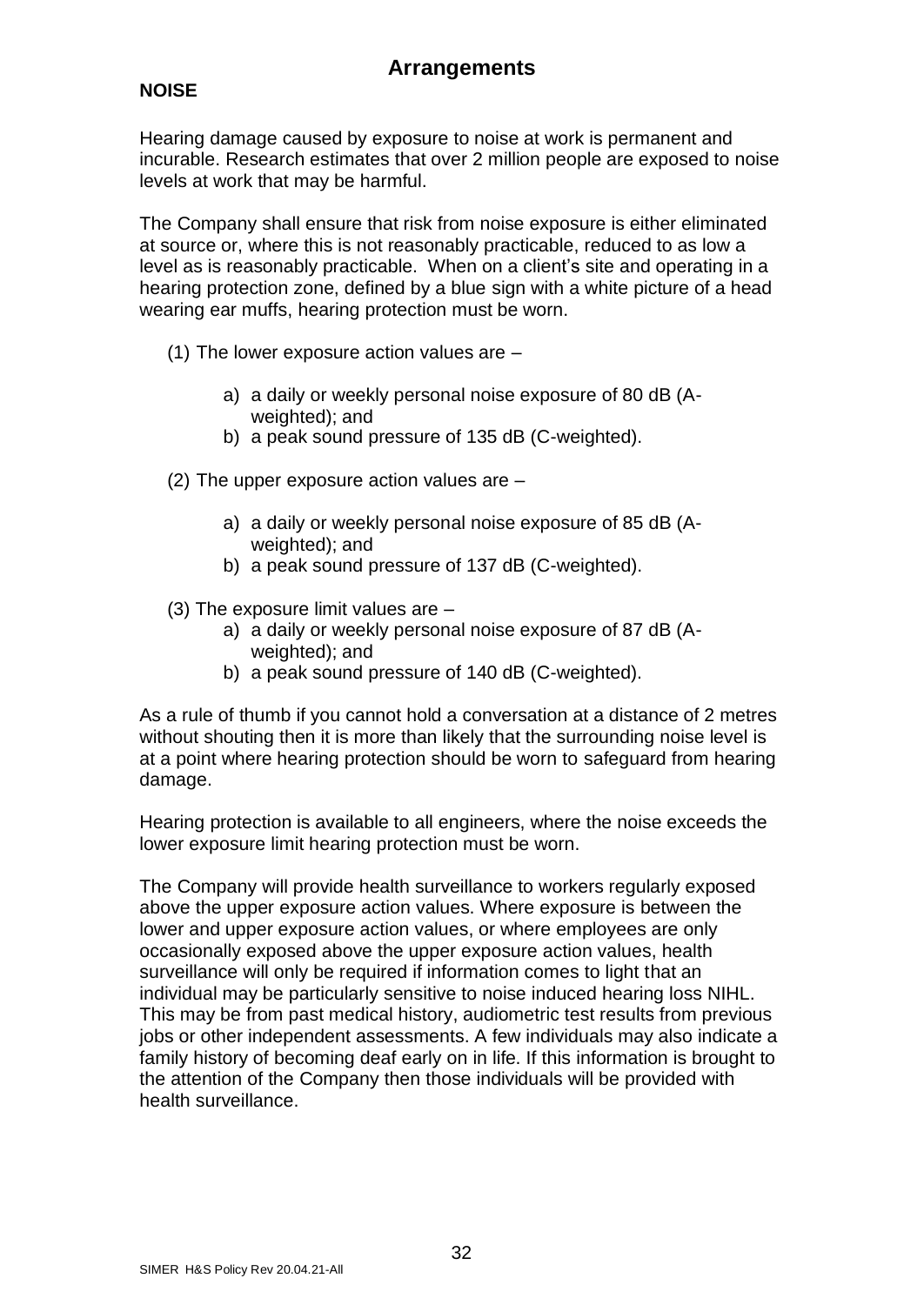# Arrangements

**NOISE**

Hearing damage caused by exposure to noise at work is permanent and incurable. Research estimates that over 2 million people are exposed to noise levels at work that may be harmful.

The Company shall ensure that risk from noise exposure is either eliminated at source or, where this is not reasonably practicable, reduced to as low a level as is reasonably practicable. When on a client's site and operating in a hearing protection zone, defined by a blue sign with a white picture of a head wearing ear muffs, hearing protection must be worn.

(1) The lower exposure action values are –

a) a daily or weekly personal noise exposure of 80 dB (A-weighted); and
b) a peak sound pressure of 135 dB (C-weighted).

(2) The upper exposure action values are –

a) a daily or weekly personal noise exposure of 85 dB (A-weighted); and
b) a peak sound pressure of 137 dB (C-weighted).

(3) The exposure limit values are –

a) a daily or weekly personal noise exposure of 87 dB (A-weighted); and
b) a peak sound pressure of 140 dB (C-weighted).

As a rule of thumb if you cannot hold a conversation at a distance of 2 metres without shouting then it is more than likely that the surrounding noise level is at a point where hearing protection should be worn to safeguard from hearing damage.

Hearing protection is available to all engineers, where the noise exceeds the lower exposure limit hearing protection must be worn.

The Company will provide health surveillance to workers regularly exposed above the upper exposure action values. Where exposure is between the lower and upper exposure action values, or where employees are only occasionally exposed above the upper exposure action values, health surveillance will only be required if information comes to light that an individual may be particularly sensitive to noise induced hearing loss NIHL. This may be from past medical history, audiometric test results from previous jobs or other independent assessments. A few individuals may also indicate a family history of becoming deaf early on in life. If this information is brought to the attention of the Company then those individuals will be provided with health surveillance.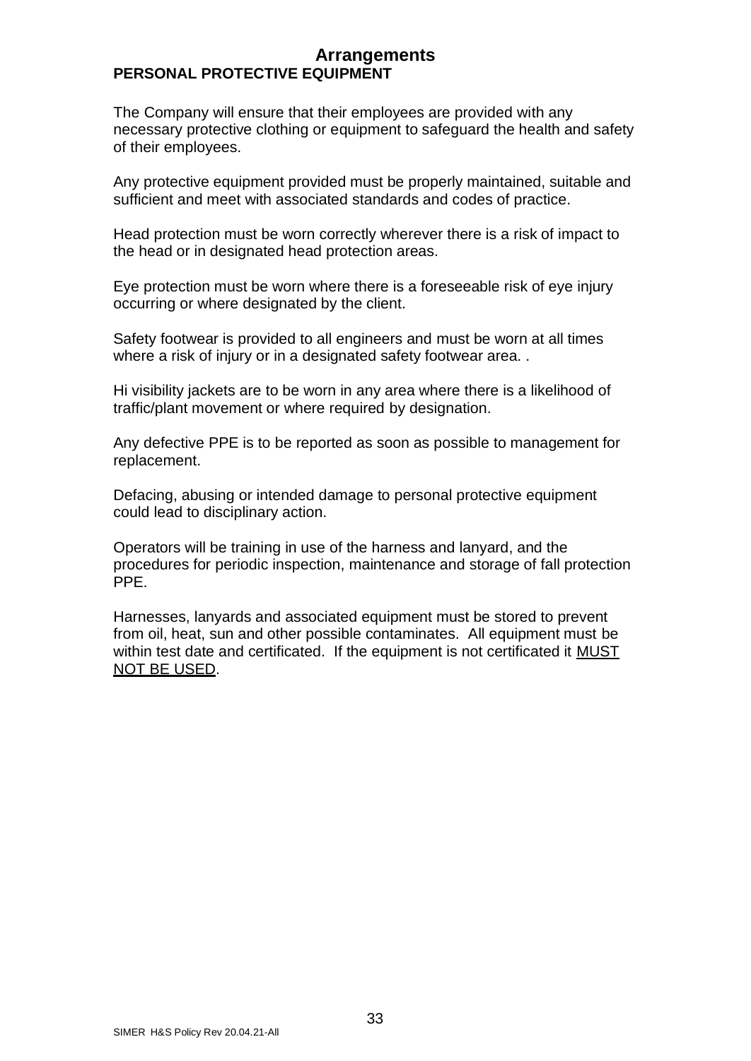# Arrangements

## PERSONAL PROTECTIVE EQUIPMENT

The Company will ensure that their employees are provided with any necessary protective clothing or equipment to safeguard the health and safety of their employees.

Any protective equipment provided must be properly maintained, suitable and sufficient and meet with associated standards and codes of practice.

Head protection must be worn correctly wherever there is a risk of impact to the head or in designated head protection areas.

Eye protection must be worn where there is a foreseeable risk of eye injury occurring or where designated by the client.

Safety footwear is provided to all engineers and must be worn at all times where a risk of injury or in a designated safety footwear area. .

Hi visibility jackets are to be worn in any area where there is a likelihood of traffic/plant movement or where required by designation.

Any defective PPE is to be reported as soon as possible to management for replacement.

Defacing, abusing or intended damage to personal protective equipment could lead to disciplinary action.

Operators will be training in use of the harness and lanyard, and the procedures for periodic inspection, maintenance and storage of fall protection PPE.

Harnesses, lanyards and associated equipment must be stored to prevent from oil, heat, sun and other possible contaminates. All equipment must be within test date and certificated. If the equipment is not certificated it <u>MUST NOT BE USED</u>.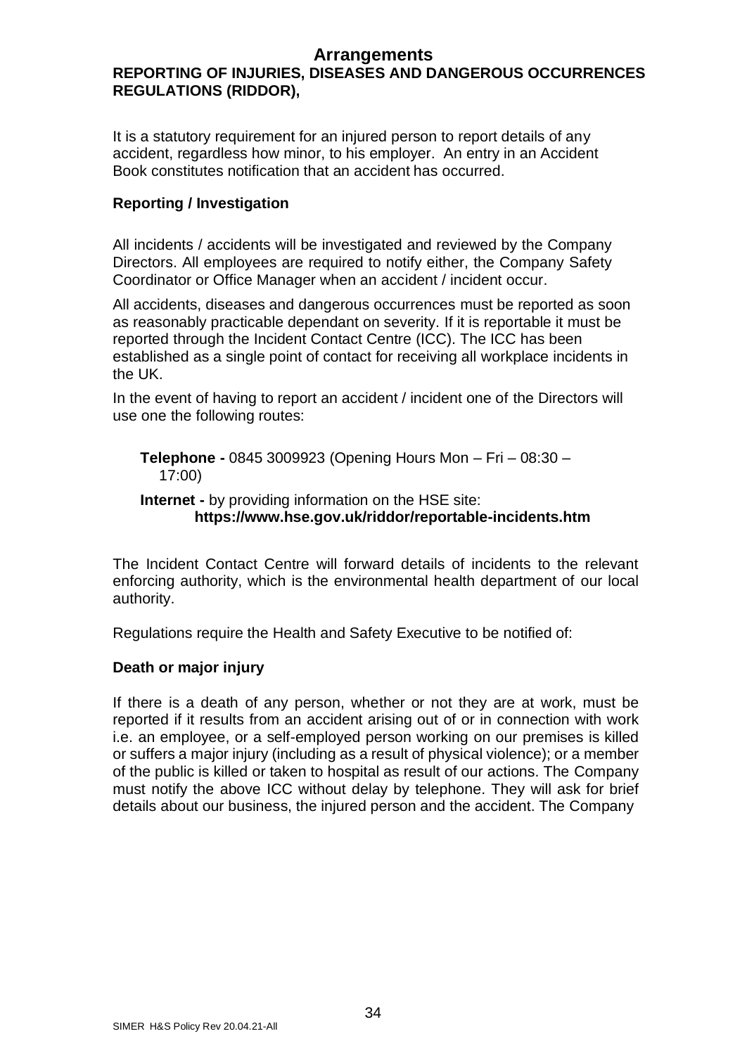# Arrangements

## REPORTING OF INJURIES, DISEASES AND DANGEROUS OCCURRENCES REGULATIONS (RIDDOR),

It is a statutory requirement for an injured person to report details of any accident, regardless how minor, to his employer. An entry in an Accident Book constitutes notification that an accident has occurred.

### Reporting / Investigation

All incidents / accidents will be investigated and reviewed by the Company Directors. All employees are required to notify either, the Company Safety Coordinator or Office Manager when an accident / incident occur.

All accidents, diseases and dangerous occurrences must be reported as soon as reasonably practicable dependant on severity. If it is reportable it must be reported through the Incident Contact Centre (ICC). The ICC has been established as a single point of contact for receiving all workplace incidents in the UK.

In the event of having to report an accident / incident one of the Directors will use one the following routes:

**Telephone -** 0845 3009923 (Opening Hours Mon – Fri – 08:30 – 17:00)

**Internet -** by providing information on the HSE site: **https://www.hse.gov.uk/riddor/reportable-incidents.htm**

The Incident Contact Centre will forward details of incidents to the relevant enforcing authority, which is the environmental health department of our local authority.

Regulations require the Health and Safety Executive to be notified of:

### Death or major injury

If there is a death of any person, whether or not they are at work, must be reported if it results from an accident arising out of or in connection with work i.e. an employee, or a self-employed person working on our premises is killed or suffers a major injury (including as a result of physical violence); or a member of the public is killed or taken to hospital as result of our actions. The Company must notify the above ICC without delay by telephone. They will ask for brief details about our business, the injured person and the accident. The Company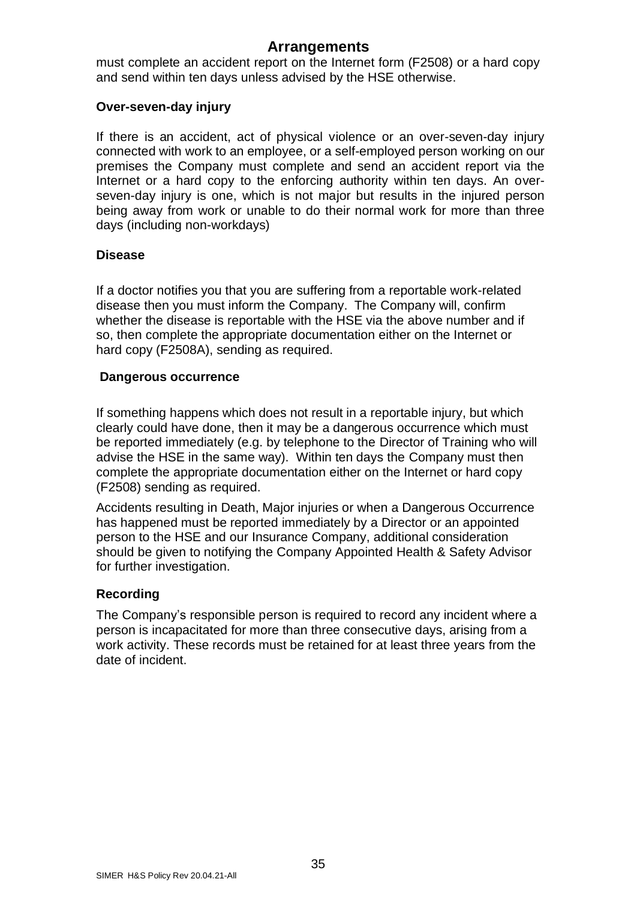must complete an accident report on the Internet form (F2508) or a hard copy and send within ten days unless advised by the HSE otherwise.

**Over-seven-day injury**

If there is an accident, act of physical violence or an over-seven-day injury connected with work to an employee, or a self-employed person working on our premises the Company must complete and send an accident report via the Internet or a hard copy to the enforcing authority within ten days. An over-seven-day injury is one, which is not major but results in the injured person being away from work or unable to do their normal work for more than three days (including non-workdays)

**Disease**

If a doctor notifies you that you are suffering from a reportable work-related disease then you must inform the Company. The Company will, confirm whether the disease is reportable with the HSE via the above number and if so, then complete the appropriate documentation either on the Internet or hard copy (F2508A), sending as required.

**Dangerous occurrence**

If something happens which does not result in a reportable injury, but which clearly could have done, then it may be a dangerous occurrence which must be reported immediately (e.g. by telephone to the Director of Training who will advise the HSE in the same way). Within ten days the Company must then complete the appropriate documentation either on the Internet or hard copy (F2508) sending as required.

Accidents resulting in Death, Major injuries or when a Dangerous Occurrence has happened must be reported immediately by a Director or an appointed person to the HSE and our Insurance Company, additional consideration should be given to notifying the Company Appointed Health & Safety Advisor for further investigation.

**Recording**

The Company's responsible person is required to record any incident where a person is incapacitated for more than three consecutive days, arising from a work activity. These records must be retained for at least three years from the date of incident.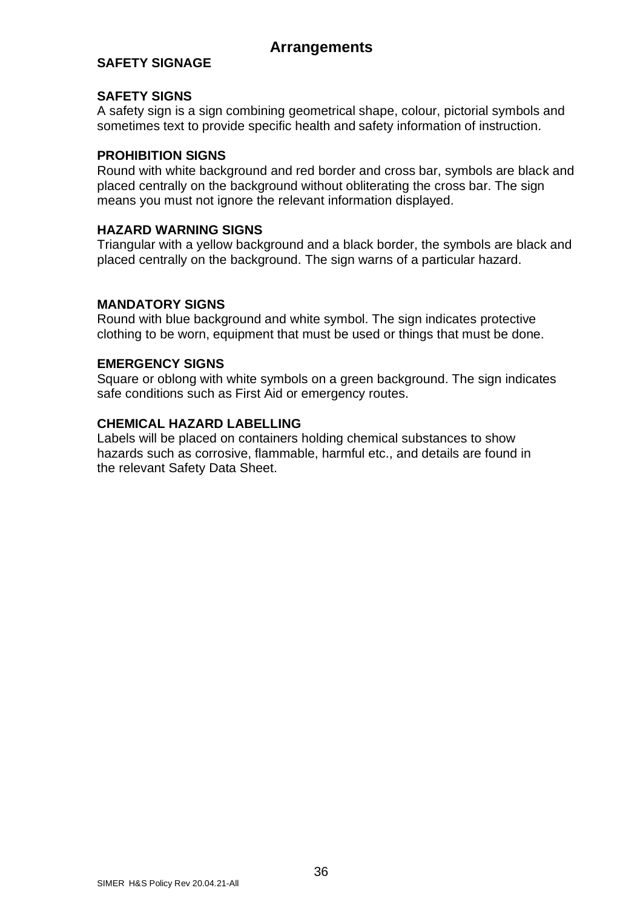# Arrangements

## SAFETY SIGNAGE

### SAFETY SIGNS

A safety sign is a sign combining geometrical shape, colour, pictorial symbols and sometimes text to provide specific health and safety information of instruction.

### PROHIBITION SIGNS

Round with white background and red border and cross bar, symbols are black and placed centrally on the background without obliterating the cross bar. The sign means you must not ignore the relevant information displayed.

### HAZARD WARNING SIGNS

Triangular with a yellow background and a black border, the symbols are black and placed centrally on the background. The sign warns of a particular hazard.

### MANDATORY SIGNS

Round with blue background and white symbol. The sign indicates protective clothing to be worn, equipment that must be used or things that must be done.

### EMERGENCY SIGNS

Square or oblong with white symbols on a green background. The sign indicates safe conditions such as First Aid or emergency routes.

### CHEMICAL HAZARD LABELLING

Labels will be placed on containers holding chemical substances to show hazards such as corrosive, flammable, harmful etc., and details are found in the relevant Safety Data Sheet.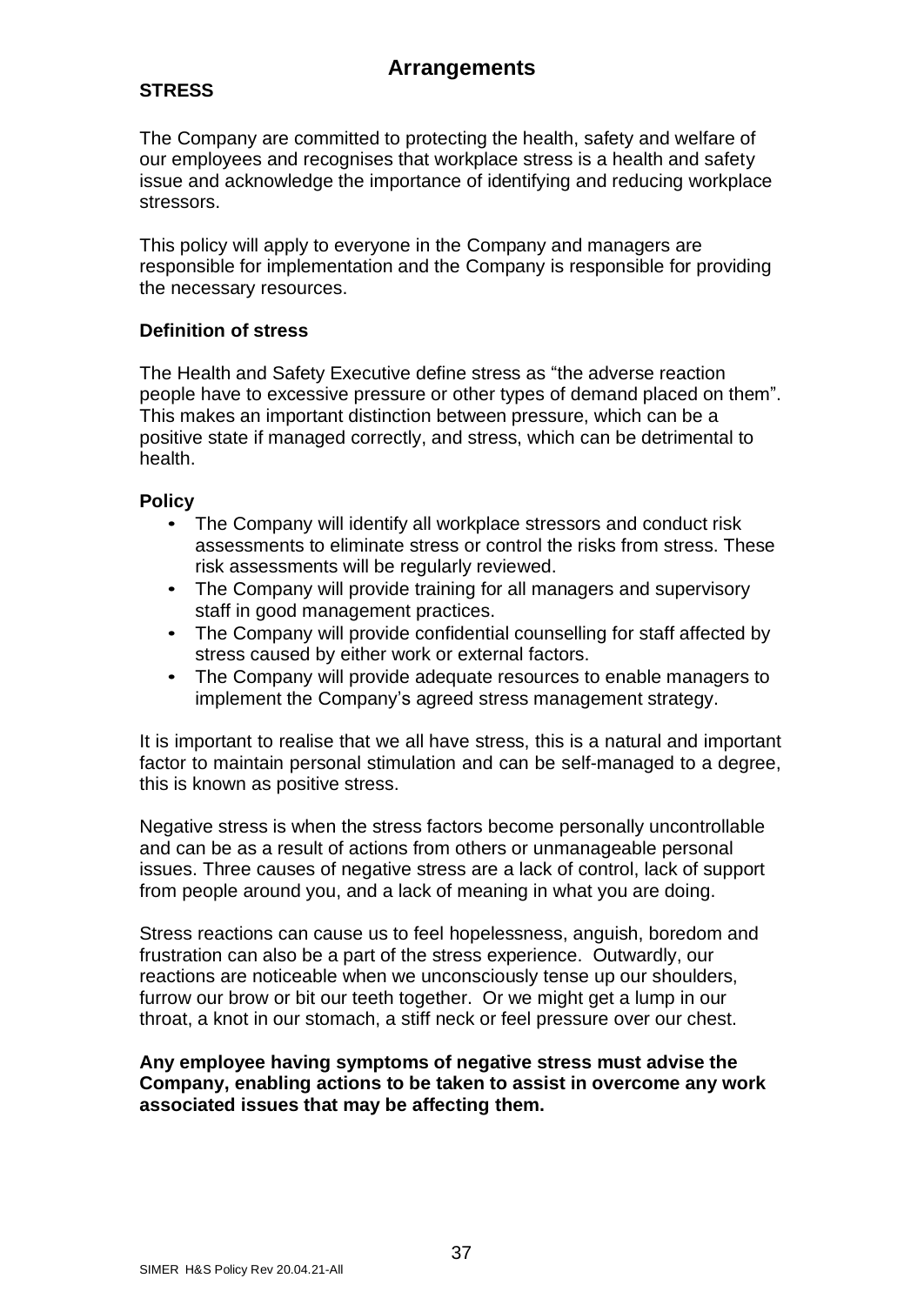# Arrangements

## STRESS

The Company are committed to protecting the health, safety and welfare of our employees and recognises that workplace stress is a health and safety issue and acknowledge the importance of identifying and reducing workplace stressors.

This policy will apply to everyone in the Company and managers are responsible for implementation and the Company is responsible for providing the necessary resources.

### Definition of stress

The Health and Safety Executive define stress as "the adverse reaction people have to excessive pressure or other types of demand placed on them". This makes an important distinction between pressure, which can be a positive state if managed correctly, and stress, which can be detrimental to health.

### Policy

- The Company will identify all workplace stressors and conduct risk assessments to eliminate stress or control the risks from stress. These risk assessments will be regularly reviewed.
- The Company will provide training for all managers and supervisory staff in good management practices.
- The Company will provide confidential counselling for staff affected by stress caused by either work or external factors.
- The Company will provide adequate resources to enable managers to implement the Company's agreed stress management strategy.

It is important to realise that we all have stress, this is a natural and important factor to maintain personal stimulation and can be self-managed to a degree, this is known as positive stress.

Negative stress is when the stress factors become personally uncontrollable and can be as a result of actions from others or unmanageable personal issues. Three causes of negative stress are a lack of control, lack of support from people around you, and a lack of meaning in what you are doing.

Stress reactions can cause us to feel hopelessness, anguish, boredom and frustration can also be a part of the stress experience. Outwardly, our reactions are noticeable when we unconsciously tense up our shoulders, furrow our brow or bit our teeth together. Or we might get a lump in our throat, a knot in our stomach, a stiff neck or feel pressure over our chest.

**Any employee having symptoms of negative stress must advise the Company, enabling actions to be taken to assist in overcome any work associated issues that may be affecting them.**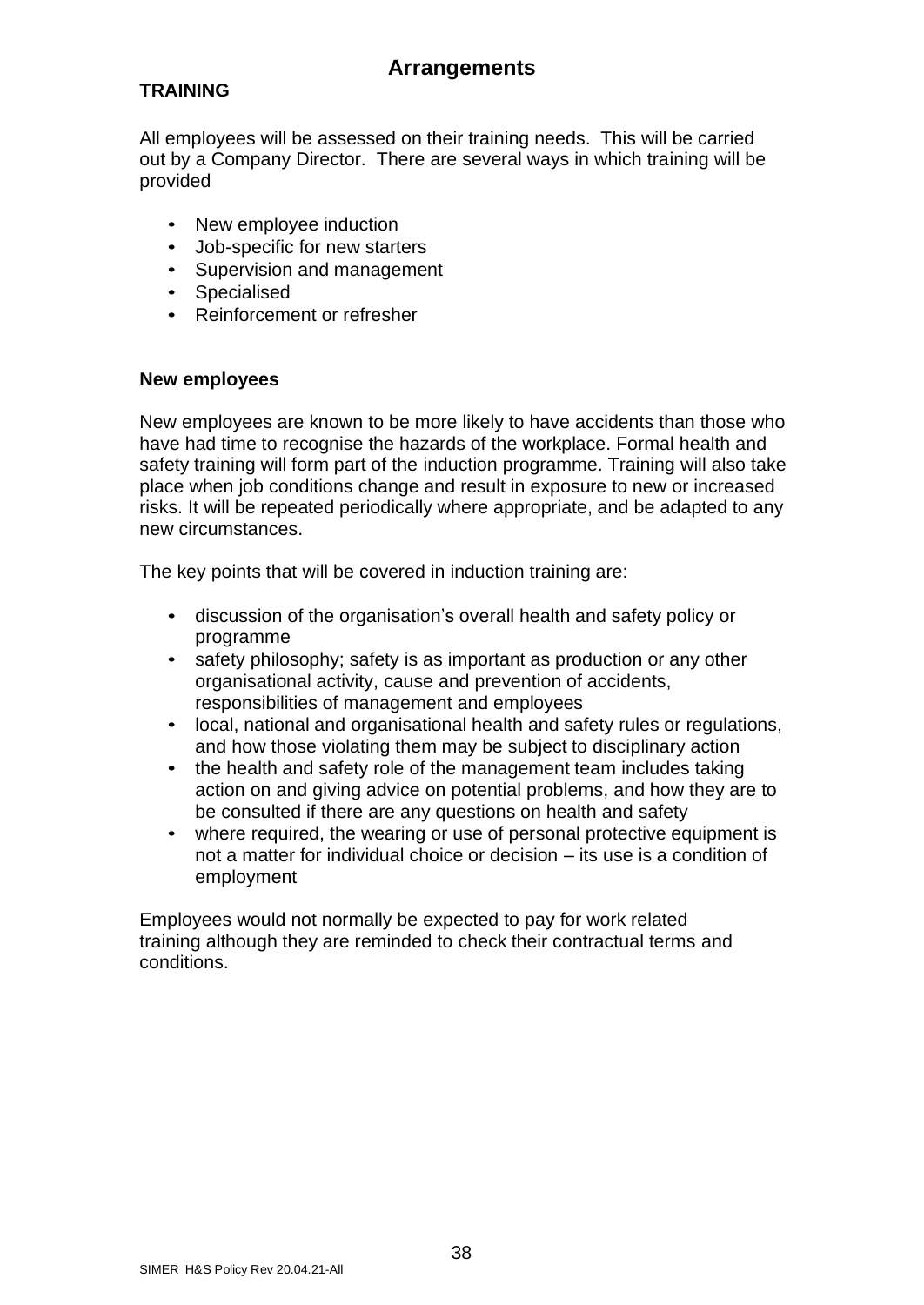# Arrangements

**TRAINING**

All employees will be assessed on their training needs. This will be carried out by a Company Director. There are several ways in which training will be provided

- New employee induction
- Job-specific for new starters
- Supervision and management
- Specialised
- Reinforcement or refresher

**New employees**

New employees are known to be more likely to have accidents than those who have had time to recognise the hazards of the workplace. Formal health and safety training will form part of the induction programme. Training will also take place when job conditions change and result in exposure to new or increased risks. It will be repeated periodically where appropriate, and be adapted to any new circumstances.

The key points that will be covered in induction training are:

- discussion of the organisation's overall health and safety policy or programme
- safety philosophy; safety is as important as production or any other organisational activity, cause and prevention of accidents, responsibilities of management and employees
- local, national and organisational health and safety rules or regulations, and how those violating them may be subject to disciplinary action
- the health and safety role of the management team includes taking action on and giving advice on potential problems, and how they are to be consulted if there are any questions on health and safety
- where required, the wearing or use of personal protective equipment is not a matter for individual choice or decision – its use is a condition of employment

Employees would not normally be expected to pay for work related training although they are reminded to check their contractual terms and conditions.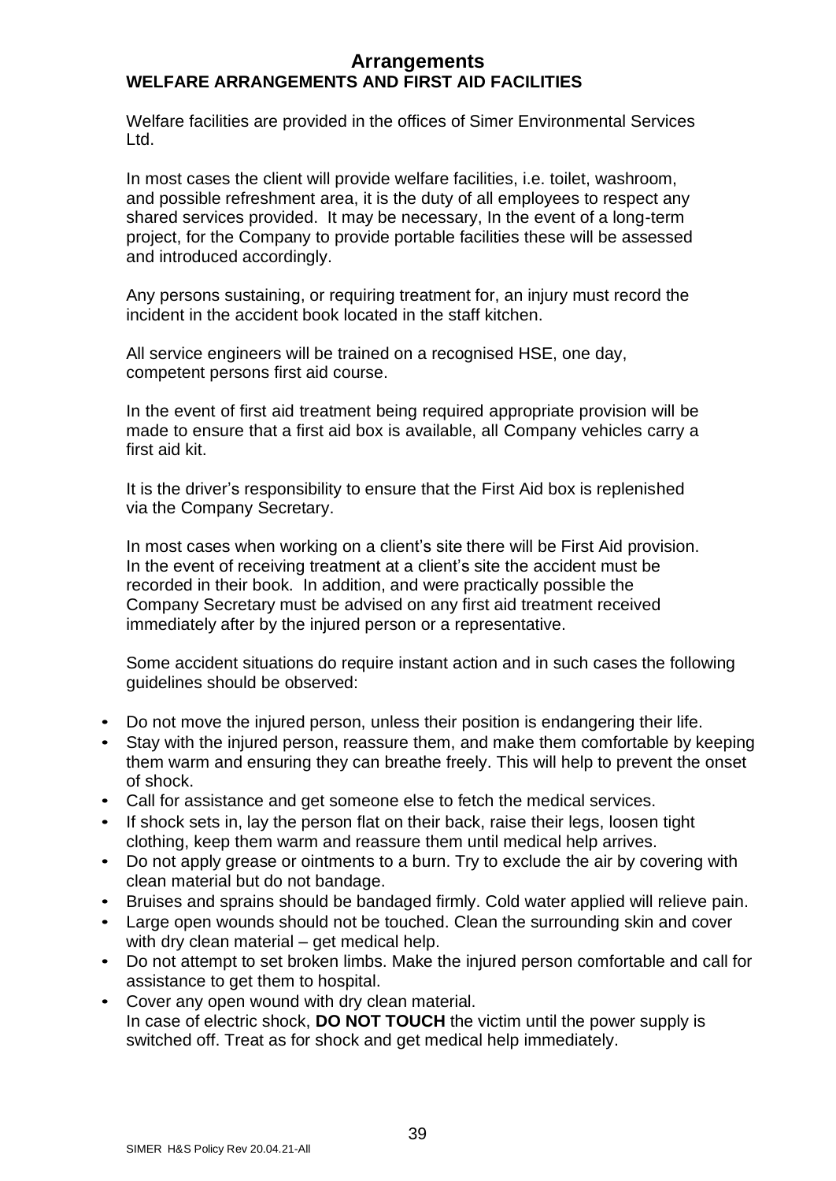# Arrangements

## WELFARE ARRANGEMENTS AND FIRST AID FACILITIES

Welfare facilities are provided in the offices of Simer Environmental Services Ltd.

In most cases the client will provide welfare facilities, i.e. toilet, washroom, and possible refreshment area, it is the duty of all employees to respect any shared services provided. It may be necessary, In the event of a long-term project, for the Company to provide portable facilities these will be assessed and introduced accordingly.

Any persons sustaining, or requiring treatment for, an injury must record the incident in the accident book located in the staff kitchen.

All service engineers will be trained on a recognised HSE, one day, competent persons first aid course.

In the event of first aid treatment being required appropriate provision will be made to ensure that a first aid box is available, all Company vehicles carry a first aid kit.

It is the driver's responsibility to ensure that the First Aid box is replenished via the Company Secretary.

In most cases when working on a client's site there will be First Aid provision. In the event of receiving treatment at a client's site the accident must be recorded in their book. In addition, and were practically possible the Company Secretary must be advised on any first aid treatment received immediately after by the injured person or a representative.

Some accident situations do require instant action and in such cases the following guidelines should be observed:

- Do not move the injured person, unless their position is endangering their life.
- Stay with the injured person, reassure them, and make them comfortable by keeping them warm and ensuring they can breathe freely. This will help to prevent the onset of shock.
- Call for assistance and get someone else to fetch the medical services.
- If shock sets in, lay the person flat on their back, raise their legs, loosen tight clothing, keep them warm and reassure them until medical help arrives.
- Do not apply grease or ointments to a burn. Try to exclude the air by covering with clean material but do not bandage.
- Bruises and sprains should be bandaged firmly. Cold water applied will relieve pain.
- Large open wounds should not be touched. Clean the surrounding skin and cover with dry clean material – get medical help.
- Do not attempt to set broken limbs. Make the injured person comfortable and call for assistance to get them to hospital.
- Cover any open wound with dry clean material.
  In case of electric shock, **DO NOT TOUCH** the victim until the power supply is switched off. Treat as for shock and get medical help immediately.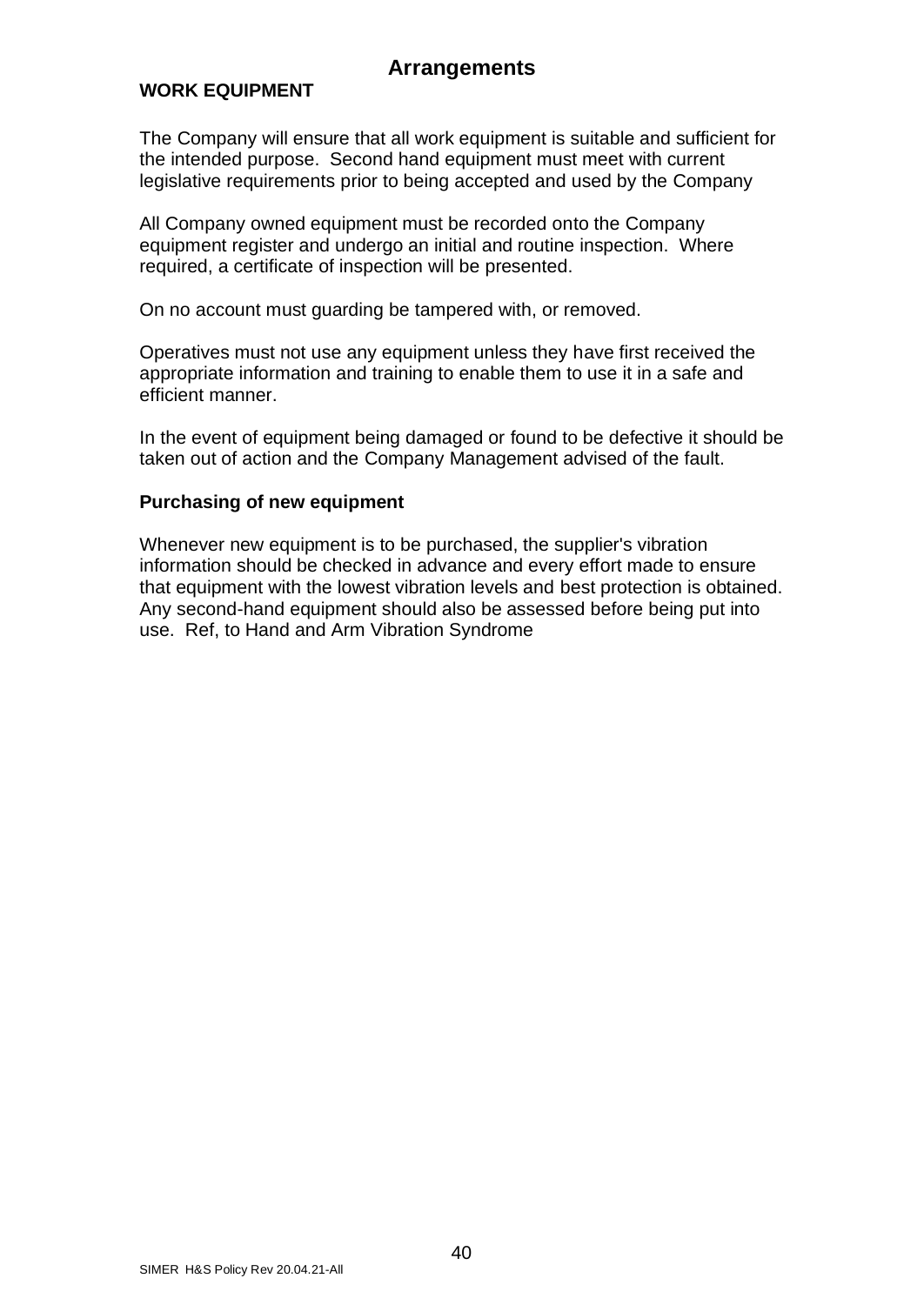## Arrangements

### WORK EQUIPMENT

The Company will ensure that all work equipment is suitable and sufficient for the intended purpose. Second hand equipment must meet with current legislative requirements prior to being accepted and used by the Company

All Company owned equipment must be recorded onto the Company equipment register and undergo an initial and routine inspection. Where required, a certificate of inspection will be presented.

On no account must guarding be tampered with, or removed.

Operatives must not use any equipment unless they have first received the appropriate information and training to enable them to use it in a safe and efficient manner.

In the event of equipment being damaged or found to be defective it should be taken out of action and the Company Management advised of the fault.

#### Purchasing of new equipment

Whenever new equipment is to be purchased, the supplier's vibration information should be checked in advance and every effort made to ensure that equipment with the lowest vibration levels and best protection is obtained. Any second-hand equipment should also be assessed before being put into use. Ref, to Hand and Arm Vibration Syndrome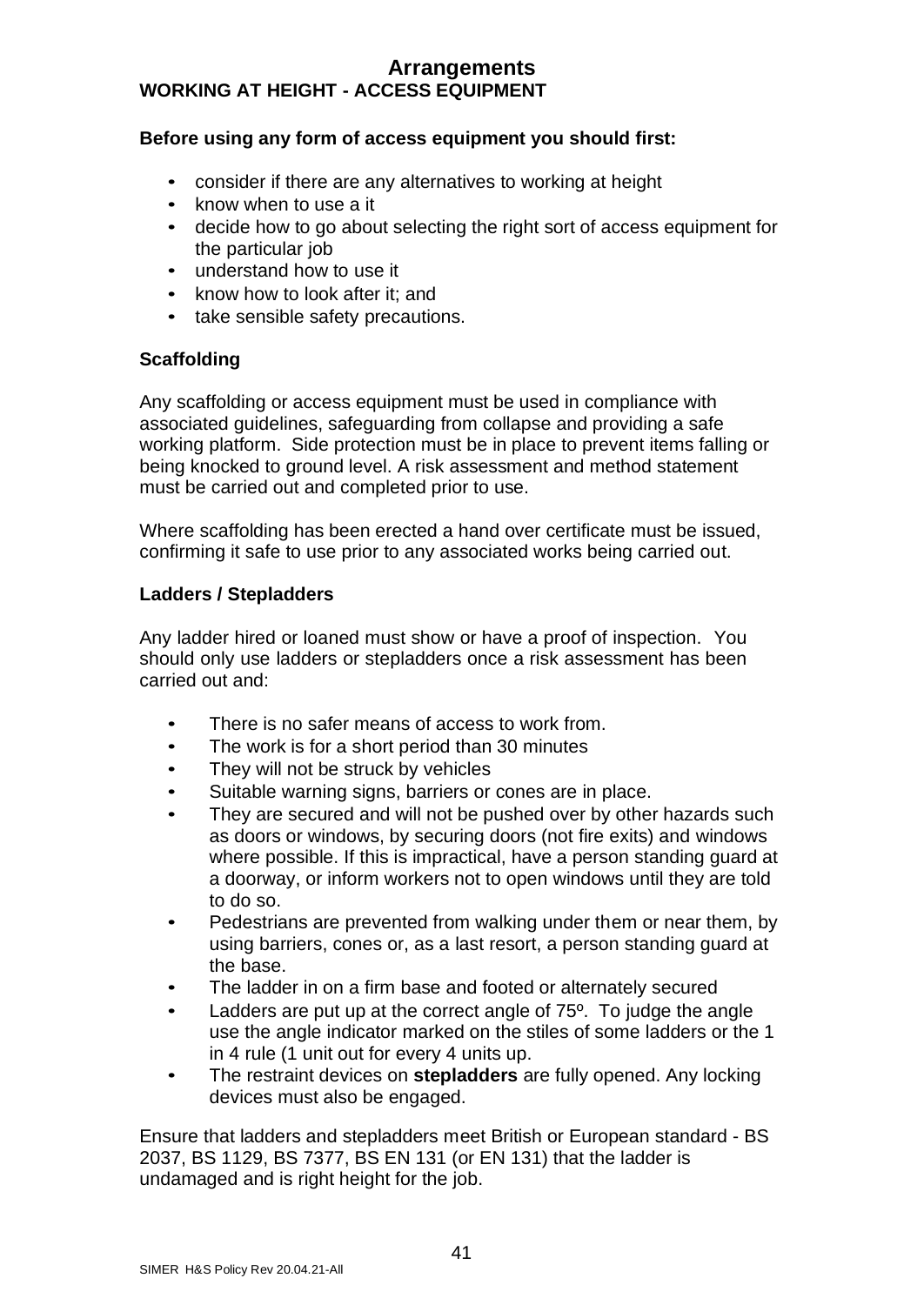# Arrangements

## WORKING AT HEIGHT - ACCESS EQUIPMENT

**Before using any form of access equipment you should first:**

- consider if there are any alternatives to working at height
- know when to use a it
- decide how to go about selecting the right sort of access equipment for the particular job
- understand how to use it
- know how to look after it; and
- take sensible safety precautions.

### Scaffolding

Any scaffolding or access equipment must be used in compliance with associated guidelines, safeguarding from collapse and providing a safe working platform. Side protection must be in place to prevent items falling or being knocked to ground level. A risk assessment and method statement must be carried out and completed prior to use.

Where scaffolding has been erected a hand over certificate must be issued, confirming it safe to use prior to any associated works being carried out.

### Ladders / Stepladders

Any ladder hired or loaned must show or have a proof of inspection. You should only use ladders or stepladders once a risk assessment has been carried out and:

- There is no safer means of access to work from.
- The work is for a short period than 30 minutes
- They will not be struck by vehicles
- Suitable warning signs, barriers or cones are in place.
- They are secured and will not be pushed over by other hazards such as doors or windows, by securing doors (not fire exits) and windows where possible. If this is impractical, have a person standing guard at a doorway, or inform workers not to open windows until they are told to do so.
- Pedestrians are prevented from walking under them or near them, by using barriers, cones or, as a last resort, a person standing guard at the base.
- The ladder in on a firm base and footed or alternately secured
- Ladders are put up at the correct angle of 75º. To judge the angle use the angle indicator marked on the stiles of some ladders or the 1 in 4 rule (1 unit out for every 4 units up.
- The restraint devices on **stepladders** are fully opened. Any locking devices must also be engaged.

Ensure that ladders and stepladders meet British or European standard - BS 2037, BS 1129, BS 7377, BS EN 131 (or EN 131) that the ladder is undamaged and is right height for the job.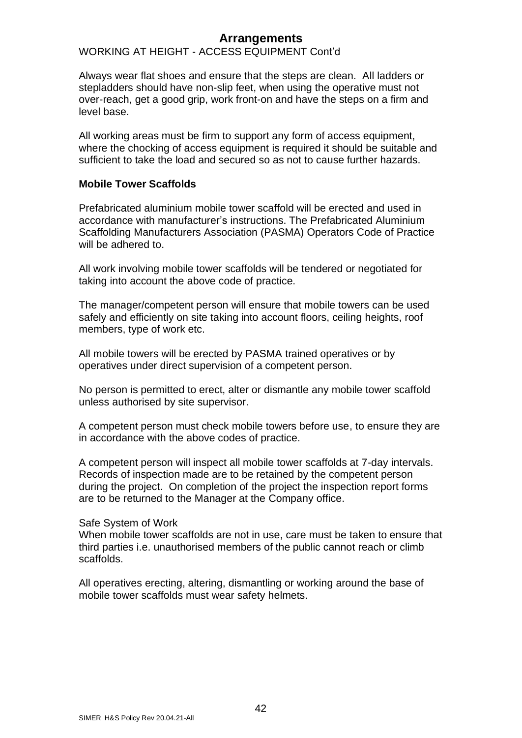# Arrangements

WORKING AT HEIGHT - ACCESS EQUIPMENT Cont'd

Always wear flat shoes and ensure that the steps are clean. All ladders or stepladders should have non-slip feet, when using the operative must not over-reach, get a good grip, work front-on and have the steps on a firm and level base.

All working areas must be firm to support any form of access equipment, where the chocking of access equipment is required it should be suitable and sufficient to take the load and secured so as not to cause further hazards.

**Mobile Tower Scaffolds**

Prefabricated aluminium mobile tower scaffold will be erected and used in accordance with manufacturer's instructions. The Prefabricated Aluminium Scaffolding Manufacturers Association (PASMA) Operators Code of Practice will be adhered to.

All work involving mobile tower scaffolds will be tendered or negotiated for taking into account the above code of practice.

The manager/competent person will ensure that mobile towers can be used safely and efficiently on site taking into account floors, ceiling heights, roof members, type of work etc.

All mobile towers will be erected by PASMA trained operatives or by operatives under direct supervision of a competent person.

No person is permitted to erect, alter or dismantle any mobile tower scaffold unless authorised by site supervisor.

A competent person must check mobile towers before use, to ensure they are in accordance with the above codes of practice.

A competent person will inspect all mobile tower scaffolds at 7-day intervals. Records of inspection made are to be retained by the competent person during the project. On completion of the project the inspection report forms are to be returned to the Manager at the Company office.

Safe System of Work

When mobile tower scaffolds are not in use, care must be taken to ensure that third parties i.e. unauthorised members of the public cannot reach or climb scaffolds.

All operatives erecting, altering, dismantling or working around the base of mobile tower scaffolds must wear safety helmets.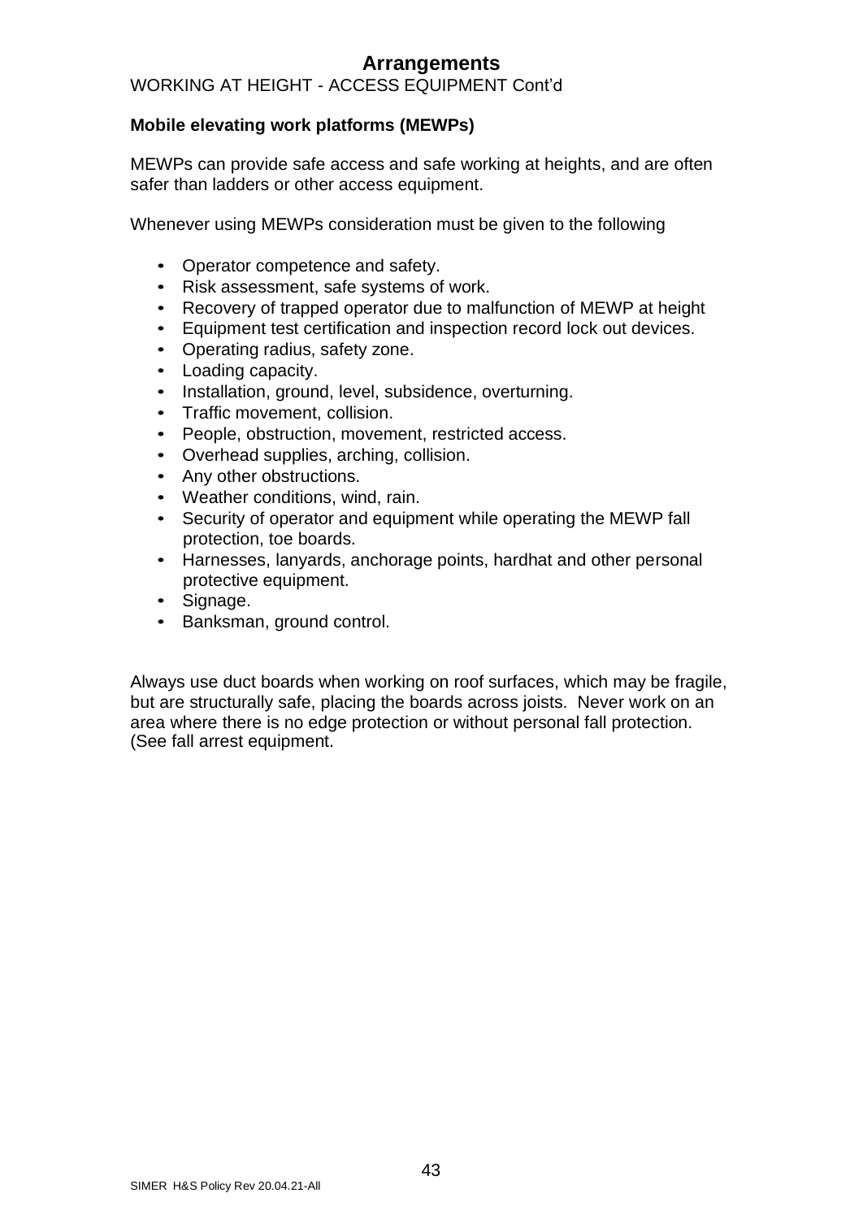# Arrangements

WORKING AT HEIGHT - ACCESS EQUIPMENT Cont'd

**Mobile elevating work platforms (MEWPs)**

MEWPs can provide safe access and safe working at heights, and are often safer than ladders or other access equipment.

Whenever using MEWPs consideration must be given to the following

- Operator competence and safety.
- Risk assessment, safe systems of work.
- Recovery of trapped operator due to malfunction of MEWP at height
- Equipment test certification and inspection record lock out devices.
- Operating radius, safety zone.
- Loading capacity.
- Installation, ground, level, subsidence, overturning.
- Traffic movement, collision.
- People, obstruction, movement, restricted access.
- Overhead supplies, arching, collision.
- Any other obstructions.
- Weather conditions, wind, rain.
- Security of operator and equipment while operating the MEWP fall protection, toe boards.
- Harnesses, lanyards, anchorage points, hardhat and other personal protective equipment.
- Signage.
- Banksman, ground control.

Always use duct boards when working on roof surfaces, which may be fragile, but are structurally safe, placing the boards across joists. Never work on an area where there is no edge protection or without personal fall protection. (See fall arrest equipment.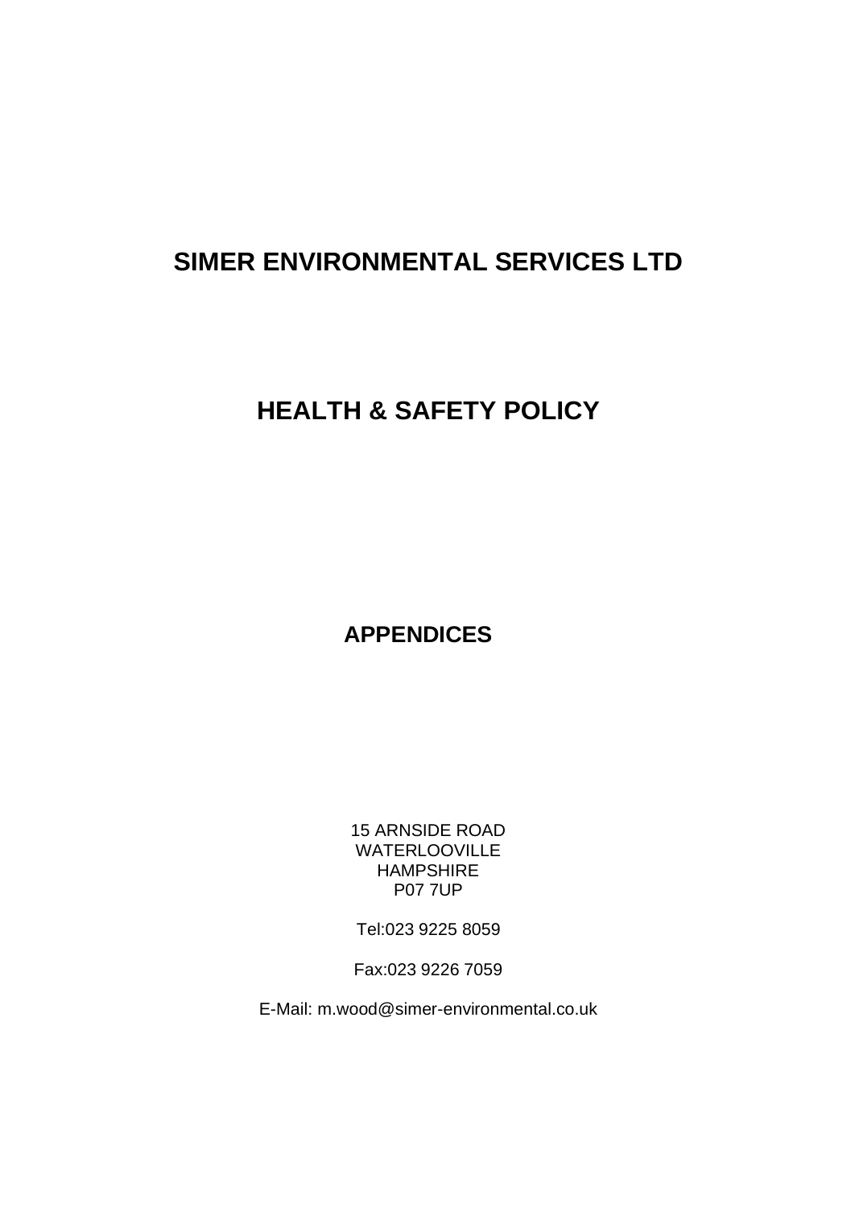# SIMER ENVIRONMENTAL SERVICES LTD

# HEALTH & SAFETY POLICY

## APPENDICES

15 ARNSIDE ROAD
WATERLOOVILLE
HAMPSHIRE
P07 7UP

Tel:023 9225 8059

Fax:023 9226 7059

E-Mail: m.wood@simer-environmental.co.uk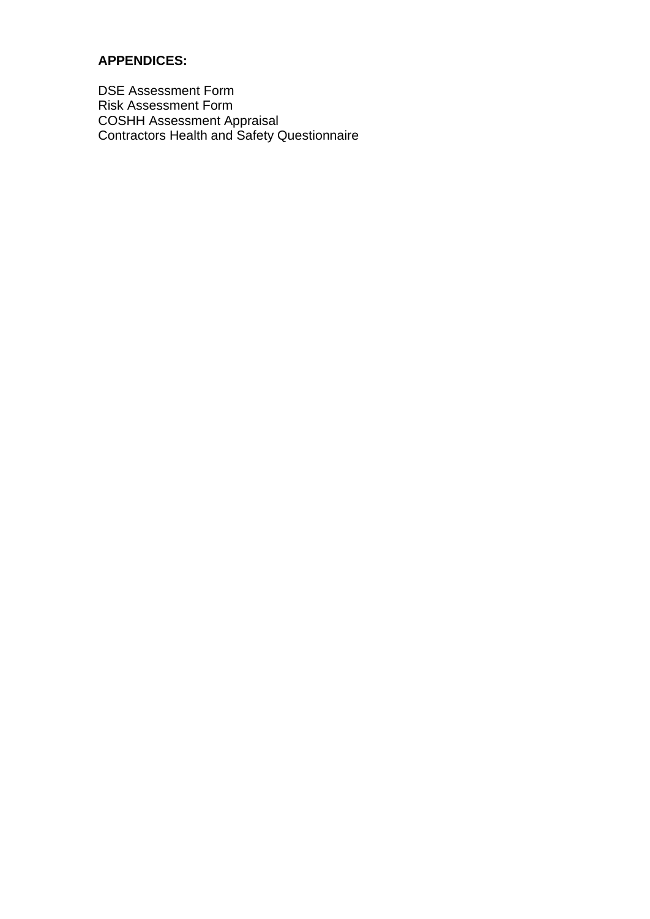**APPENDICES:**

DSE Assessment Form
Risk Assessment Form
COSHH Assessment Appraisal
Contractors Health and Safety Questionnaire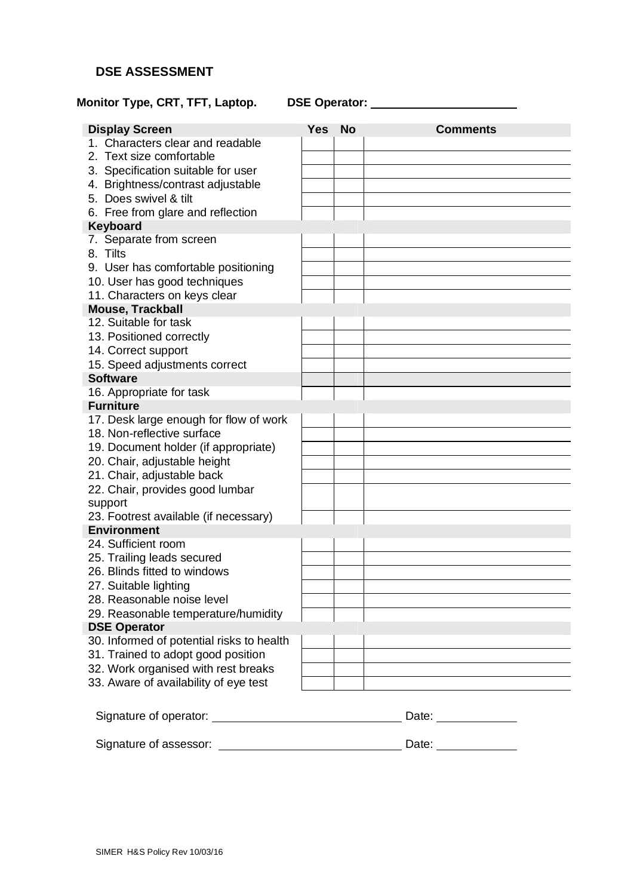## DSE ASSESSMENT

**Monitor Type, CRT, TFT, Laptop.** **DSE Operator:** ____________________

| Display Screen | Yes | No | Comments |
|---|---|---|---|
| 1. Characters clear and readable | | | |
| 2. Text size comfortable | | | |
| 3. Specification suitable for user | | | |
| 4. Brightness/contrast adjustable | | | |
| 5. Does swivel & tilt | | | |
| 6. Free from glare and reflection | | | |
| **Keyboard** | | | |
| 7. Separate from screen | | | |
| 8. Tilts | | | |
| 9. User has comfortable positioning | | | |
| 10. User has good techniques | | | |
| 11. Characters on keys clear | | | |
| **Mouse, Trackball** | | | |
| 12. Suitable for task | | | |
| 13. Positioned correctly | | | |
| 14. Correct support | | | |
| 15. Speed adjustments correct | | | |
| **Software** | | | |
| 16. Appropriate for task | | | |
| **Furniture** | | | |
| 17. Desk large enough for flow of work | | | |
| 18. Non-reflective surface | | | |
| 19. Document holder (if appropriate) | | | |
| 20. Chair, adjustable height | | | |
| 21. Chair, adjustable back | | | |
| 22. Chair, provides good lumbar support | | | |
| 23. Footrest available (if necessary) | | | |
| **Environment** | | | |
| 24. Sufficient room | | | |
| 25. Trailing leads secured | | | |
| 26. Blinds fitted to windows | | | |
| 27. Suitable lighting | | | |
| 28. Reasonable noise level | | | |
| 29. Reasonable temperature/humidity | | | |
| **DSE Operator** | | | |
| 30. Informed of potential risks to health | | | |
| 31. Trained to adopt good position | | | |
| 32. Work organised with rest breaks | | | |
| 33. Aware of availability of eye test | | | |

Signature of operator: ____________________ Date: __________

Signature of assessor: ____________________ Date: __________

SIMER H&S Policy Rev 10/03/16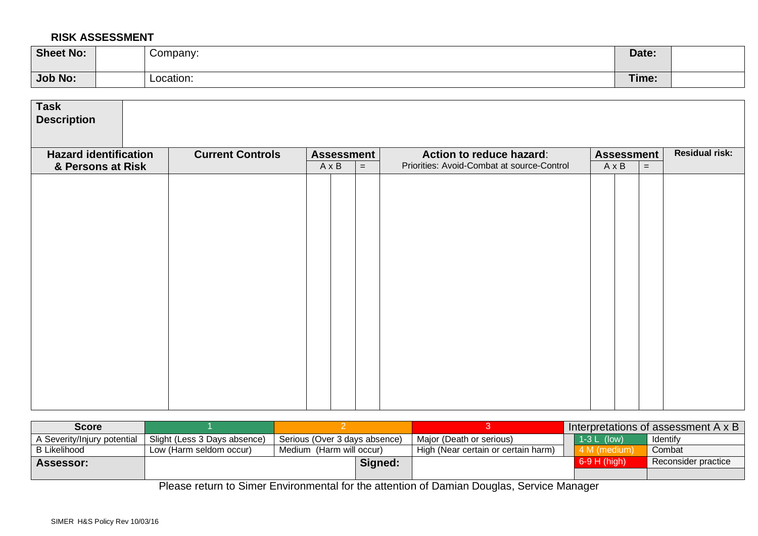**RISK ASSESSMENT**

| Sheet No: | | Company: | Date: | |
|---|---|---|---|---|
| **Job No:** | | Location: | **Time:** | |

| **Task Description** | |
|---|---|

| **Hazard identification & Persons at Risk** | **Current Controls** | **Assessment** | | | **Action to reduce hazard**: Priorities: Avoid-Combat at source-Control | **Assessment** | | | **Residual risk:** |
|---|---|---|---|---|---|---|---|---|---|
| | | A x B | | = | | A x B | | = | |
| | | | | | | | | | |

| **Score** | 1 | 2 | 3 | Interpretations of assessment A x B | |
|---|---|---|---|---|---|
| A Severity/Injury potential | Slight (Less 3 Days absence) | Serious (Over 3 days absence) | Major (Death or serious) | 1-3 L (low) | Identify |
| B Likelihood | Low (Harm seldom occur) | Medium (Harm will occur) | High (Near certain or certain harm) | 4 M (medium) | Combat |
| **Assessor:** | | **Signed:** | | 6-9 H (high) | Reconsider practice |

Please return to Simer Environmental for the attention of Damian Douglas, Service Manager

SIMER H&S Policy Rev 10/03/16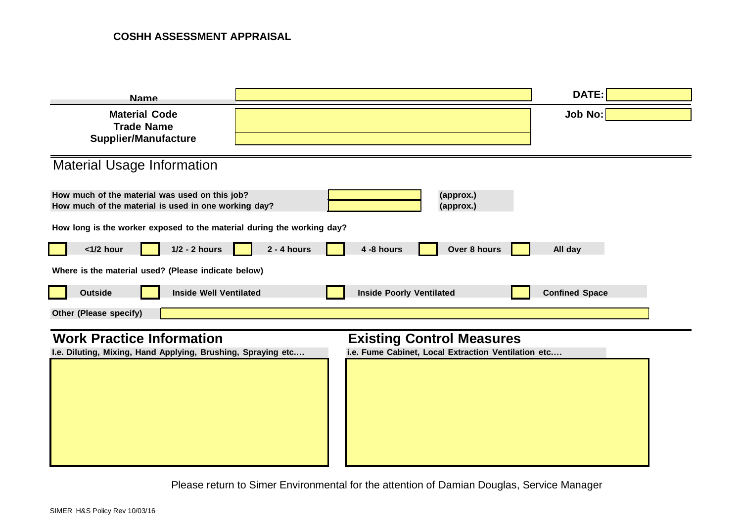**COSHH ASSESSMENT APPRAISAL**

| | | | |
|---|---|---|---|
| **Name** | | **DATE:** | |
| **Material Code**<br>**Trade Name**<br>**Supplier/Manufacture** | | **Job No:** | |

## Material Usage Information

| | | |
|---|---|---|
| **How much of the material was used on this job?** | | **(approx.)** |
| **How much of the material is used in one working day?** | | **(approx.)** |

**How long is the worker exposed to the material during the working day?**

| | | | | | | | | | | | |
|---|---|---|---|---|---|---|---|---|---|---|---|
| ☐ | **<1/2 hour** | ☐ | **1/2 - 2 hours** | ☐ | **2 - 4 hours** | ☐ | **4 -8 hours** | ☐ | **Over 8 hours** | ☐ | **All day** |

**Where is the material used? (Please indicate below)**

| | | | | | | | |
|---|---|---|---|---|---|---|---|
| ☐ | **Outside** | ☐ | **Inside Well Ventilated** | ☐ | **Inside Poorly Ventilated** | ☐ | **Confined Space** |

**Other (Please specify)**

## Work Practice Information

**I.e. Diluting, Mixing, Hand Applying, Brushing, Spraying etc.…**

## Existing Control Measures

**i.e. Fume Cabinet, Local Extraction Ventilation etc.…**

Please return to Simer Environmental for the attention of Damian Douglas, Service Manager

SIMER H&S Policy Rev 10/03/16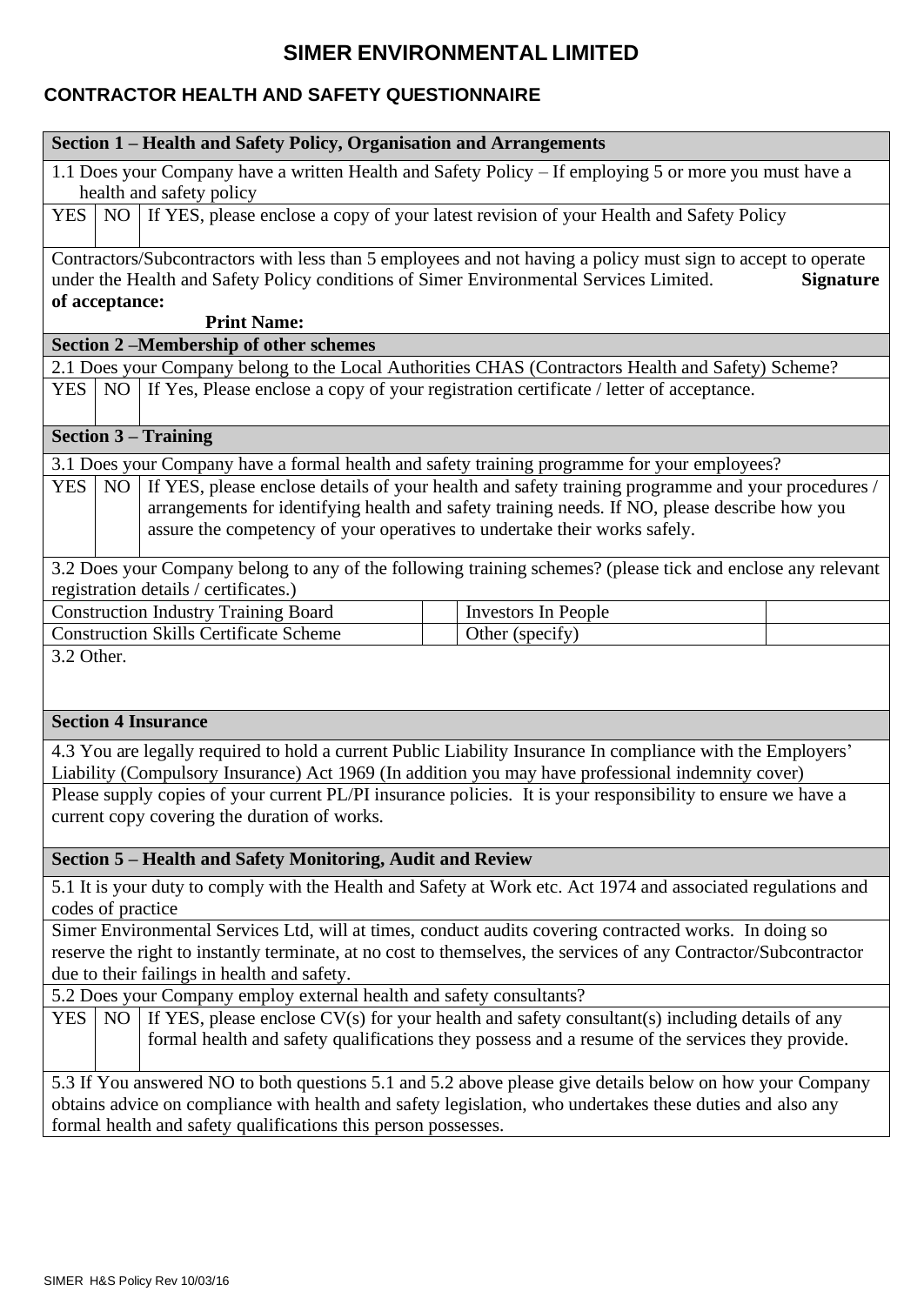# SIMER ENVIRONMENTAL LIMITED

## CONTRACTOR HEALTH AND SAFETY QUESTIONNAIRE

| **Section 1 – Health and Safety Policy, Organisation and Arrangements** | | |
|---|---|---|
| 1.1 Does your Company have a written Health and Safety Policy – If employing 5 or more you must have a health and safety policy | | |
| YES | NO | If YES, please enclose a copy of your latest revision of your Health and Safety Policy |
| Contractors/Subcontractors with less than 5 employees and not having a policy must sign to accept to operate under the Health and Safety Policy conditions of Simer Environmental Services Limited. **Signature of acceptance:** **Print Name:** | | |
| **Section 2 –Membership of other schemes** | | |
| 2.1 Does your Company belong to the Local Authorities CHAS (Contractors Health and Safety) Scheme? | | |
| YES | NO | If Yes, Please enclose a copy of your registration certificate / letter of acceptance. |
| **Section 3 – Training** | | |
| 3.1 Does your Company have a formal health and safety training programme for your employees? | | |
| YES | NO | If YES, please enclose details of your health and safety training programme and your procedures / arrangements for identifying health and safety training needs. If NO, please describe how you assure the competency of your operatives to undertake their works safely. |

| 3.2 Does your Company belong to any of the following training schemes? (please tick and enclose any relevant registration details / certificates.) | | | |
|---|---|---|---|
| Construction Industry Training Board | | Investors In People | |
| Construction Skills Certificate Scheme | | Other (specify) | |
| 3.2 Other. | | | |

| **Section 4 Insurance** | | |
|---|---|---|
| 4.3 You are legally required to hold a current Public Liability Insurance In compliance with the Employers' Liability (Compulsory Insurance) Act 1969 (In addition you may have professional indemnity cover) | | |
| Please supply copies of your current PL/PI insurance policies. It is your responsibility to ensure we have a current copy covering the duration of works. | | |
| **Section 5 – Health and Safety Monitoring, Audit and Review** | | |
| 5.1 It is your duty to comply with the Health and Safety at Work etc. Act 1974 and associated regulations and codes of practice | | |
| Simer Environmental Services Ltd, will at times, conduct audits covering contracted works. In doing so reserve the right to instantly terminate, at no cost to themselves, the services of any Contractor/Subcontractor due to their failings in health and safety. | | |
| 5.2 Does your Company employ external health and safety consultants? | | |
| YES | NO | If YES, please enclose CV(s) for your health and safety consultant(s) including details of any formal health and safety qualifications they possess and a resume of the services they provide. |
| 5.3 If You answered NO to both questions 5.1 and 5.2 above please give details below on how your Company obtains advice on compliance with health and safety legislation, who undertakes these duties and also any formal health and safety qualifications this person possesses. | | |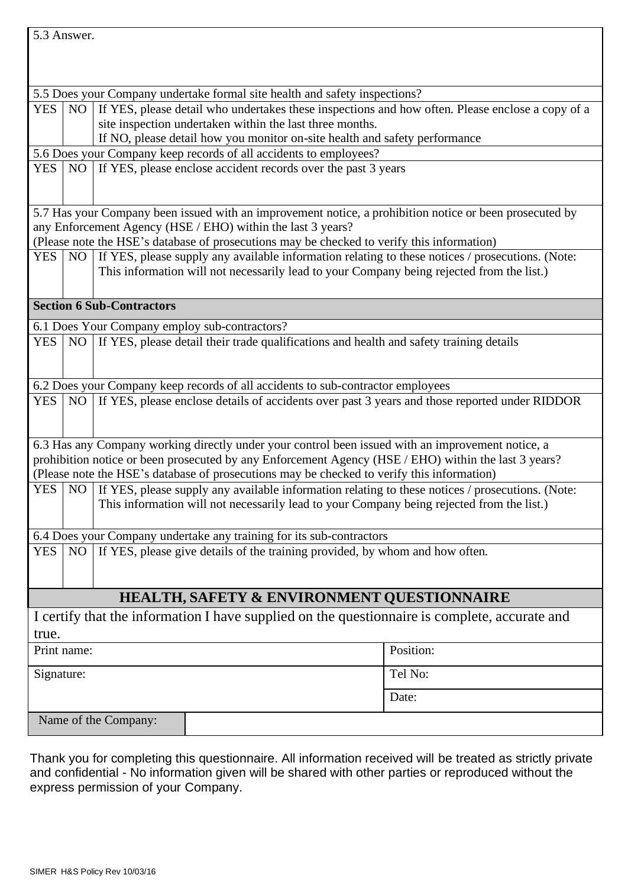5.3 Answer.

| | | |
|---|---|---|
| 5.5 Does your Company undertake formal site health and safety inspections? | | |
| YES | NO | If YES, please detail who undertakes these inspections and how often. Please enclose a copy of a site inspection undertaken within the last three months.<br>If NO, please detail how you monitor on-site health and safety performance |
| 5.6 Does your Company keep records of all accidents to employees? | | |
| YES | NO | If YES, please enclose accident records over the past 3 years |
| 5.7 Has your Company been issued with an improvement notice, a prohibition notice or been prosecuted by any Enforcement Agency (HSE / EHO) within the last 3 years?<br>(Please note the HSE's database of prosecutions may be checked to verify this information) | | |
| YES | NO | If YES, please supply any available information relating to these notices / prosecutions. (Note: This information will not necessarily lead to your Company being rejected from the list.) |

**Section 6 Sub-Contractors**

| | | |
|---|---|---|
| 6.1 Does Your Company employ sub-contractors? | | |
| YES | NO | If YES, please detail their trade qualifications and health and safety training details |
| 6.2 Does your Company keep records of all accidents to sub-contractor employees | | |
| YES | NO | If YES, please enclose details of accidents over past 3 years and those reported under RIDDOR |
| 6.3 Has any Company working directly under your control been issued with an improvement notice, a prohibition notice or been prosecuted by any Enforcement Agency (HSE / EHO) within the last 3 years?<br>(Please note the HSE's database of prosecutions may be checked to verify this information) | | |
| YES | NO | If YES, please supply any available information relating to these notices / prosecutions. (Note: This information will not necessarily lead to your Company being rejected from the list.) |
| 6.4 Does your Company undertake any training for its sub-contractors | | |
| YES | NO | If YES, please give details of the training provided, by whom and how often. |

## HEALTH, SAFETY & ENVIRONMENT QUESTIONNAIRE

I certify that the information I have supplied on the questionnaire is complete, accurate and true.

| | |
|---|---|
| Print name: | Position: |
| Signature: | Tel No: |
| | Date: |
| Name of the Company: | |

Thank you for completing this questionnaire. All information received will be treated as strictly private and confidential - No information given will be shared with other parties or reproduced without the express permission of your Company.